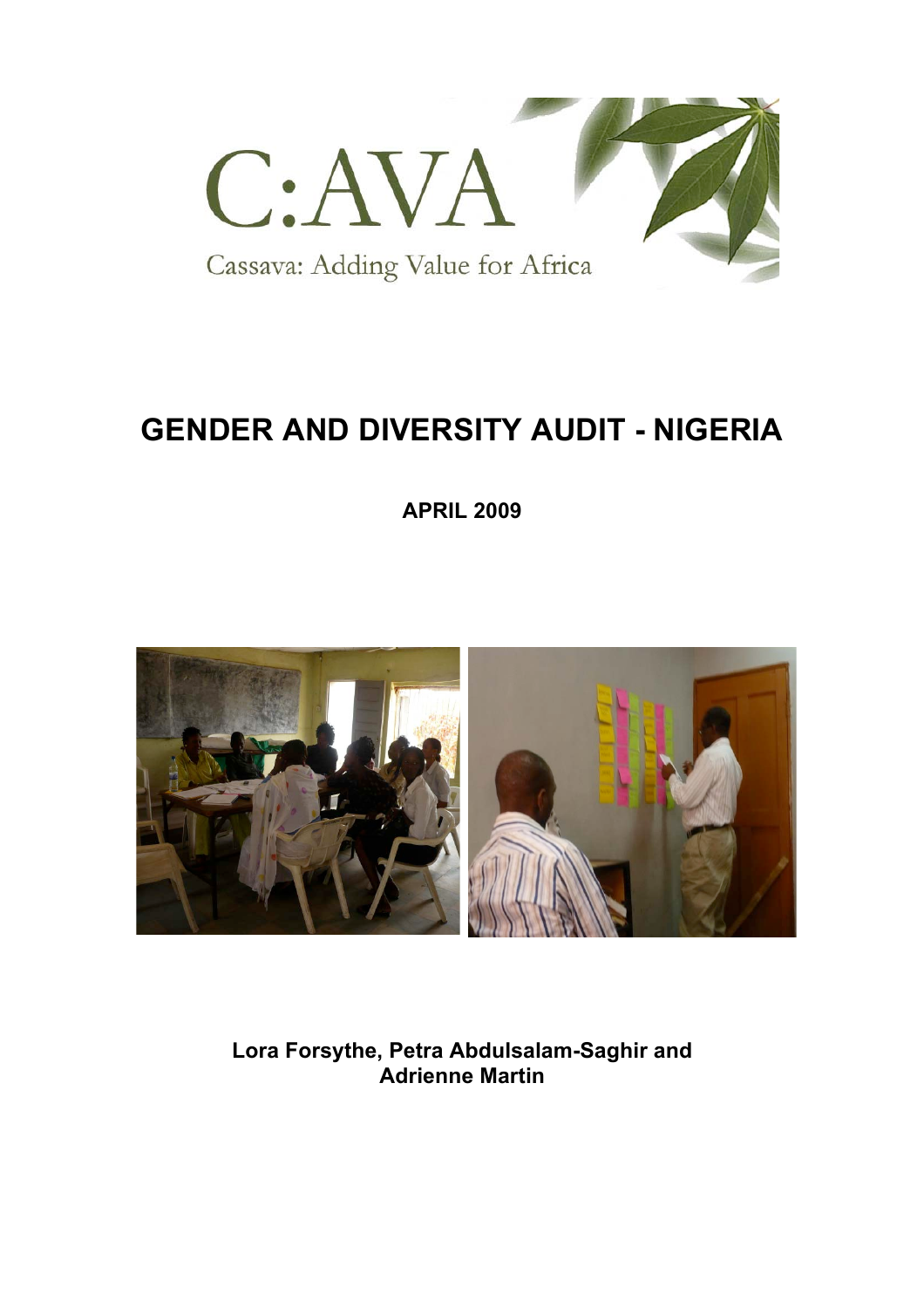C:AVA

Cassava: Adding Value for Africa

# GENDER AND DIVERSITY AUDIT - NIGERIA

**APRIL 2009**

**Lora Forsythe, Petra Abdulsalam-Saghir and Adrienne Martin**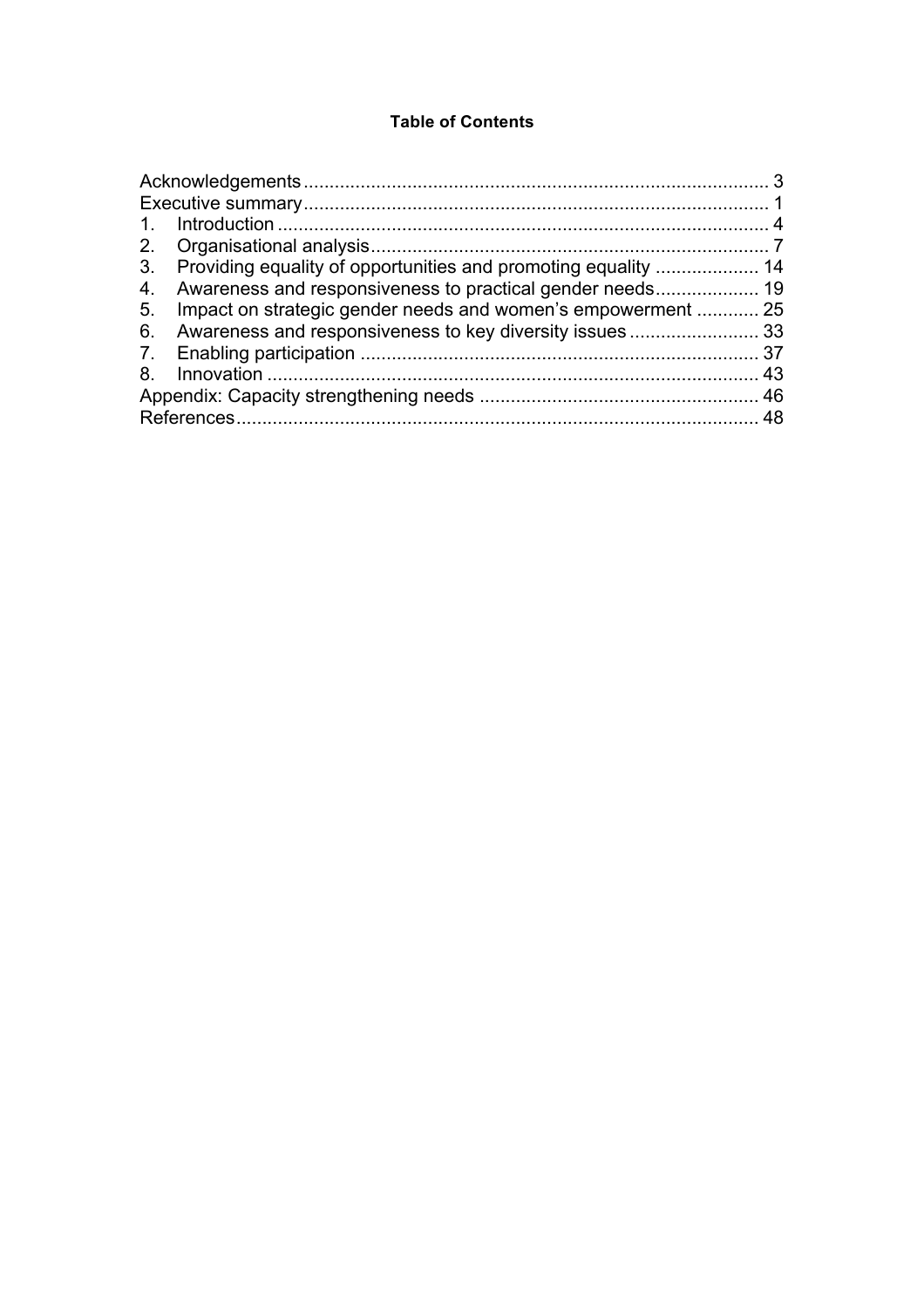**Table of Contents**

Acknowledgements ........................................................................................ 3
Executive summary ........................................................................................ 1
1. Introduction ............................................................................................. 4
2. Organisational analysis .......................................................................... 7
3. Providing equality of opportunities and promoting equality .................... 14
4. Awareness and responsiveness to practical gender needs .................... 19
5. Impact on strategic gender needs and women's empowerment ............ 25
6. Awareness and responsiveness to key diversity issues ......................... 33
7. Enabling participation ............................................................................ 37
8. Innovation .............................................................................................. 43
Appendix: Capacity strengthening needs ..................................................... 46
References .................................................................................................... 48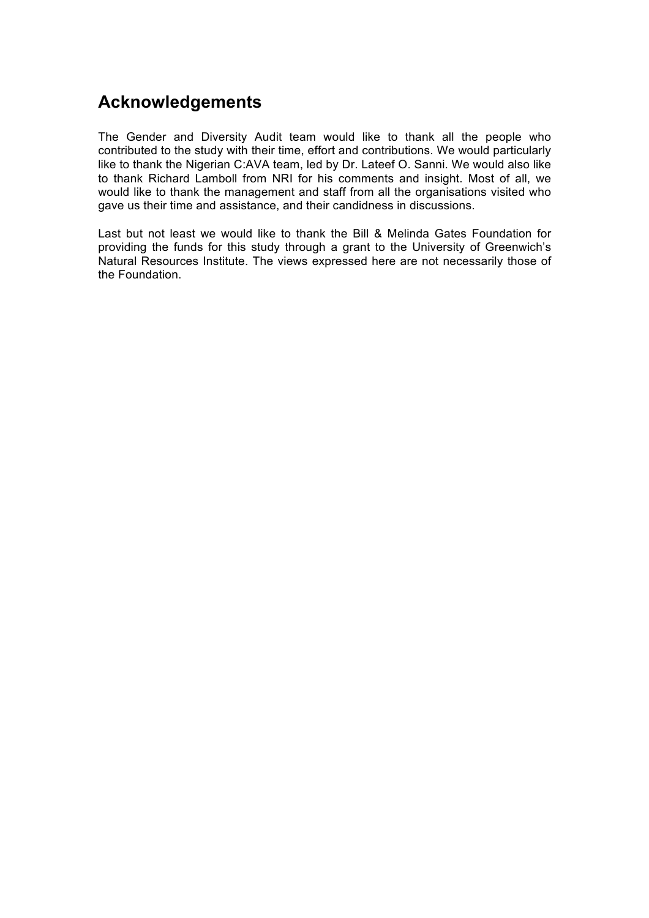## Acknowledgements

The Gender and Diversity Audit team would like to thank all the people who contributed to the study with their time, effort and contributions. We would particularly like to thank the Nigerian C:AVA team, led by Dr. Lateef O. Sanni. We would also like to thank Richard Lamboll from NRI for his comments and insight. Most of all, we would like to thank the management and staff from all the organisations visited who gave us their time and assistance, and their candidness in discussions.

Last but not least we would like to thank the Bill & Melinda Gates Foundation for providing the funds for this study through a grant to the University of Greenwich's Natural Resources Institute. The views expressed here are not necessarily those of the Foundation.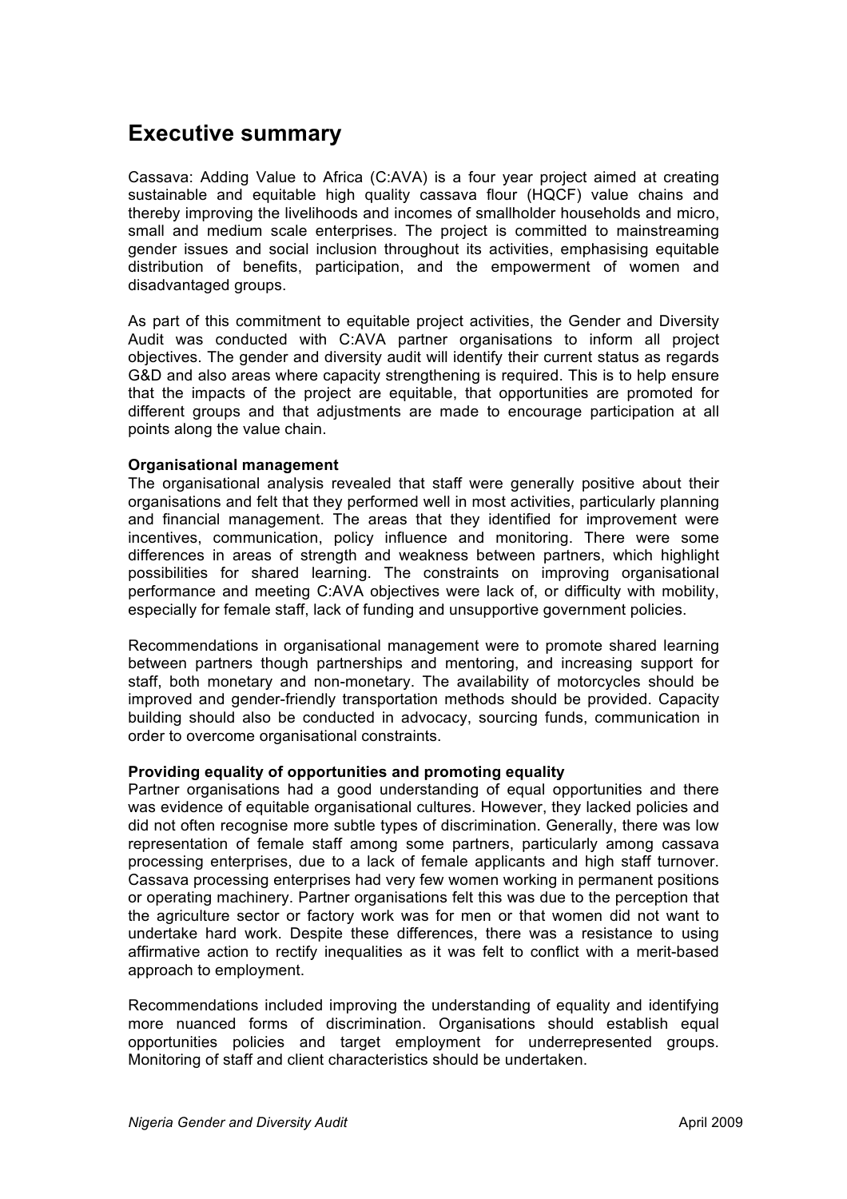# Executive summary

Cassava: Adding Value to Africa (C:AVA) is a four year project aimed at creating sustainable and equitable high quality cassava flour (HQCF) value chains and thereby improving the livelihoods and incomes of smallholder households and micro, small and medium scale enterprises. The project is committed to mainstreaming gender issues and social inclusion throughout its activities, emphasising equitable distribution of benefits, participation, and the empowerment of women and disadvantaged groups.

As part of this commitment to equitable project activities, the Gender and Diversity Audit was conducted with C:AVA partner organisations to inform all project objectives. The gender and diversity audit will identify their current status as regards G&D and also areas where capacity strengthening is required. This is to help ensure that the impacts of the project are equitable, that opportunities are promoted for different groups and that adjustments are made to encourage participation at all points along the value chain.

**Organisational management**

The organisational analysis revealed that staff were generally positive about their organisations and felt that they performed well in most activities, particularly planning and financial management. The areas that they identified for improvement were incentives, communication, policy influence and monitoring. There were some differences in areas of strength and weakness between partners, which highlight possibilities for shared learning. The constraints on improving organisational performance and meeting C:AVA objectives were lack of, or difficulty with mobility, especially for female staff, lack of funding and unsupportive government policies.

Recommendations in organisational management were to promote shared learning between partners though partnerships and mentoring, and increasing support for staff, both monetary and non-monetary. The availability of motorcycles should be improved and gender-friendly transportation methods should be provided. Capacity building should also be conducted in advocacy, sourcing funds, communication in order to overcome organisational constraints.

**Providing equality of opportunities and promoting equality**

Partner organisations had a good understanding of equal opportunities and there was evidence of equitable organisational cultures. However, they lacked policies and did not often recognise more subtle types of discrimination. Generally, there was low representation of female staff among some partners, particularly among cassava processing enterprises, due to a lack of female applicants and high staff turnover. Cassava processing enterprises had very few women working in permanent positions or operating machinery. Partner organisations felt this was due to the perception that the agriculture sector or factory work was for men or that women did not want to undertake hard work. Despite these differences, there was a resistance to using affirmative action to rectify inequalities as it was felt to conflict with a merit-based approach to employment.

Recommendations included improving the understanding of equality and identifying more nuanced forms of discrimination. Organisations should establish equal opportunities policies and target employment for underrepresented groups. Monitoring of staff and client characteristics should be undertaken.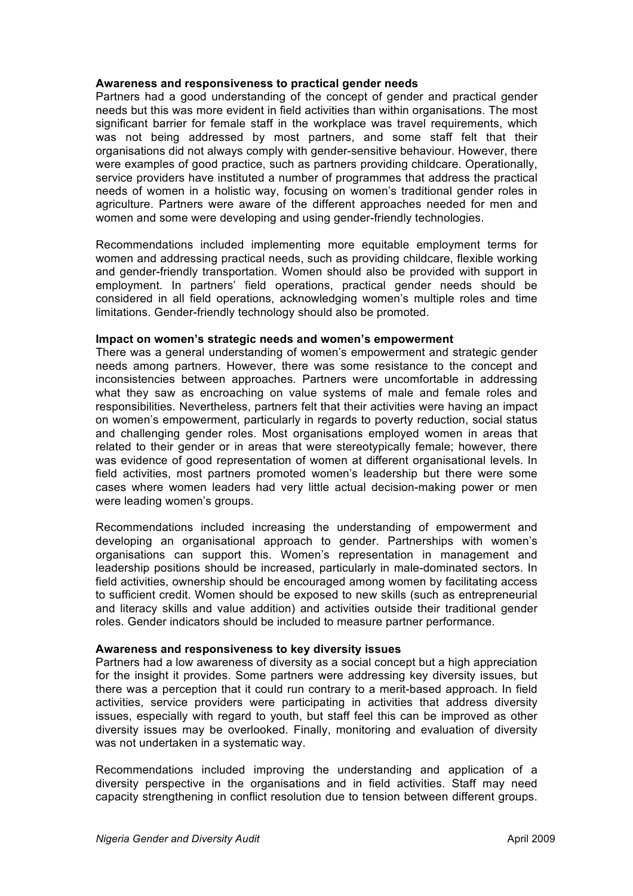**Awareness and responsiveness to practical gender needs**
Partners had a good understanding of the concept of gender and practical gender needs but this was more evident in field activities than within organisations. The most significant barrier for female staff in the workplace was travel requirements, which was not being addressed by most partners, and some staff felt that their organisations did not always comply with gender-sensitive behaviour. However, there were examples of good practice, such as partners providing childcare. Operationally, service providers have instituted a number of programmes that address the practical needs of women in a holistic way, focusing on women's traditional gender roles in agriculture. Partners were aware of the different approaches needed for men and women and some were developing and using gender-friendly technologies.

Recommendations included implementing more equitable employment terms for women and addressing practical needs, such as providing childcare, flexible working and gender-friendly transportation. Women should also be provided with support in employment. In partners' field operations, practical gender needs should be considered in all field operations, acknowledging women's multiple roles and time limitations. Gender-friendly technology should also be promoted.

**Impact on women's strategic needs and women's empowerment**
There was a general understanding of women's empowerment and strategic gender needs among partners. However, there was some resistance to the concept and inconsistencies between approaches. Partners were uncomfortable in addressing what they saw as encroaching on value systems of male and female roles and responsibilities. Nevertheless, partners felt that their activities were having an impact on women's empowerment, particularly in regards to poverty reduction, social status and challenging gender roles. Most organisations employed women in areas that related to their gender or in areas that were stereotypically female; however, there was evidence of good representation of women at different organisational levels. In field activities, most partners promoted women's leadership but there were some cases where women leaders had very little actual decision-making power or men were leading women's groups.

Recommendations included increasing the understanding of empowerment and developing an organisational approach to gender. Partnerships with women's organisations can support this. Women's representation in management and leadership positions should be increased, particularly in male-dominated sectors. In field activities, ownership should be encouraged among women by facilitating access to sufficient credit. Women should be exposed to new skills (such as entrepreneurial and literacy skills and value addition) and activities outside their traditional gender roles. Gender indicators should be included to measure partner performance.

**Awareness and responsiveness to key diversity issues**
Partners had a low awareness of diversity as a social concept but a high appreciation for the insight it provides. Some partners were addressing key diversity issues, but there was a perception that it could run contrary to a merit-based approach. In field activities, service providers were participating in activities that address diversity issues, especially with regard to youth, but staff feel this can be improved as other diversity issues may be overlooked. Finally, monitoring and evaluation of diversity was not undertaken in a systematic way.

Recommendations included improving the understanding and application of a diversity perspective in the organisations and in field activities. Staff may need capacity strengthening in conflict resolution due to tension between different groups.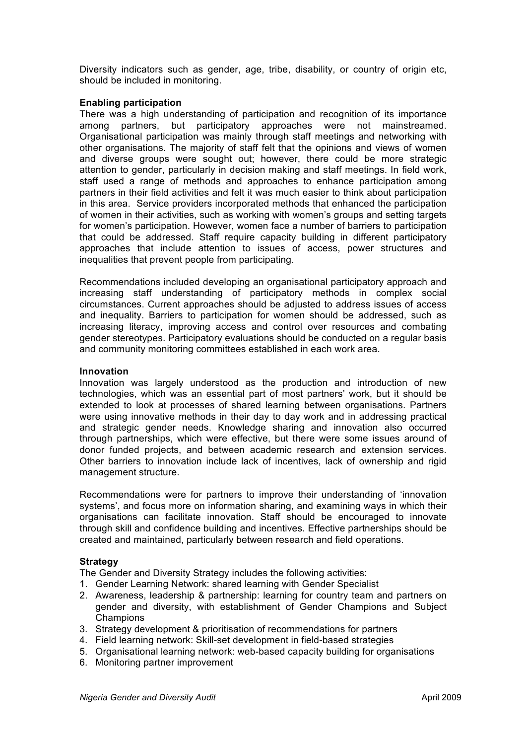Diversity indicators such as gender, age, tribe, disability, or country of origin etc, should be included in monitoring.

**Enabling participation**

There was a high understanding of participation and recognition of its importance among partners, but participatory approaches were not mainstreamed. Organisational participation was mainly through staff meetings and networking with other organisations. The majority of staff felt that the opinions and views of women and diverse groups were sought out; however, there could be more strategic attention to gender, particularly in decision making and staff meetings. In field work, staff used a range of methods and approaches to enhance participation among partners in their field activities and felt it was much easier to think about participation in this area. Service providers incorporated methods that enhanced the participation of women in their activities, such as working with women's groups and setting targets for women's participation. However, women face a number of barriers to participation that could be addressed. Staff require capacity building in different participatory approaches that include attention to issues of access, power structures and inequalities that prevent people from participating.

Recommendations included developing an organisational participatory approach and increasing staff understanding of participatory methods in complex social circumstances. Current approaches should be adjusted to address issues of access and inequality. Barriers to participation for women should be addressed, such as increasing literacy, improving access and control over resources and combating gender stereotypes. Participatory evaluations should be conducted on a regular basis and community monitoring committees established in each work area.

**Innovation**

Innovation was largely understood as the production and introduction of new technologies, which was an essential part of most partners' work, but it should be extended to look at processes of shared learning between organisations. Partners were using innovative methods in their day to day work and in addressing practical and strategic gender needs. Knowledge sharing and innovation also occurred through partnerships, which were effective, but there were some issues around of donor funded projects, and between academic research and extension services. Other barriers to innovation include lack of incentives, lack of ownership and rigid management structure.

Recommendations were for partners to improve their understanding of 'innovation systems', and focus more on information sharing, and examining ways in which their organisations can facilitate innovation. Staff should be encouraged to innovate through skill and confidence building and incentives. Effective partnerships should be created and maintained, particularly between research and field operations.

**Strategy**

The Gender and Diversity Strategy includes the following activities:

1. Gender Learning Network: shared learning with Gender Specialist
2. Awareness, leadership & partnership: learning for country team and partners on gender and diversity, with establishment of Gender Champions and Subject Champions
3. Strategy development & prioritisation of recommendations for partners
4. Field learning network: Skill-set development in field-based strategies
5. Organisational learning network: web-based capacity building for organisations
6. Monitoring partner improvement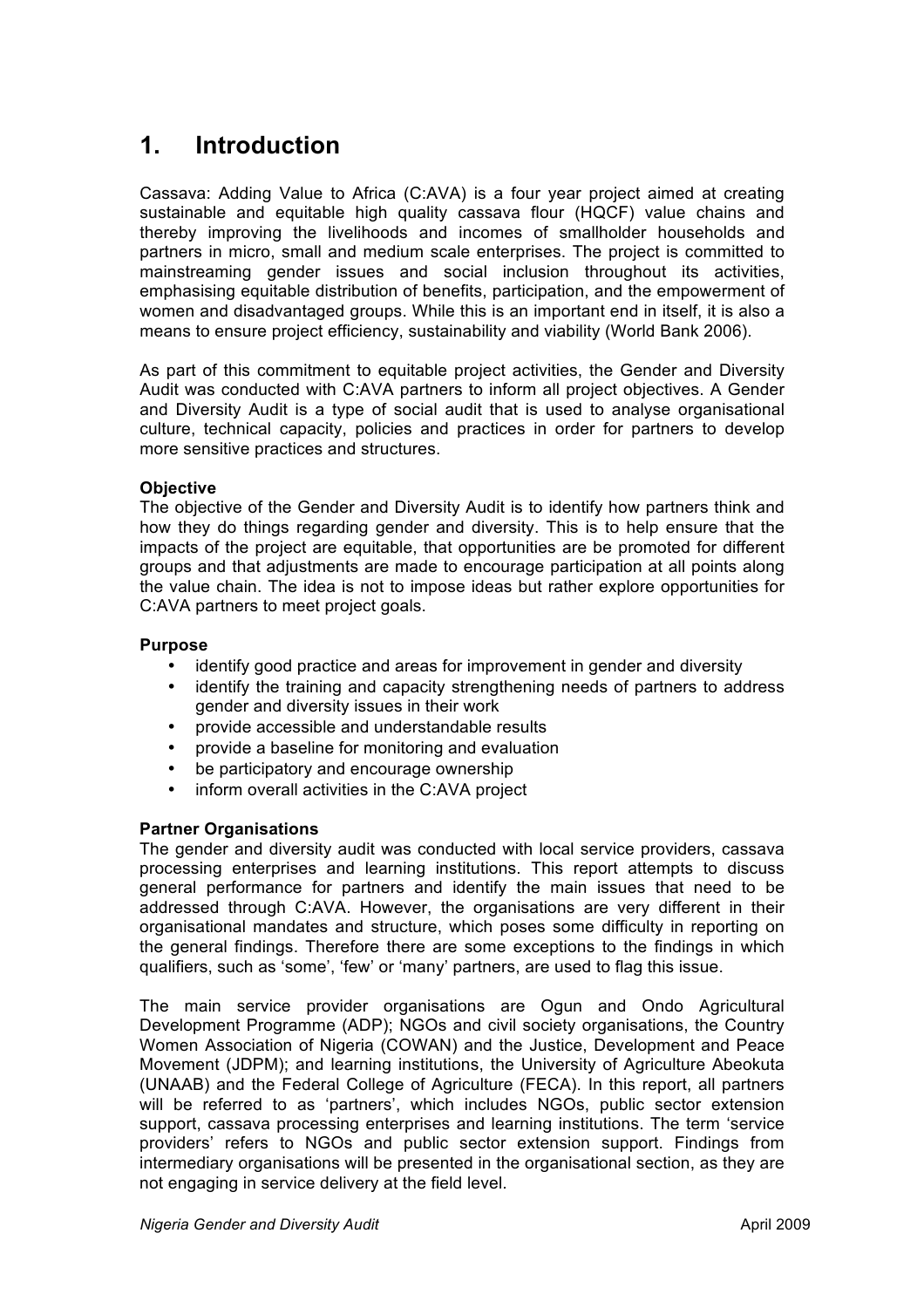# 1. Introduction

Cassava: Adding Value to Africa (C:AVA) is a four year project aimed at creating sustainable and equitable high quality cassava flour (HQCF) value chains and thereby improving the livelihoods and incomes of smallholder households and partners in micro, small and medium scale enterprises. The project is committed to mainstreaming gender issues and social inclusion throughout its activities, emphasising equitable distribution of benefits, participation, and the empowerment of women and disadvantaged groups. While this is an important end in itself, it is also a means to ensure project efficiency, sustainability and viability (World Bank 2006).

As part of this commitment to equitable project activities, the Gender and Diversity Audit was conducted with C:AVA partners to inform all project objectives. A Gender and Diversity Audit is a type of social audit that is used to analyse organisational culture, technical capacity, policies and practices in order for partners to develop more sensitive practices and structures.

**Objective**
The objective of the Gender and Diversity Audit is to identify how partners think and how they do things regarding gender and diversity. This is to help ensure that the impacts of the project are equitable, that opportunities are be promoted for different groups and that adjustments are made to encourage participation at all points along the value chain. The idea is not to impose ideas but rather explore opportunities for C:AVA partners to meet project goals.

**Purpose**

- identify good practice and areas for improvement in gender and diversity
- identify the training and capacity strengthening needs of partners to address gender and diversity issues in their work
- provide accessible and understandable results
- provide a baseline for monitoring and evaluation
- be participatory and encourage ownership
- inform overall activities in the C:AVA project

**Partner Organisations**
The gender and diversity audit was conducted with local service providers, cassava processing enterprises and learning institutions. This report attempts to discuss general performance for partners and identify the main issues that need to be addressed through C:AVA. However, the organisations are very different in their organisational mandates and structure, which poses some difficulty in reporting on the general findings. Therefore there are some exceptions to the findings in which qualifiers, such as 'some', 'few' or 'many' partners, are used to flag this issue.

The main service provider organisations are Ogun and Ondo Agricultural Development Programme (ADP); NGOs and civil society organisations, the Country Women Association of Nigeria (COWAN) and the Justice, Development and Peace Movement (JDPM); and learning institutions, the University of Agriculture Abeokuta (UNAAB) and the Federal College of Agriculture (FECA). In this report, all partners will be referred to as 'partners', which includes NGOs, public sector extension support, cassava processing enterprises and learning institutions. The term 'service providers' refers to NGOs and public sector extension support. Findings from intermediary organisations will be presented in the organisational section, as they are not engaging in service delivery at the field level.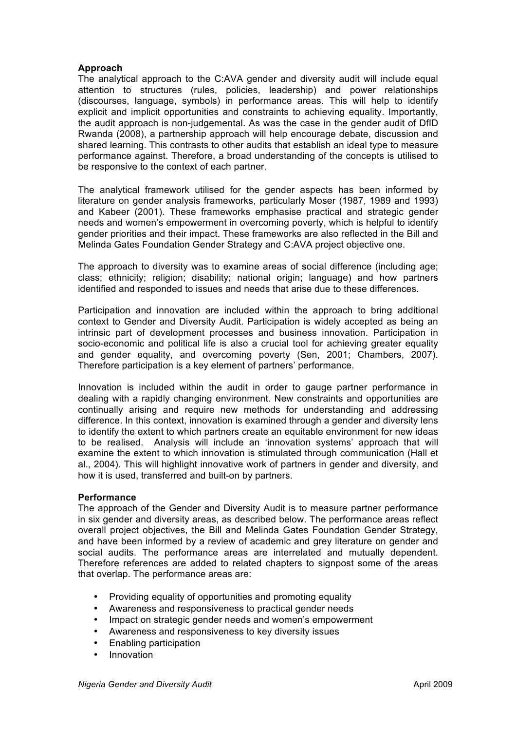**Approach**

The analytical approach to the C:AVA gender and diversity audit will include equal attention to structures (rules, policies, leadership) and power relationships (discourses, language, symbols) in performance areas. This will help to identify explicit and implicit opportunities and constraints to achieving equality. Importantly, the audit approach is non-judgemental. As was the case in the gender audit of DfID Rwanda (2008), a partnership approach will help encourage debate, discussion and shared learning. This contrasts to other audits that establish an ideal type to measure performance against. Therefore, a broad understanding of the concepts is utilised to be responsive to the context of each partner.

The analytical framework utilised for the gender aspects has been informed by literature on gender analysis frameworks, particularly Moser (1987, 1989 and 1993) and Kabeer (2001). These frameworks emphasise practical and strategic gender needs and women's empowerment in overcoming poverty, which is helpful to identify gender priorities and their impact. These frameworks are also reflected in the Bill and Melinda Gates Foundation Gender Strategy and C:AVA project objective one.

The approach to diversity was to examine areas of social difference (including age; class; ethnicity; religion; disability; national origin; language) and how partners identified and responded to issues and needs that arise due to these differences.

Participation and innovation are included within the approach to bring additional context to Gender and Diversity Audit. Participation is widely accepted as being an intrinsic part of development processes and business innovation. Participation in socio-economic and political life is also a crucial tool for achieving greater equality and gender equality, and overcoming poverty (Sen, 2001; Chambers, 2007). Therefore participation is a key element of partners' performance.

Innovation is included within the audit in order to gauge partner performance in dealing with a rapidly changing environment. New constraints and opportunities are continually arising and require new methods for understanding and addressing difference. In this context, innovation is examined through a gender and diversity lens to identify the extent to which partners create an equitable environment for new ideas to be realised. Analysis will include an 'innovation systems' approach that will examine the extent to which innovation is stimulated through communication (Hall et al., 2004). This will highlight innovative work of partners in gender and diversity, and how it is used, transferred and built-on by partners.

**Performance**

The approach of the Gender and Diversity Audit is to measure partner performance in six gender and diversity areas, as described below. The performance areas reflect overall project objectives, the Bill and Melinda Gates Foundation Gender Strategy, and have been informed by a review of academic and grey literature on gender and social audits. The performance areas are interrelated and mutually dependent. Therefore references are added to related chapters to signpost some of the areas that overlap. The performance areas are:

- Providing equality of opportunities and promoting equality
- Awareness and responsiveness to practical gender needs
- Impact on strategic gender needs and women's empowerment
- Awareness and responsiveness to key diversity issues
- Enabling participation
- Innovation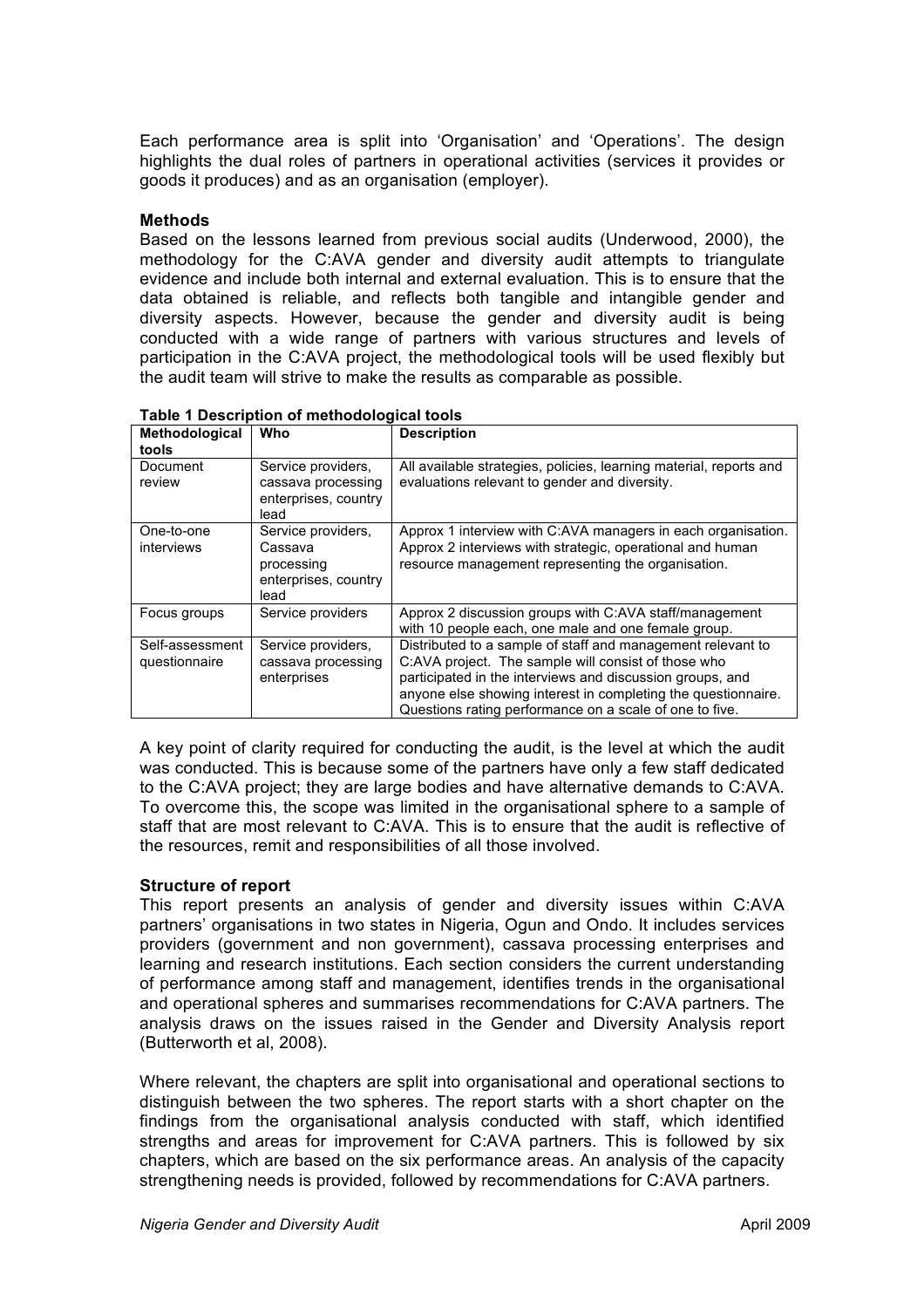Each performance area is split into 'Organisation' and 'Operations'. The design highlights the dual roles of partners in operational activities (services it provides or goods it produces) and as an organisation (employer).

**Methods**

Based on the lessons learned from previous social audits (Underwood, 2000), the methodology for the C:AVA gender and diversity audit attempts to triangulate evidence and include both internal and external evaluation. This is to ensure that the data obtained is reliable, and reflects both tangible and intangible gender and diversity aspects. However, because the gender and diversity audit is being conducted with a wide range of partners with various structures and levels of participation in the C:AVA project, the methodological tools will be used flexibly but the audit team will strive to make the results as comparable as possible.

**Table 1 Description of methodological tools**

| Methodological tools | Who | Description |
|---|---|---|
| Document review | Service providers, cassava processing enterprises, country lead | All available strategies, policies, learning material, reports and evaluations relevant to gender and diversity. |
| One-to-one interviews | Service providers, Cassava processing enterprises, country lead | Approx 1 interview with C:AVA managers in each organisation. Approx 2 interviews with strategic, operational and human resource management representing the organisation. |
| Focus groups | Service providers | Approx 2 discussion groups with C:AVA staff/management with 10 people each, one male and one female group. |
| Self-assessment questionnaire | Service providers, cassava processing enterprises | Distributed to a sample of staff and management relevant to C:AVA project. The sample will consist of those who participated in the interviews and discussion groups, and anyone else showing interest in completing the questionnaire. Questions rating performance on a scale of one to five. |

A key point of clarity required for conducting the audit, is the level at which the audit was conducted. This is because some of the partners have only a few staff dedicated to the C:AVA project; they are large bodies and have alternative demands to C:AVA. To overcome this, the scope was limited in the organisational sphere to a sample of staff that are most relevant to C:AVA. This is to ensure that the audit is reflective of the resources, remit and responsibilities of all those involved.

**Structure of report**

This report presents an analysis of gender and diversity issues within C:AVA partners' organisations in two states in Nigeria, Ogun and Ondo. It includes services providers (government and non government), cassava processing enterprises and learning and research institutions. Each section considers the current understanding of performance among staff and management, identifies trends in the organisational and operational spheres and summarises recommendations for C:AVA partners. The analysis draws on the issues raised in the Gender and Diversity Analysis report (Butterworth et al, 2008).

Where relevant, the chapters are split into organisational and operational sections to distinguish between the two spheres. The report starts with a short chapter on the findings from the organisational analysis conducted with staff, which identified strengths and areas for improvement for C:AVA partners. This is followed by six chapters, which are based on the six performance areas. An analysis of the capacity strengthening needs is provided, followed by recommendations for C:AVA partners.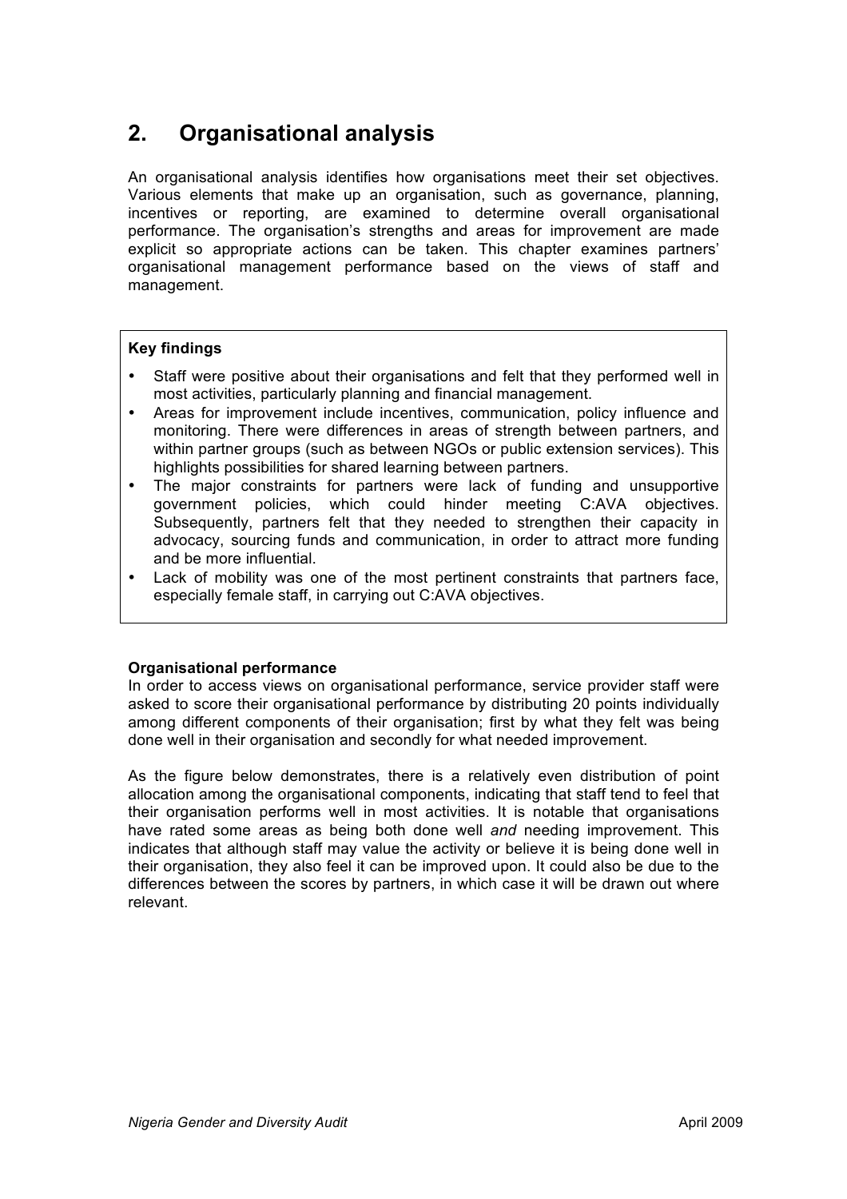## 2. Organisational analysis

An organisational analysis identifies how organisations meet their set objectives. Various elements that make up an organisation, such as governance, planning, incentives or reporting, are examined to determine overall organisational performance. The organisation's strengths and areas for improvement are made explicit so appropriate actions can be taken. This chapter examines partners' organisational management performance based on the views of staff and management.

**Key findings**

- Staff were positive about their organisations and felt that they performed well in most activities, particularly planning and financial management.
- Areas for improvement include incentives, communication, policy influence and monitoring. There were differences in areas of strength between partners, and within partner groups (such as between NGOs or public extension services). This highlights possibilities for shared learning between partners.
- The major constraints for partners were lack of funding and unsupportive government policies, which could hinder meeting C:AVA objectives. Subsequently, partners felt that they needed to strengthen their capacity in advocacy, sourcing funds and communication, in order to attract more funding and be more influential.
- Lack of mobility was one of the most pertinent constraints that partners face, especially female staff, in carrying out C:AVA objectives.

**Organisational performance**

In order to access views on organisational performance, service provider staff were asked to score their organisational performance by distributing 20 points individually among different components of their organisation; first by what they felt was being done well in their organisation and secondly for what needed improvement.

As the figure below demonstrates, there is a relatively even distribution of point allocation among the organisational components, indicating that staff tend to feel that their organisation performs well in most activities. It is notable that organisations have rated some areas as being both done well *and* needing improvement. This indicates that although staff may value the activity or believe it is being done well in their organisation, they also feel it can be improved upon. It could also be due to the differences between the scores by partners, in which case it will be drawn out where relevant.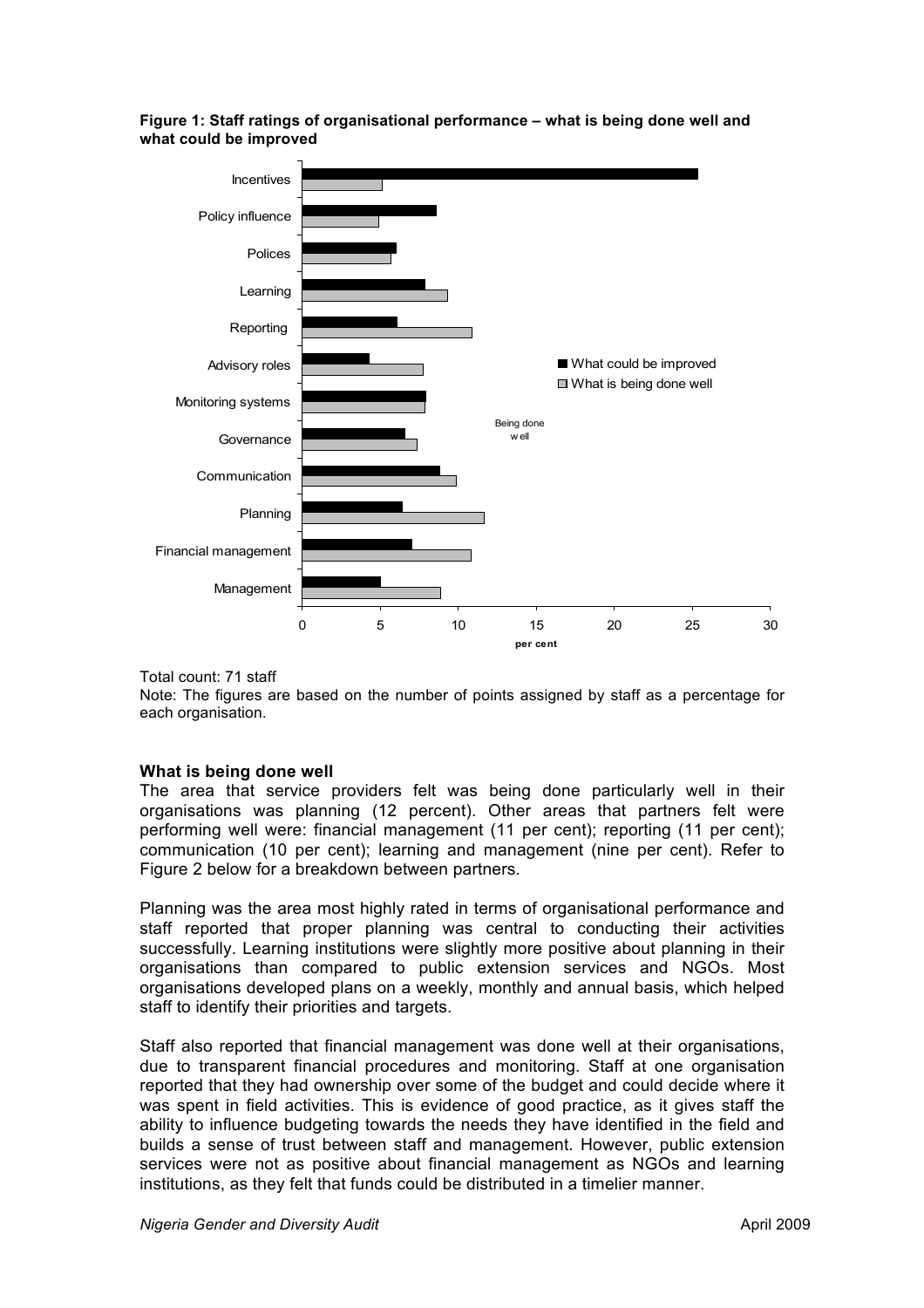**Figure 1: Staff ratings of organisational performance – what is being done well and what could be improved**

Total count: 71 staff

Note: The figures are based on the number of points assigned by staff as a percentage for each organisation.

### What is being done well

The area that service providers felt was being done particularly well in their organisations was planning (12 percent). Other areas that partners felt were performing well were: financial management (11 per cent); reporting (11 per cent); communication (10 per cent); learning and management (nine per cent). Refer to Figure 2 below for a breakdown between partners.

Planning was the area most highly rated in terms of organisational performance and staff reported that proper planning was central to conducting their activities successfully. Learning institutions were slightly more positive about planning in their organisations than compared to public extension services and NGOs. Most organisations developed plans on a weekly, monthly and annual basis, which helped staff to identify their priorities and targets.

Staff also reported that financial management was done well at their organisations, due to transparent financial procedures and monitoring. Staff at one organisation reported that they had ownership over some of the budget and could decide where it was spent in field activities. This is evidence of good practice, as it gives staff the ability to influence budgeting towards the needs they have identified in the field and builds a sense of trust between staff and management. However, public extension services were not as positive about financial management as NGOs and learning institutions, as they felt that funds could be distributed in a timelier manner.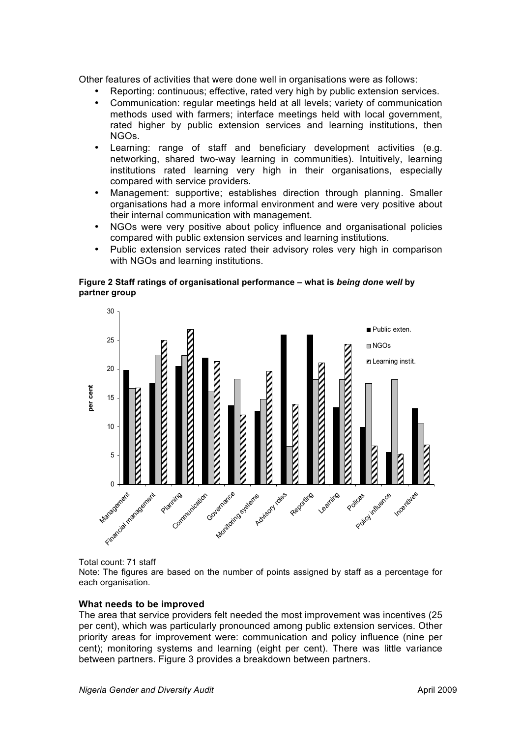Other features of activities that were done well in organisations were as follows:

- Reporting: continuous; effective, rated very high by public extension services.
- Communication: regular meetings held at all levels; variety of communication methods used with farmers; interface meetings held with local government, rated higher by public extension services and learning institutions, then NGOs.
- Learning: range of staff and beneficiary development activities (e.g. networking, shared two-way learning in communities). Intuitively, learning institutions rated learning very high in their organisations, especially compared with service providers.
- Management: supportive; establishes direction through planning. Smaller organisations had a more informal environment and were very positive about their internal communication with management.
- NGOs were very positive about policy influence and organisational policies compared with public extension services and learning institutions.
- Public extension services rated their advisory roles very high in comparison with NGOs and learning institutions.

**Figure 2 Staff ratings of organisational performance – what is *being done well* by partner group**

Total count: 71 staff

Note: The figures are based on the number of points assigned by staff as a percentage for each organisation.

### What needs to be improved

The area that service providers felt needed the most improvement was incentives (25 per cent), which was particularly pronounced among public extension services. Other priority areas for improvement were: communication and policy influence (nine per cent); monitoring systems and learning (eight per cent). There was little variance between partners. Figure 3 provides a breakdown between partners.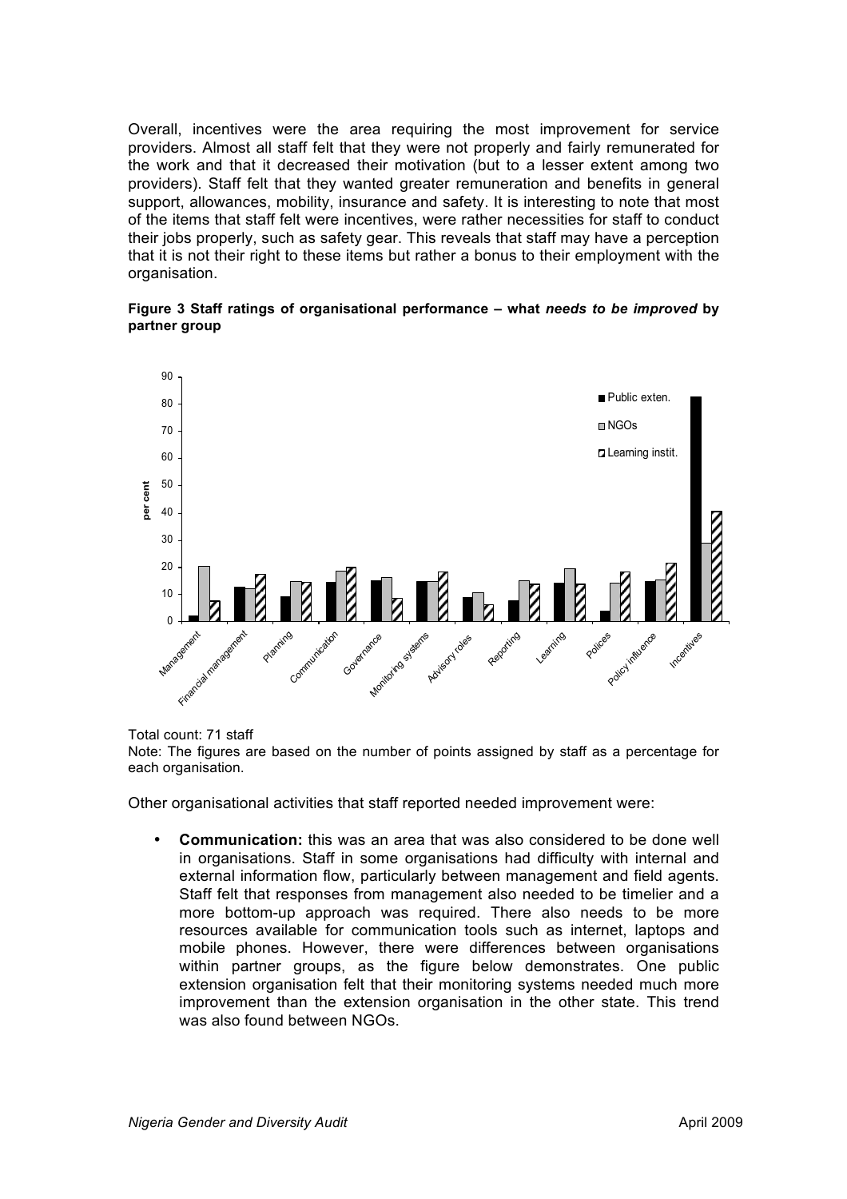Overall, incentives were the area requiring the most improvement for service providers. Almost all staff felt that they were not properly and fairly remunerated for the work and that it decreased their motivation (but to a lesser extent among two providers). Staff felt that they wanted greater remuneration and benefits in general support, allowances, mobility, insurance and safety. It is interesting to note that most of the items that staff felt were incentives, were rather necessities for staff to conduct their jobs properly, such as safety gear. This reveals that staff may have a perception that it is not their right to these items but rather a bonus to their employment with the organisation.

**Figure 3 Staff ratings of organisational performance – what *needs to be improved* by partner group**

Total count: 71 staff

Note: The figures are based on the number of points assigned by staff as a percentage for each organisation.

Other organisational activities that staff reported needed improvement were:

- **Communication:** this was an area that was also considered to be done well in organisations. Staff in some organisations had difficulty with internal and external information flow, particularly between management and field agents. Staff felt that responses from management also needed to be timelier and a more bottom-up approach was required. There also needs to be more resources available for communication tools such as internet, laptops and mobile phones. However, there were differences between organisations within partner groups, as the figure below demonstrates. One public extension organisation felt that their monitoring systems needed much more improvement than the extension organisation in the other state. This trend was also found between NGOs.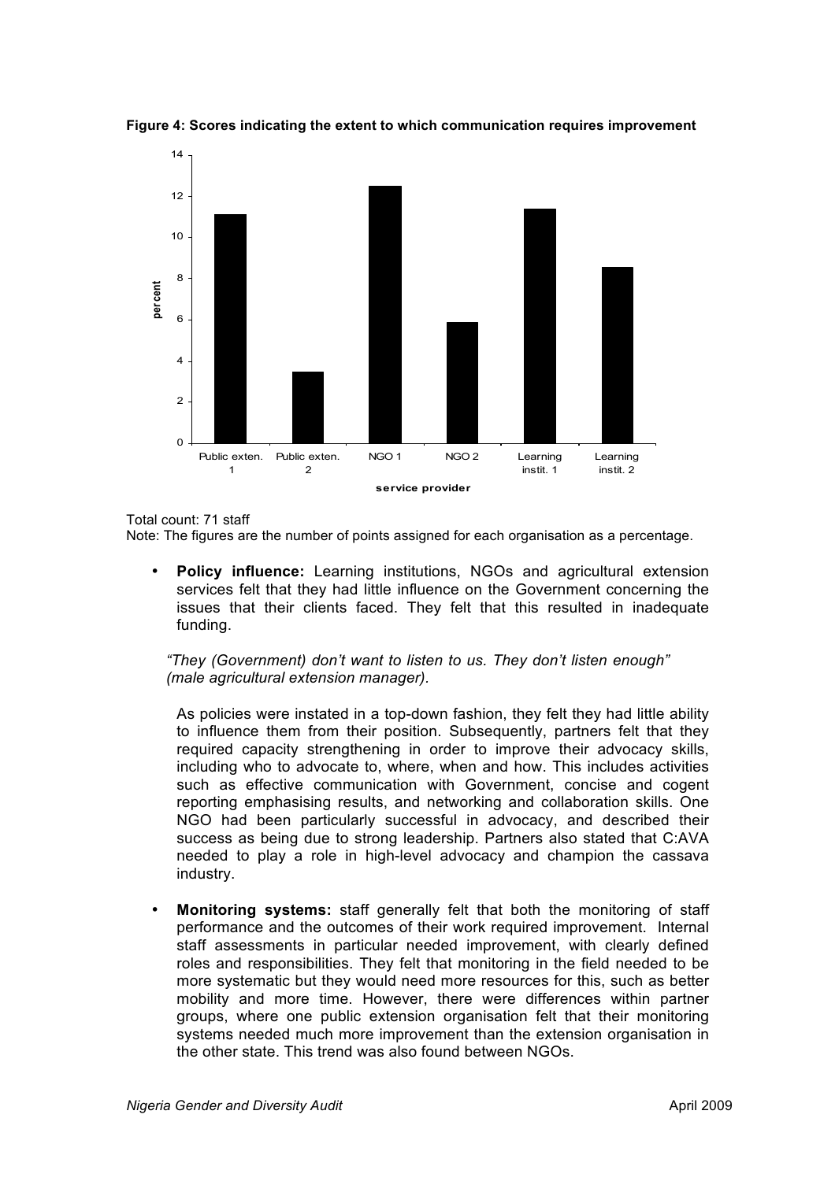**Figure 4: Scores indicating the extent to which communication requires improvement**

Total count: 71 staff

Note: The figures are the number of points assigned for each organisation as a percentage.

- **Policy influence:** Learning institutions, NGOs and agricultural extension services felt that they had little influence on the Government concerning the issues that their clients faced. They felt that this resulted in inadequate funding.

  *"They (Government) don't want to listen to us. They don't listen enough" (male agricultural extension manager).*

  As policies were instated in a top-down fashion, they felt they had little ability to influence them from their position. Subsequently, partners felt that they required capacity strengthening in order to improve their advocacy skills, including who to advocate to, where, when and how. This includes activities such as effective communication with Government, concise and cogent reporting emphasising results, and networking and collaboration skills. One NGO had been particularly successful in advocacy, and described their success as being due to strong leadership. Partners also stated that C:AVA needed to play a role in high-level advocacy and champion the cassava industry.

- **Monitoring systems:** staff generally felt that both the monitoring of staff performance and the outcomes of their work required improvement. Internal staff assessments in particular needed improvement, with clearly defined roles and responsibilities. They felt that monitoring in the field needed to be more systematic but they would need more resources for this, such as better mobility and more time. However, there were differences within partner groups, where one public extension organisation felt that their monitoring systems needed much more improvement than the extension organisation in the other state. This trend was also found between NGOs.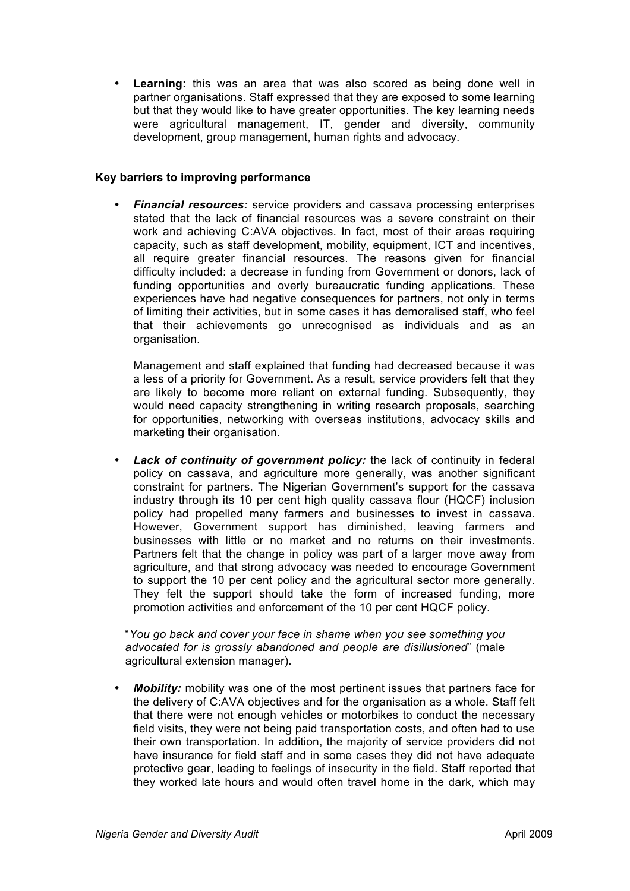- **Learning:** this was an area that was also scored as being done well in partner organisations. Staff expressed that they are exposed to some learning but that they would like to have greater opportunities. The key learning needs were agricultural management, IT, gender and diversity, community development, group management, human rights and advocacy.

**Key barriers to improving performance**

- ***Financial resources:*** service providers and cassava processing enterprises stated that the lack of financial resources was a severe constraint on their work and achieving C:AVA objectives. In fact, most of their areas requiring capacity, such as staff development, mobility, equipment, ICT and incentives, all require greater financial resources. The reasons given for financial difficulty included: a decrease in funding from Government or donors, lack of funding opportunities and overly bureaucratic funding applications. These experiences have had negative consequences for partners, not only in terms of limiting their activities, but in some cases it has demoralised staff, who feel that their achievements go unrecognised as individuals and as an organisation.

  Management and staff explained that funding had decreased because it was a less of a priority for Government. As a result, service providers felt that they are likely to become more reliant on external funding. Subsequently, they would need capacity strengthening in writing research proposals, searching for opportunities, networking with overseas institutions, advocacy skills and marketing their organisation.

- ***Lack of continuity of government policy:*** the lack of continuity in federal policy on cassava, and agriculture more generally, was another significant constraint for partners. The Nigerian Government's support for the cassava industry through its 10 per cent high quality cassava flour (HQCF) inclusion policy had propelled many farmers and businesses to invest in cassava. However, Government support has diminished, leaving farmers and businesses with little or no market and no returns on their investments. Partners felt that the change in policy was part of a larger move away from agriculture, and that strong advocacy was needed to encourage Government to support the 10 per cent policy and the agricultural sector more generally. They felt the support should take the form of increased funding, more promotion activities and enforcement of the 10 per cent HQCF policy.

  "*You go back and cover your face in shame when you see something you advocated for is grossly abandoned and people are disillusioned*" (male agricultural extension manager).

- ***Mobility:*** mobility was one of the most pertinent issues that partners face for the delivery of C:AVA objectives and for the organisation as a whole. Staff felt that there were not enough vehicles or motorbikes to conduct the necessary field visits, they were not being paid transportation costs, and often had to use their own transportation. In addition, the majority of service providers did not have insurance for field staff and in some cases they did not have adequate protective gear, leading to feelings of insecurity in the field. Staff reported that they worked late hours and would often travel home in the dark, which may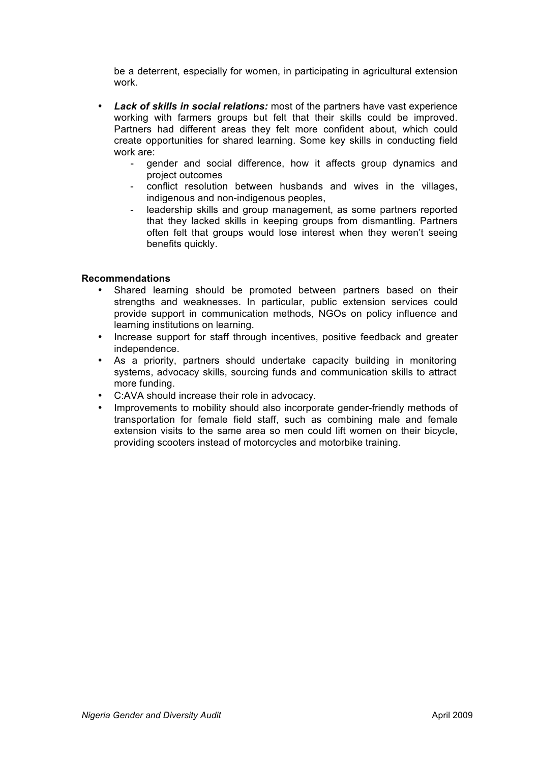be a deterrent, especially for women, in participating in agricultural extension work.

- ***Lack of skills in social relations:*** most of the partners have vast experience working with farmers groups but felt that their skills could be improved. Partners had different areas they felt more confident about, which could create opportunities for shared learning. Some key skills in conducting field work are:
  - gender and social difference, how it affects group dynamics and project outcomes
  - conflict resolution between husbands and wives in the villages, indigenous and non-indigenous peoples,
  - leadership skills and group management, as some partners reported that they lacked skills in keeping groups from dismantling. Partners often felt that groups would lose interest when they weren't seeing benefits quickly.

**Recommendations**

- Shared learning should be promoted between partners based on their strengths and weaknesses. In particular, public extension services could provide support in communication methods, NGOs on policy influence and learning institutions on learning.
- Increase support for staff through incentives, positive feedback and greater independence.
- As a priority, partners should undertake capacity building in monitoring systems, advocacy skills, sourcing funds and communication skills to attract more funding.
- C:AVA should increase their role in advocacy.
- Improvements to mobility should also incorporate gender-friendly methods of transportation for female field staff, such as combining male and female extension visits to the same area so men could lift women on their bicycle, providing scooters instead of motorcycles and motorbike training.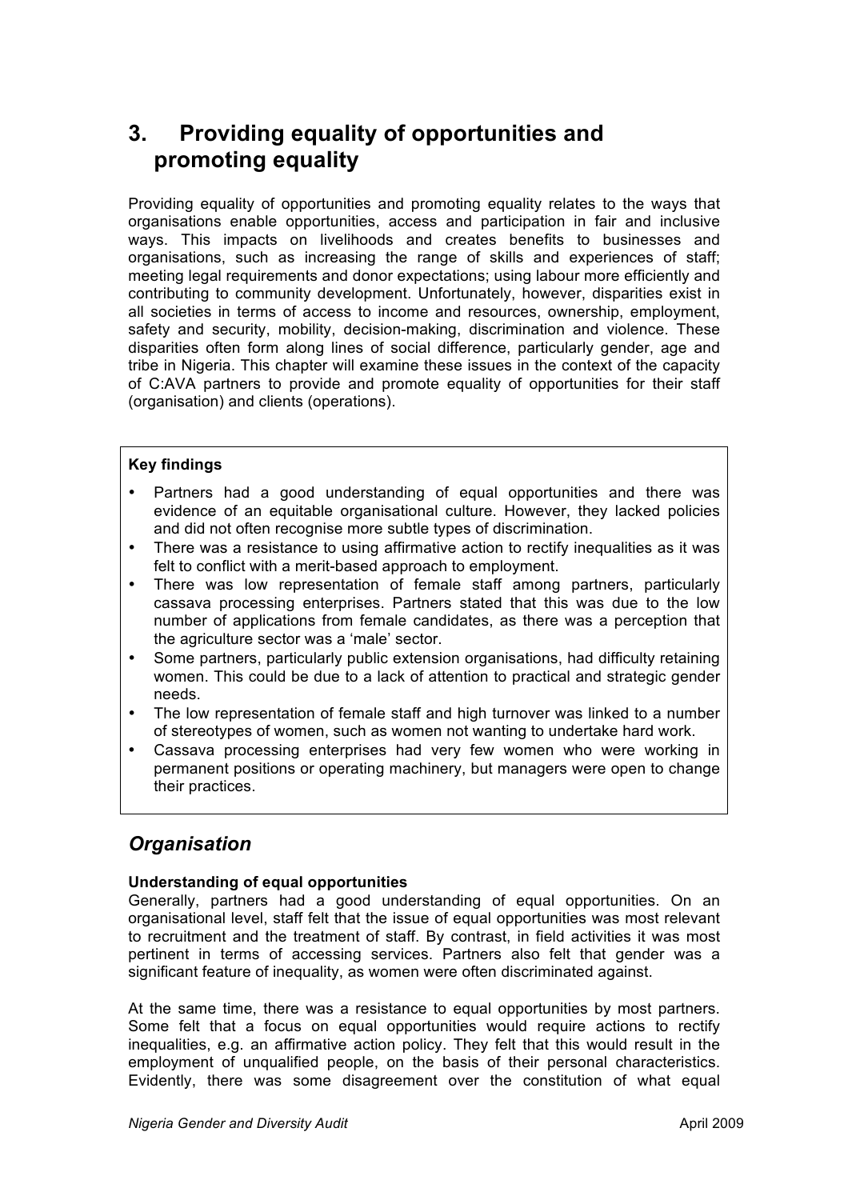# 3. Providing equality of opportunities and promoting equality

Providing equality of opportunities and promoting equality relates to the ways that organisations enable opportunities, access and participation in fair and inclusive ways. This impacts on livelihoods and creates benefits to businesses and organisations, such as increasing the range of skills and experiences of staff; meeting legal requirements and donor expectations; using labour more efficiently and contributing to community development. Unfortunately, however, disparities exist in all societies in terms of access to income and resources, ownership, employment, safety and security, mobility, decision-making, discrimination and violence. These disparities often form along lines of social difference, particularly gender, age and tribe in Nigeria. This chapter will examine these issues in the context of the capacity of C:AVA partners to provide and promote equality of opportunities for their staff (organisation) and clients (operations).

**Key findings**

- Partners had a good understanding of equal opportunities and there was evidence of an equitable organisational culture. However, they lacked policies and did not often recognise more subtle types of discrimination.
- There was a resistance to using affirmative action to rectify inequalities as it was felt to conflict with a merit-based approach to employment.
- There was low representation of female staff among partners, particularly cassava processing enterprises. Partners stated that this was due to the low number of applications from female candidates, as there was a perception that the agriculture sector was a 'male' sector.
- Some partners, particularly public extension organisations, had difficulty retaining women. This could be due to a lack of attention to practical and strategic gender needs.
- The low representation of female staff and high turnover was linked to a number of stereotypes of women, such as women not wanting to undertake hard work.
- Cassava processing enterprises had very few women who were working in permanent positions or operating machinery, but managers were open to change their practices.

## *Organisation*

**Understanding of equal opportunities**

Generally, partners had a good understanding of equal opportunities. On an organisational level, staff felt that the issue of equal opportunities was most relevant to recruitment and the treatment of staff. By contrast, in field activities it was most pertinent in terms of accessing services. Partners also felt that gender was a significant feature of inequality, as women were often discriminated against.

At the same time, there was a resistance to equal opportunities by most partners. Some felt that a focus on equal opportunities would require actions to rectify inequalities, e.g. an affirmative action policy. They felt that this would result in the employment of unqualified people, on the basis of their personal characteristics. Evidently, there was some disagreement over the constitution of what equal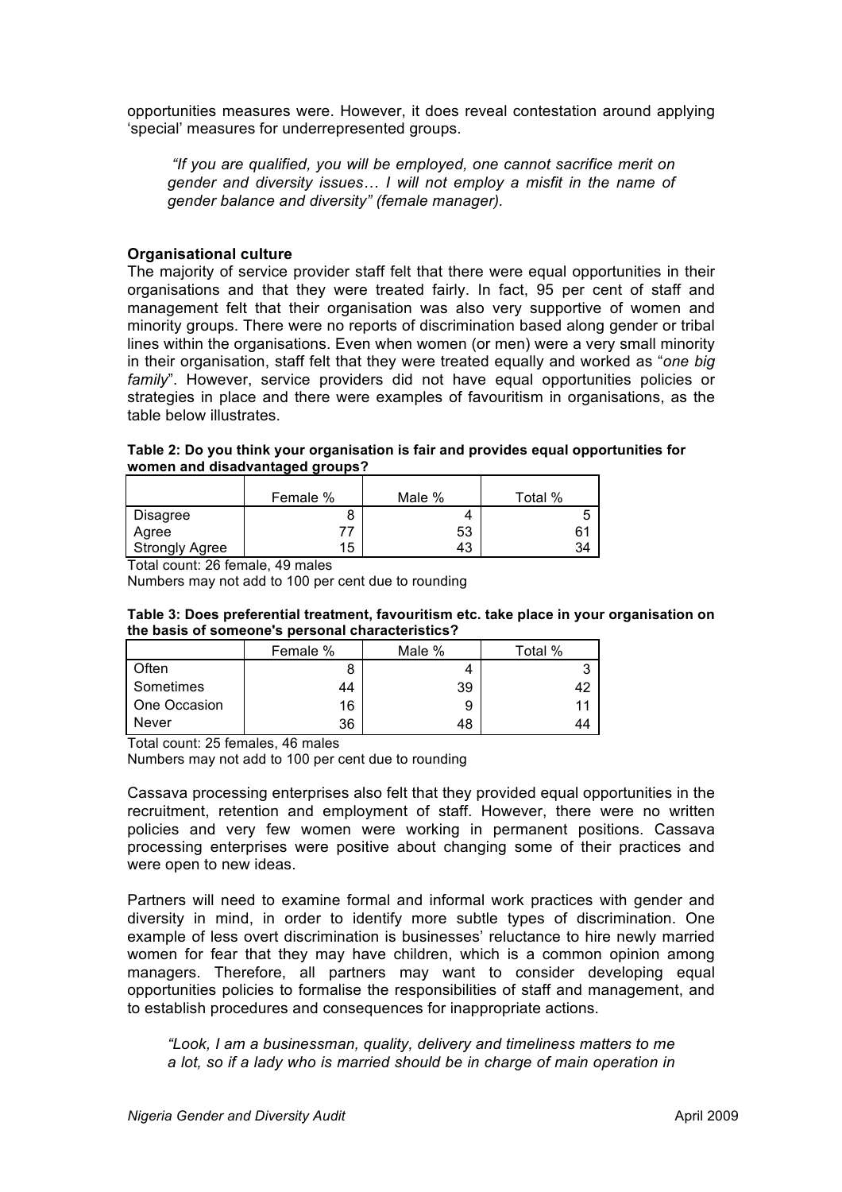opportunities measures were. However, it does reveal contestation around applying 'special' measures for underrepresented groups.

> *"If you are qualified, you will be employed, one cannot sacrifice merit on gender and diversity issues… I will not employ a misfit in the name of gender balance and diversity" (female manager).*

**Organisational culture**

The majority of service provider staff felt that there were equal opportunities in their organisations and that they were treated fairly. In fact, 95 per cent of staff and management felt that their organisation was also very supportive of women and minority groups. There were no reports of discrimination based along gender or tribal lines within the organisations. Even when women (or men) were a very small minority in their organisation, staff felt that they were treated equally and worked as "*one big family*". However, service providers did not have equal opportunities policies or strategies in place and there were examples of favouritism in organisations, as the table below illustrates.

**Table 2: Do you think your organisation is fair and provides equal opportunities for women and disadvantaged groups?**

| | Female % | Male % | Total % |
|---|---|---|---|
| Disagree | 8 | 4 | 5 |
| Agree | 77 | 53 | 61 |
| Strongly Agree | 15 | 43 | 34 |

Total count: 26 female, 49 males

Numbers may not add to 100 per cent due to rounding

**Table 3: Does preferential treatment, favouritism etc. take place in your organisation on the basis of someone's personal characteristics?**

| | Female % | Male % | Total % |
|---|---|---|---|
| Often | 8 | 4 | 3 |
| Sometimes | 44 | 39 | 42 |
| One Occasion | 16 | 9 | 11 |
| Never | 36 | 48 | 44 |

Total count: 25 females, 46 males

Numbers may not add to 100 per cent due to rounding

Cassava processing enterprises also felt that they provided equal opportunities in the recruitment, retention and employment of staff. However, there were no written policies and very few women were working in permanent positions. Cassava processing enterprises were positive about changing some of their practices and were open to new ideas.

Partners will need to examine formal and informal work practices with gender and diversity in mind, in order to identify more subtle types of discrimination. One example of less overt discrimination is businesses' reluctance to hire newly married women for fear that they may have children, which is a common opinion among managers. Therefore, all partners may want to consider developing equal opportunities policies to formalise the responsibilities of staff and management, and to establish procedures and consequences for inappropriate actions.

> *"Look, I am a businessman, quality, delivery and timeliness matters to me a lot, so if a lady who is married should be in charge of main operation in*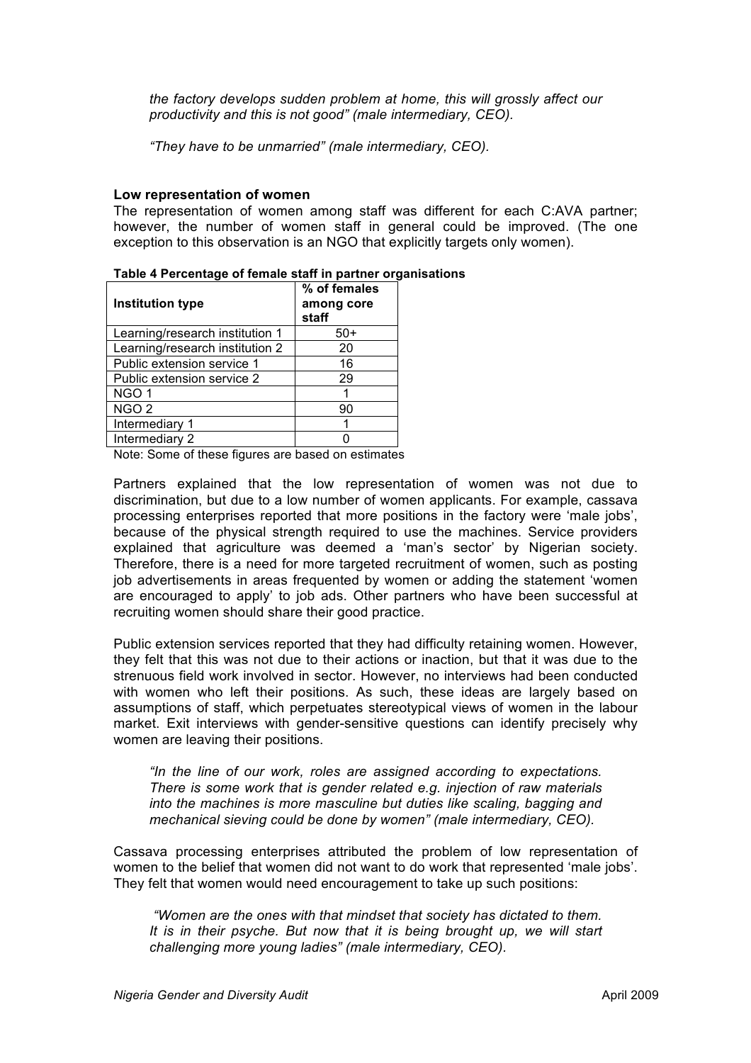*the factory develops sudden problem at home, this will grossly affect our productivity and this is not good" (male intermediary, CEO).*

*"They have to be unmarried" (male intermediary, CEO).*

**Low representation of women**

The representation of women among staff was different for each C:AVA partner; however, the number of women staff in general could be improved. (The one exception to this observation is an NGO that explicitly targets only women).

**Table 4 Percentage of female staff in partner organisations**

| Institution type | % of females among core staff |
|---|---|
| Learning/research institution 1 | 50+ |
| Learning/research institution 2 | 20 |
| Public extension service 1 | 16 |
| Public extension service 2 | 29 |
| NGO 1 | 1 |
| NGO 2 | 90 |
| Intermediary 1 | 1 |
| Intermediary 2 | 0 |

Note: Some of these figures are based on estimates

Partners explained that the low representation of women was not due to discrimination, but due to a low number of women applicants. For example, cassava processing enterprises reported that more positions in the factory were 'male jobs', because of the physical strength required to use the machines. Service providers explained that agriculture was deemed a 'man's sector' by Nigerian society. Therefore, there is a need for more targeted recruitment of women, such as posting job advertisements in areas frequented by women or adding the statement 'women are encouraged to apply' to job ads. Other partners who have been successful at recruiting women should share their good practice.

Public extension services reported that they had difficulty retaining women. However, they felt that this was not due to their actions or inaction, but that it was due to the strenuous field work involved in sector. However, no interviews had been conducted with women who left their positions. As such, these ideas are largely based on assumptions of staff, which perpetuates stereotypical views of women in the labour market. Exit interviews with gender-sensitive questions can identify precisely why women are leaving their positions.

*"In the line of our work, roles are assigned according to expectations. There is some work that is gender related e.g. injection of raw materials into the machines is more masculine but duties like scaling, bagging and mechanical sieving could be done by women" (male intermediary, CEO).*

Cassava processing enterprises attributed the problem of low representation of women to the belief that women did not want to do work that represented 'male jobs'. They felt that women would need encouragement to take up such positions:

*"Women are the ones with that mindset that society has dictated to them. It is in their psyche. But now that it is being brought up, we will start challenging more young ladies" (male intermediary, CEO).*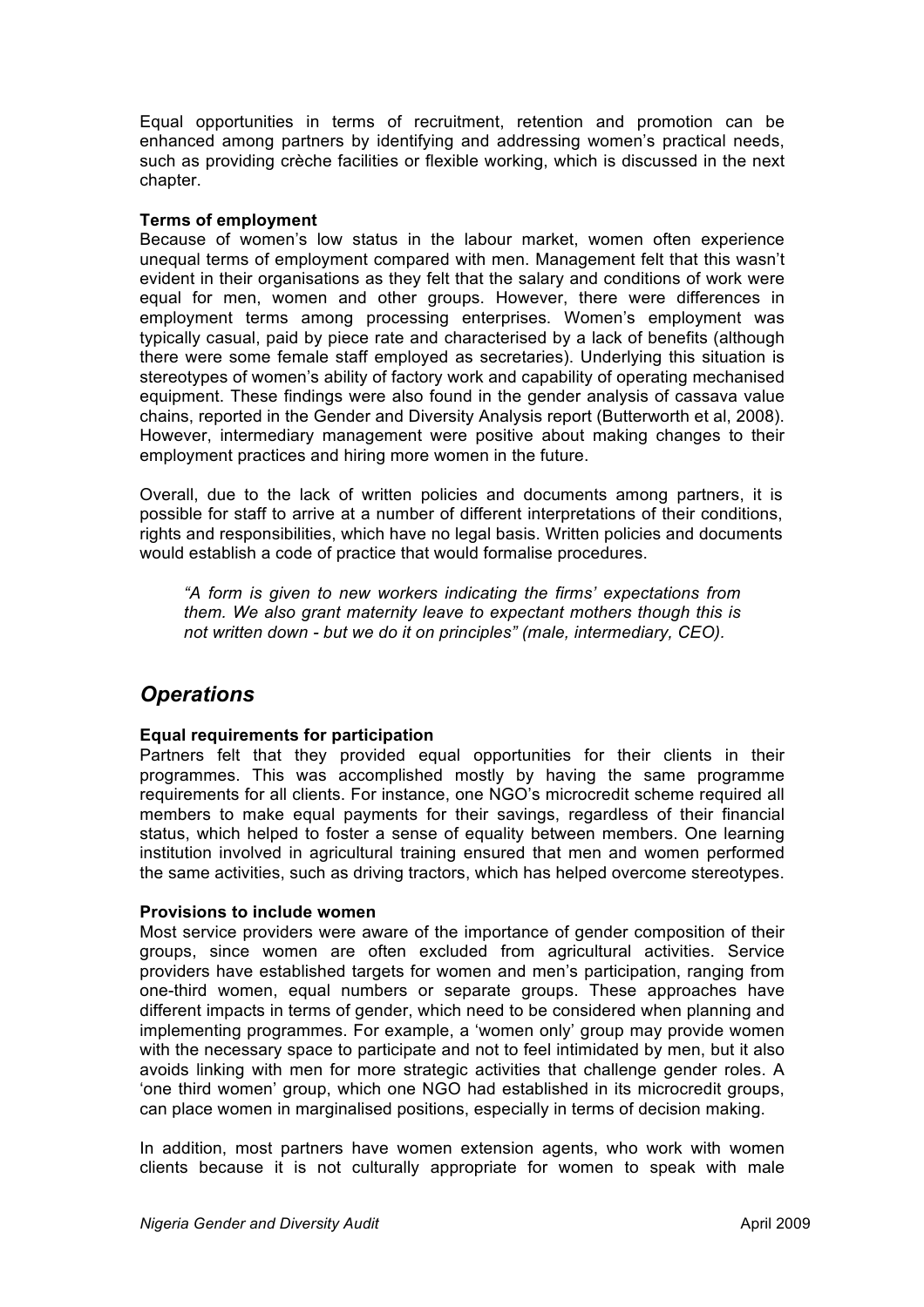Equal opportunities in terms of recruitment, retention and promotion can be enhanced among partners by identifying and addressing women's practical needs, such as providing crèche facilities or flexible working, which is discussed in the next chapter.

**Terms of employment**

Because of women's low status in the labour market, women often experience unequal terms of employment compared with men. Management felt that this wasn't evident in their organisations as they felt that the salary and conditions of work were equal for men, women and other groups. However, there were differences in employment terms among processing enterprises. Women's employment was typically casual, paid by piece rate and characterised by a lack of benefits (although there were some female staff employed as secretaries). Underlying this situation is stereotypes of women's ability of factory work and capability of operating mechanised equipment. These findings were also found in the gender analysis of cassava value chains, reported in the Gender and Diversity Analysis report (Butterworth et al, 2008). However, intermediary management were positive about making changes to their employment practices and hiring more women in the future.

Overall, due to the lack of written policies and documents among partners, it is possible for staff to arrive at a number of different interpretations of their conditions, rights and responsibilities, which have no legal basis. Written policies and documents would establish a code of practice that would formalise procedures.

> *"A form is given to new workers indicating the firms' expectations from them. We also grant maternity leave to expectant mothers though this is not written down - but we do it on principles" (male, intermediary, CEO).*

## *Operations*

**Equal requirements for participation**

Partners felt that they provided equal opportunities for their clients in their programmes. This was accomplished mostly by having the same programme requirements for all clients. For instance, one NGO's microcredit scheme required all members to make equal payments for their savings, regardless of their financial status, which helped to foster a sense of equality between members. One learning institution involved in agricultural training ensured that men and women performed the same activities, such as driving tractors, which has helped overcome stereotypes.

**Provisions to include women**

Most service providers were aware of the importance of gender composition of their groups, since women are often excluded from agricultural activities. Service providers have established targets for women and men's participation, ranging from one-third women, equal numbers or separate groups. These approaches have different impacts in terms of gender, which need to be considered when planning and implementing programmes. For example, a 'women only' group may provide women with the necessary space to participate and not to feel intimidated by men, but it also avoids linking with men for more strategic activities that challenge gender roles. A 'one third women' group, which one NGO had established in its microcredit groups, can place women in marginalised positions, especially in terms of decision making.

In addition, most partners have women extension agents, who work with women clients because it is not culturally appropriate for women to speak with male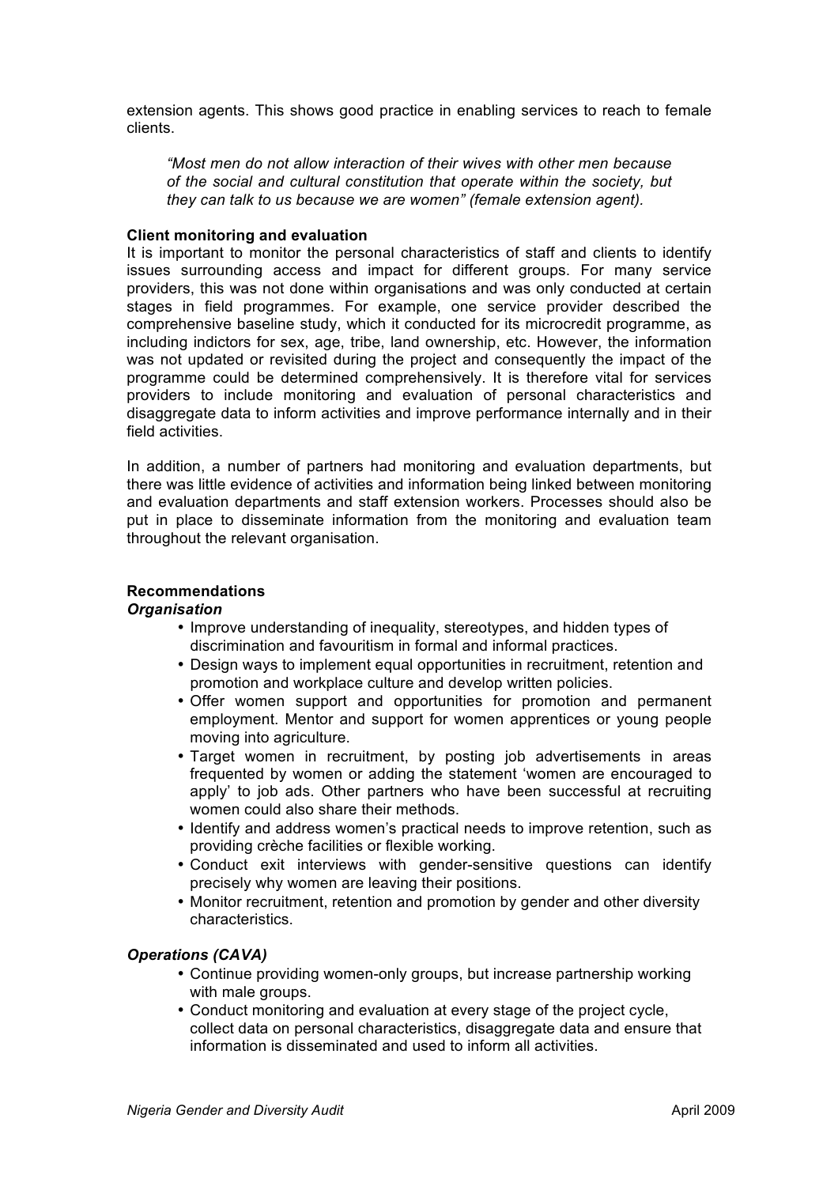extension agents. This shows good practice in enabling services to reach to female clients.

> *"Most men do not allow interaction of their wives with other men because of the social and cultural constitution that operate within the society, but they can talk to us because we are women" (female extension agent).*

**Client monitoring and evaluation**

It is important to monitor the personal characteristics of staff and clients to identify issues surrounding access and impact for different groups. For many service providers, this was not done within organisations and was only conducted at certain stages in field programmes. For example, one service provider described the comprehensive baseline study, which it conducted for its microcredit programme, as including indictors for sex, age, tribe, land ownership, etc. However, the information was not updated or revisited during the project and consequently the impact of the programme could be determined comprehensively. It is therefore vital for services providers to include monitoring and evaluation of personal characteristics and disaggregate data to inform activities and improve performance internally and in their field activities.

In addition, a number of partners had monitoring and evaluation departments, but there was little evidence of activities and information being linked between monitoring and evaluation departments and staff extension workers. Processes should also be put in place to disseminate information from the monitoring and evaluation team throughout the relevant organisation.

**Recommendations**

***Organisation***

- Improve understanding of inequality, stereotypes, and hidden types of discrimination and favouritism in formal and informal practices.
- Design ways to implement equal opportunities in recruitment, retention and promotion and workplace culture and develop written policies.
- Offer women support and opportunities for promotion and permanent employment. Mentor and support for women apprentices or young people moving into agriculture.
- Target women in recruitment, by posting job advertisements in areas frequented by women or adding the statement 'women are encouraged to apply' to job ads. Other partners who have been successful at recruiting women could also share their methods.
- Identify and address women's practical needs to improve retention, such as providing crèche facilities or flexible working.
- Conduct exit interviews with gender-sensitive questions can identify precisely why women are leaving their positions.
- Monitor recruitment, retention and promotion by gender and other diversity characteristics.

***Operations (CAVA)***

- Continue providing women-only groups, but increase partnership working with male groups.
- Conduct monitoring and evaluation at every stage of the project cycle, collect data on personal characteristics, disaggregate data and ensure that information is disseminated and used to inform all activities.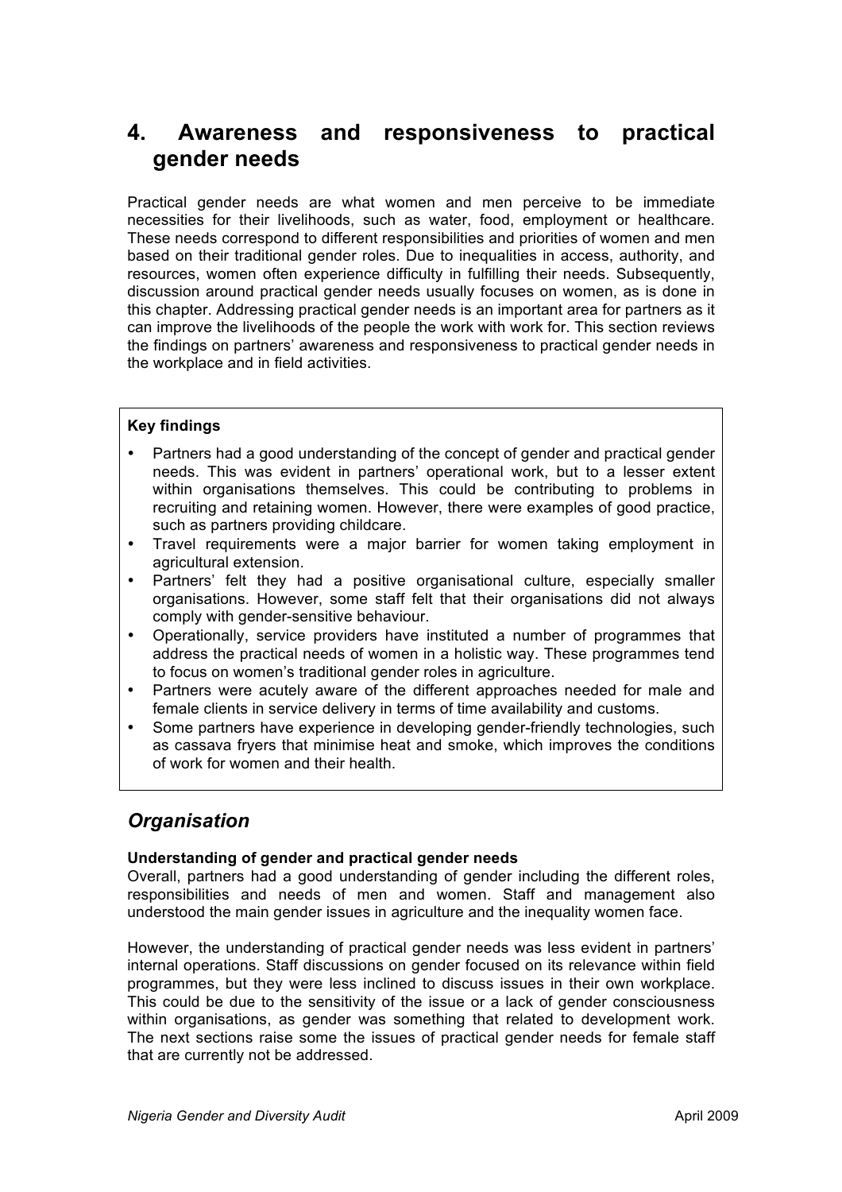# 4. Awareness and responsiveness to practical gender needs

Practical gender needs are what women and men perceive to be immediate necessities for their livelihoods, such as water, food, employment or healthcare. These needs correspond to different responsibilities and priorities of women and men based on their traditional gender roles. Due to inequalities in access, authority, and resources, women often experience difficulty in fulfilling their needs. Subsequently, discussion around practical gender needs usually focuses on women, as is done in this chapter. Addressing practical gender needs is an important area for partners as it can improve the livelihoods of the people the work with work for. This section reviews the findings on partners' awareness and responsiveness to practical gender needs in the workplace and in field activities.

**Key findings**

- Partners had a good understanding of the concept of gender and practical gender needs. This was evident in partners' operational work, but to a lesser extent within organisations themselves. This could be contributing to problems in recruiting and retaining women. However, there were examples of good practice, such as partners providing childcare.
- Travel requirements were a major barrier for women taking employment in agricultural extension.
- Partners' felt they had a positive organisational culture, especially smaller organisations. However, some staff felt that their organisations did not always comply with gender-sensitive behaviour.
- Operationally, service providers have instituted a number of programmes that address the practical needs of women in a holistic way. These programmes tend to focus on women's traditional gender roles in agriculture.
- Partners were acutely aware of the different approaches needed for male and female clients in service delivery in terms of time availability and customs.
- Some partners have experience in developing gender-friendly technologies, such as cassava fryers that minimise heat and smoke, which improves the conditions of work for women and their health.

## *Organisation*

**Understanding of gender and practical gender needs**

Overall, partners had a good understanding of gender including the different roles, responsibilities and needs of men and women. Staff and management also understood the main gender issues in agriculture and the inequality women face.

However, the understanding of practical gender needs was less evident in partners' internal operations. Staff discussions on gender focused on its relevance within field programmes, but they were less inclined to discuss issues in their own workplace. This could be due to the sensitivity of the issue or a lack of gender consciousness within organisations, as gender was something that related to development work. The next sections raise some the issues of practical gender needs for female staff that are currently not be addressed.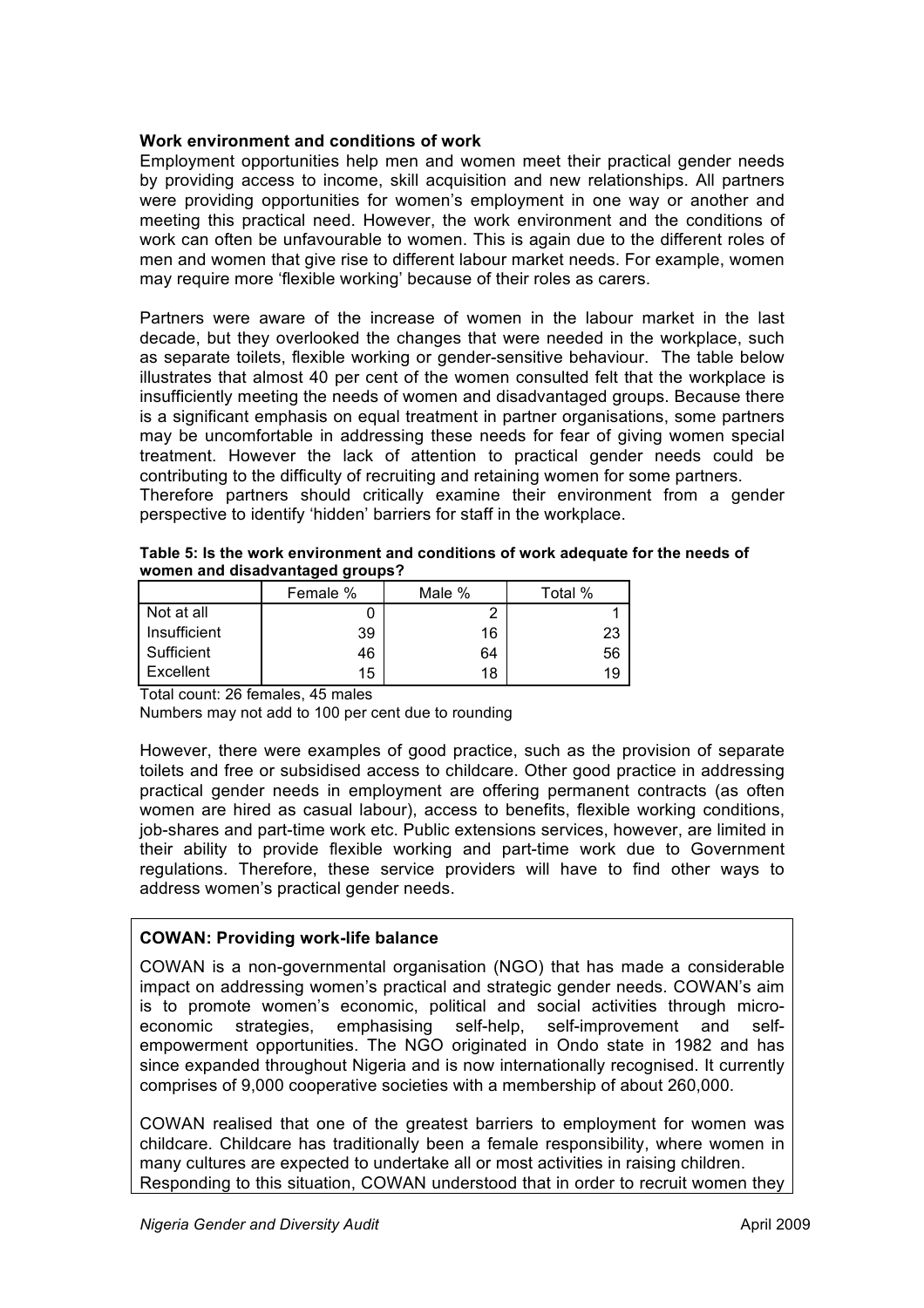### Work environment and conditions of work

Employment opportunities help men and women meet their practical gender needs by providing access to income, skill acquisition and new relationships. All partners were providing opportunities for women's employment in one way or another and meeting this practical need. However, the work environment and the conditions of work can often be unfavourable to women. This is again due to the different roles of men and women that give rise to different labour market needs. For example, women may require more 'flexible working' because of their roles as carers.

Partners were aware of the increase of women in the labour market in the last decade, but they overlooked the changes that were needed in the workplace, such as separate toilets, flexible working or gender-sensitive behaviour. The table below illustrates that almost 40 per cent of the women consulted felt that the workplace is insufficiently meeting the needs of women and disadvantaged groups. Because there is a significant emphasis on equal treatment in partner organisations, some partners may be uncomfortable in addressing these needs for fear of giving women special treatment. However the lack of attention to practical gender needs could be contributing to the difficulty of recruiting and retaining women for some partners. Therefore partners should critically examine their environment from a gender perspective to identify 'hidden' barriers for staff in the workplace.

**Table 5: Is the work environment and conditions of work adequate for the needs of women and disadvantaged groups?**

| | Female % | Male % | Total % |
|---|---|---|---|
| Not at all | 0 | 2 | 1 |
| Insufficient | 39 | 16 | 23 |
| Sufficient | 46 | 64 | 56 |
| Excellent | 15 | 18 | 19 |

Total count: 26 females, 45 males

Numbers may not add to 100 per cent due to rounding

However, there were examples of good practice, such as the provision of separate toilets and free or subsidised access to childcare. Other good practice in addressing practical gender needs in employment are offering permanent contracts (as often women are hired as casual labour), access to benefits, flexible working conditions, job-shares and part-time work etc. Public extensions services, however, are limited in their ability to provide flexible working and part-time work due to Government regulations. Therefore, these service providers will have to find other ways to address women's practical gender needs.

**COWAN: Providing work-life balance**

COWAN is a non-governmental organisation (NGO) that has made a considerable impact on addressing women's practical and strategic gender needs. COWAN's aim is to promote women's economic, political and social activities through micro-economic strategies, emphasising self-help, self-improvement and self-empowerment opportunities. The NGO originated in Ondo state in 1982 and has since expanded throughout Nigeria and is now internationally recognised. It currently comprises of 9,000 cooperative societies with a membership of about 260,000.

COWAN realised that one of the greatest barriers to employment for women was childcare. Childcare has traditionally been a female responsibility, where women in many cultures are expected to undertake all or most activities in raising children. Responding to this situation, COWAN understood that in order to recruit women they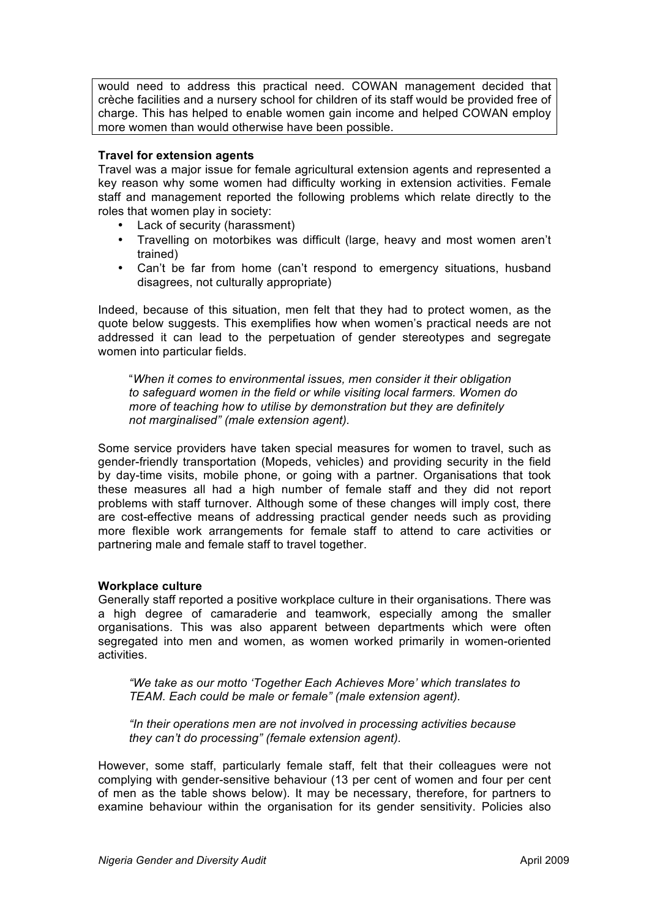would need to address this practical need. COWAN management decided that crèche facilities and a nursery school for children of its staff would be provided free of charge. This has helped to enable women gain income and helped COWAN employ more women than would otherwise have been possible.

**Travel for extension agents**

Travel was a major issue for female agricultural extension agents and represented a key reason why some women had difficulty working in extension activities. Female staff and management reported the following problems which relate directly to the roles that women play in society:

- Lack of security (harassment)
- Travelling on motorbikes was difficult (large, heavy and most women aren't trained)
- Can't be far from home (can't respond to emergency situations, husband disagrees, not culturally appropriate)

Indeed, because of this situation, men felt that they had to protect women, as the quote below suggests. This exemplifies how when women's practical needs are not addressed it can lead to the perpetuation of gender stereotypes and segregate women into particular fields.

> "*When it comes to environmental issues, men consider it their obligation to safeguard women in the field or while visiting local farmers. Women do more of teaching how to utilise by demonstration but they are definitely not marginalised" (male extension agent).*

Some service providers have taken special measures for women to travel, such as gender-friendly transportation (Mopeds, vehicles) and providing security in the field by day-time visits, mobile phone, or going with a partner. Organisations that took these measures all had a high number of female staff and they did not report problems with staff turnover. Although some of these changes will imply cost, there are cost-effective means of addressing practical gender needs such as providing more flexible work arrangements for female staff to attend to care activities or partnering male and female staff to travel together.

**Workplace culture**

Generally staff reported a positive workplace culture in their organisations. There was a high degree of camaraderie and teamwork, especially among the smaller organisations. This was also apparent between departments which were often segregated into men and women, as women worked primarily in women-oriented activities.

> *"We take as our motto 'Together Each Achieves More' which translates to TEAM. Each could be male or female" (male extension agent).*

> *"In their operations men are not involved in processing activities because they can't do processing" (female extension agent).*

However, some staff, particularly female staff, felt that their colleagues were not complying with gender-sensitive behaviour (13 per cent of women and four per cent of men as the table shows below). It may be necessary, therefore, for partners to examine behaviour within the organisation for its gender sensitivity. Policies also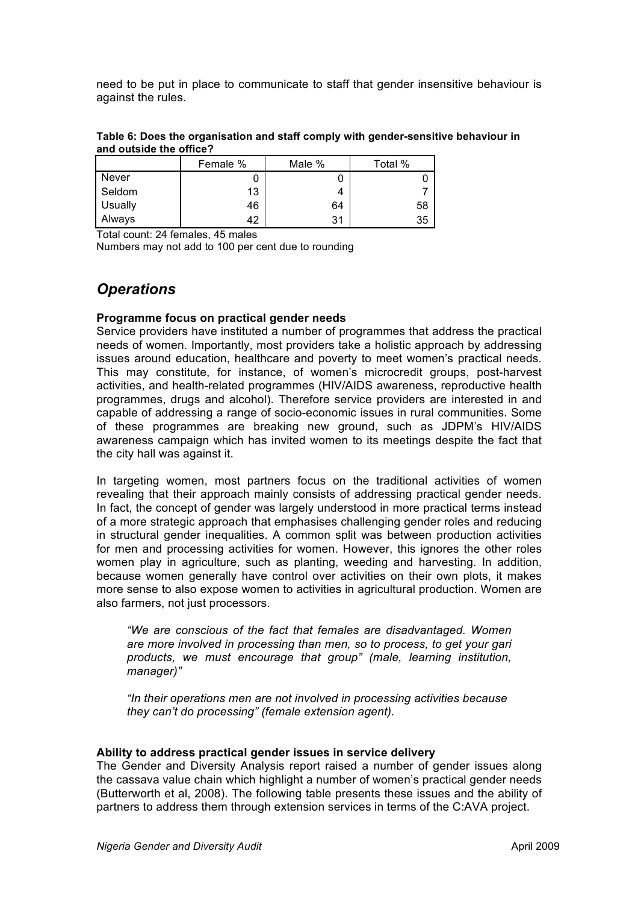need to be put in place to communicate to staff that gender insensitive behaviour is against the rules.

**Table 6: Does the organisation and staff comply with gender-sensitive behaviour in and outside the office?**

| | Female % | Male % | Total % |
|---|---|---|---|
| Never | 0 | 0 | 0 |
| Seldom | 13 | 4 | 7 |
| Usually | 46 | 64 | 58 |
| Always | 42 | 31 | 35 |

Total count: 24 females, 45 males
Numbers may not add to 100 per cent due to rounding

## *Operations*

**Programme focus on practical gender needs**

Service providers have instituted a number of programmes that address the practical needs of women. Importantly, most providers take a holistic approach by addressing issues around education, healthcare and poverty to meet women's practical needs. This may constitute, for instance, of women's microcredit groups, post-harvest activities, and health-related programmes (HIV/AIDS awareness, reproductive health programmes, drugs and alcohol). Therefore service providers are interested in and capable of addressing a range of socio-economic issues in rural communities. Some of these programmes are breaking new ground, such as JDPM's HIV/AIDS awareness campaign which has invited women to its meetings despite the fact that the city hall was against it.

In targeting women, most partners focus on the traditional activities of women revealing that their approach mainly consists of addressing practical gender needs. In fact, the concept of gender was largely understood in more practical terms instead of a more strategic approach that emphasises challenging gender roles and reducing in structural gender inequalities. A common split was between production activities for men and processing activities for women. However, this ignores the other roles women play in agriculture, such as planting, weeding and harvesting. In addition, because women generally have control over activities on their own plots, it makes more sense to also expose women to activities in agricultural production. Women are also farmers, not just processors.

> *"We are conscious of the fact that females are disadvantaged. Women are more involved in processing than men, so to process, to get your gari products, we must encourage that group" (male, learning institution, manager)"*

> *"In their operations men are not involved in processing activities because they can't do processing" (female extension agent).*

**Ability to address practical gender issues in service delivery**

The Gender and Diversity Analysis report raised a number of gender issues along the cassava value chain which highlight a number of women's practical gender needs (Butterworth et al, 2008). The following table presents these issues and the ability of partners to address them through extension services in terms of the C:AVA project.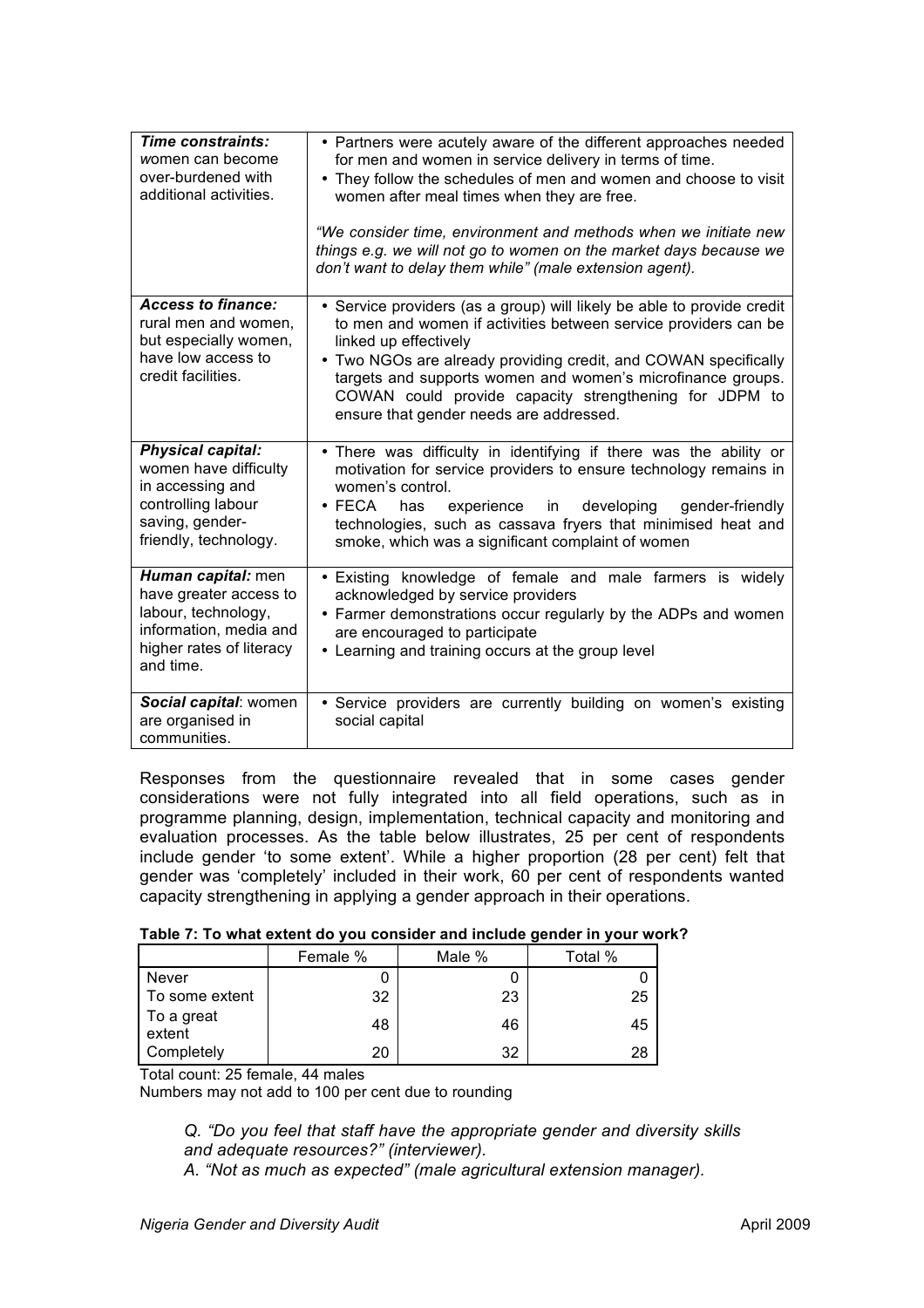| | |
|---|---|
| ***Time constraints:*** *w*omen can become over-burdened with additional activities. | • Partners were acutely aware of the different approaches needed for men and women in service delivery in terms of time.<br>• They follow the schedules of men and women and choose to visit women after meal times when they are free.<br><br>*"We consider time, environment and methods when we initiate new things e.g. we will not go to women on the market days because we don't want to delay them while" (male extension agent).* |
| ***Access to finance:*** rural men and women, but especially women, have low access to credit facilities. | • Service providers (as a group) will likely be able to provide credit to men and women if activities between service providers can be linked up effectively<br>• Two NGOs are already providing credit, and COWAN specifically targets and supports women and women's microfinance groups. COWAN could provide capacity strengthening for JDPM to ensure that gender needs are addressed. |
| ***Physical capital:*** women have difficulty in accessing and controlling labour saving, gender-friendly, technology. | • There was difficulty in identifying if there was the ability or motivation for service providers to ensure technology remains in women's control.<br>• FECA has experience in developing gender-friendly technologies, such as cassava fryers that minimised heat and smoke, which was a significant complaint of women |
| ***Human capital:*** men have greater access to labour, technology, information, media and higher rates of literacy and time. | • Existing knowledge of female and male farmers is widely acknowledged by service providers<br>• Farmer demonstrations occur regularly by the ADPs and women are encouraged to participate<br>• Learning and training occurs at the group level |
| ***Social capital***: women are organised in communities. | • Service providers are currently building on women's existing social capital |

Responses from the questionnaire revealed that in some cases gender considerations were not fully integrated into all field operations, such as in programme planning, design, implementation, technical capacity and monitoring and evaluation processes. As the table below illustrates, 25 per cent of respondents include gender 'to some extent'. While a higher proportion (28 per cent) felt that gender was 'completely' included in their work, 60 per cent of respondents wanted capacity strengthening in applying a gender approach in their operations.

**Table 7: To what extent do you consider and include gender in your work?**

| | Female % | Male % | Total % |
|---|---|---|---|
| Never | 0 | 0 | 0 |
| To some extent | 32 | 23 | 25 |
| To a great extent | 48 | 46 | 45 |
| Completely | 20 | 32 | 28 |

Total count: 25 female, 44 males
Numbers may not add to 100 per cent due to rounding

*Q. "Do you feel that staff have the appropriate gender and diversity skills and adequate resources?" (interviewer).*
*A. "Not as much as expected" (male agricultural extension manager).*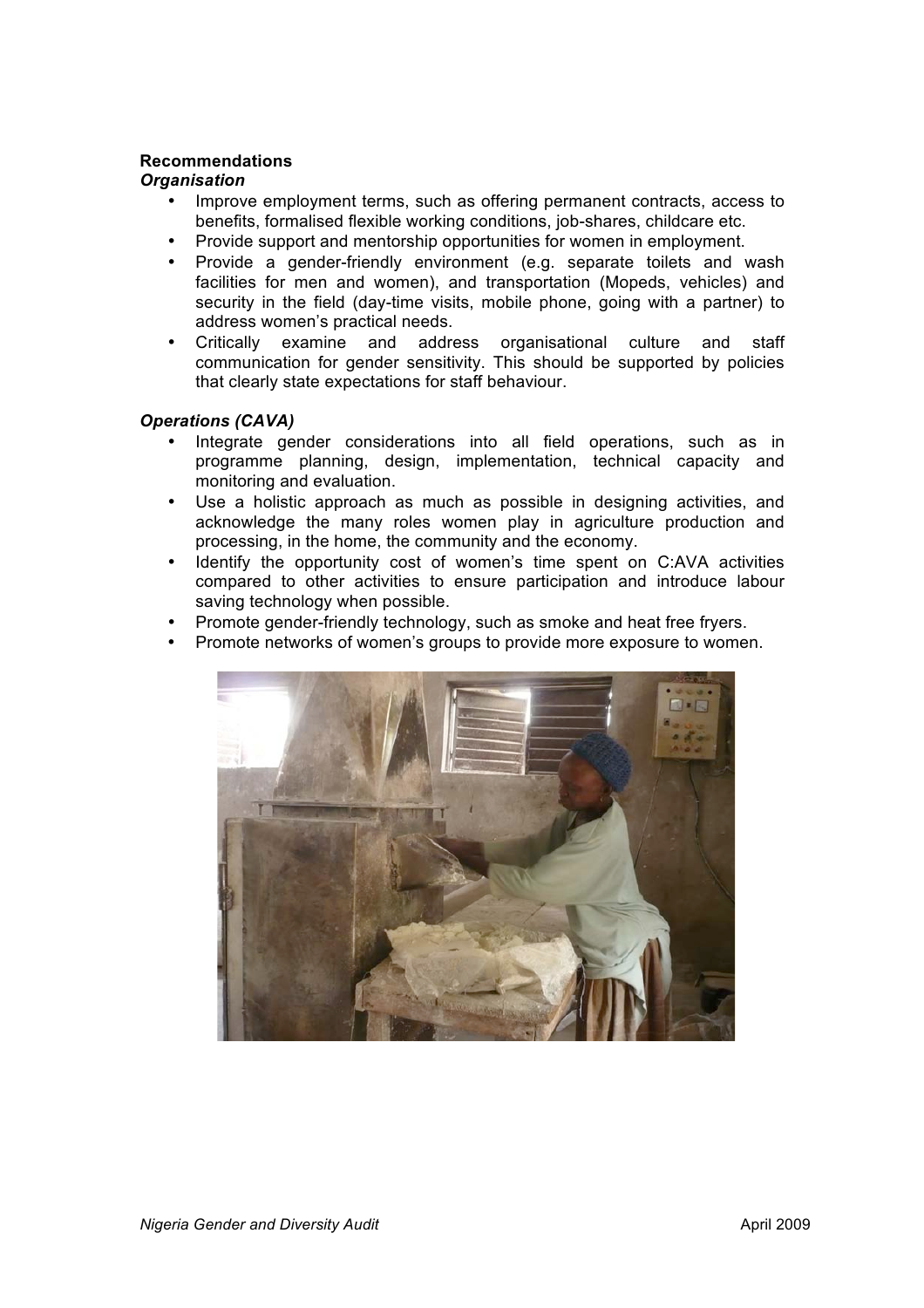**Recommendations**

***Organisation***

- Improve employment terms, such as offering permanent contracts, access to benefits, formalised flexible working conditions, job-shares, childcare etc.
- Provide support and mentorship opportunities for women in employment.
- Provide a gender-friendly environment (e.g. separate toilets and wash facilities for men and women), and transportation (Mopeds, vehicles) and security in the field (day-time visits, mobile phone, going with a partner) to address women's practical needs.
- Critically examine and address organisational culture and staff communication for gender sensitivity. This should be supported by policies that clearly state expectations for staff behaviour.

***Operations (CAVA)***

- Integrate gender considerations into all field operations, such as in programme planning, design, implementation, technical capacity and monitoring and evaluation.
- Use a holistic approach as much as possible in designing activities, and acknowledge the many roles women play in agriculture production and processing, in the home, the community and the economy.
- Identify the opportunity cost of women's time spent on C:AVA activities compared to other activities to ensure participation and introduce labour saving technology when possible.
- Promote gender-friendly technology, such as smoke and heat free fryers.
- Promote networks of women's groups to provide more exposure to women.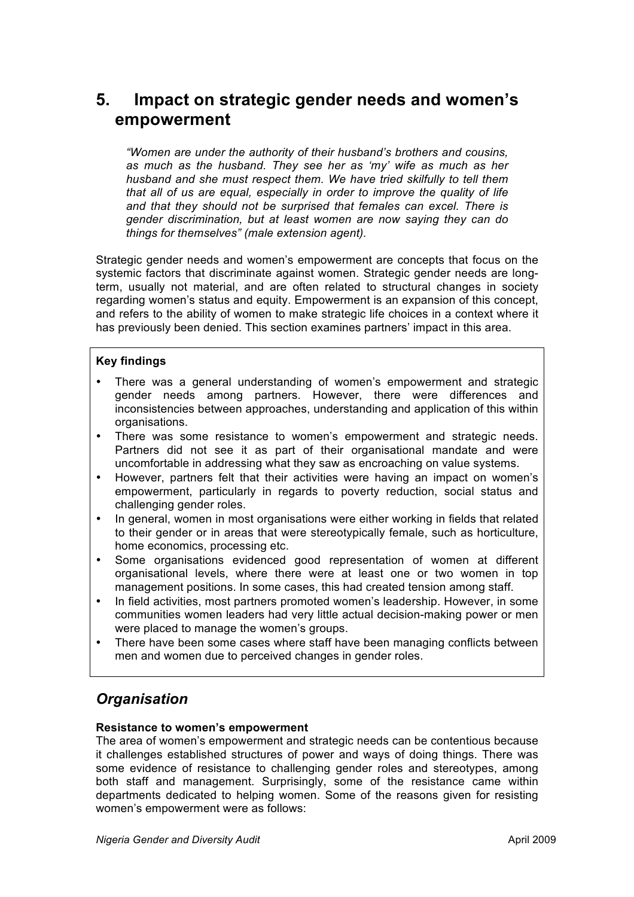## 5. Impact on strategic gender needs and women's empowerment

> *"Women are under the authority of their husband's brothers and cousins, as much as the husband. They see her as 'my' wife as much as her husband and she must respect them. We have tried skilfully to tell them that all of us are equal, especially in order to improve the quality of life and that they should not be surprised that females can excel. There is gender discrimination, but at least women are now saying they can do things for themselves" (male extension agent).*

Strategic gender needs and women's empowerment are concepts that focus on the systemic factors that discriminate against women. Strategic gender needs are long-term, usually not material, and are often related to structural changes in society regarding women's status and equity. Empowerment is an expansion of this concept, and refers to the ability of women to make strategic life choices in a context where it has previously been denied. This section examines partners' impact in this area.

**Key findings**

- There was a general understanding of women's empowerment and strategic gender needs among partners. However, there were differences and inconsistencies between approaches, understanding and application of this within organisations.
- There was some resistance to women's empowerment and strategic needs. Partners did not see it as part of their organisational mandate and were uncomfortable in addressing what they saw as encroaching on value systems.
- However, partners felt that their activities were having an impact on women's empowerment, particularly in regards to poverty reduction, social status and challenging gender roles.
- In general, women in most organisations were either working in fields that related to their gender or in areas that were stereotypically female, such as horticulture, home economics, processing etc.
- Some organisations evidenced good representation of women at different organisational levels, where there were at least one or two women in top management positions. In some cases, this had created tension among staff.
- In field activities, most partners promoted women's leadership. However, in some communities women leaders had very little actual decision-making power or men were placed to manage the women's groups.
- There have been some cases where staff have been managing conflicts between men and women due to perceived changes in gender roles.

## *Organisation*

**Resistance to women's empowerment**

The area of women's empowerment and strategic needs can be contentious because it challenges established structures of power and ways of doing things. There was some evidence of resistance to challenging gender roles and stereotypes, among both staff and management. Surprisingly, some of the resistance came within departments dedicated to helping women. Some of the reasons given for resisting women's empowerment were as follows: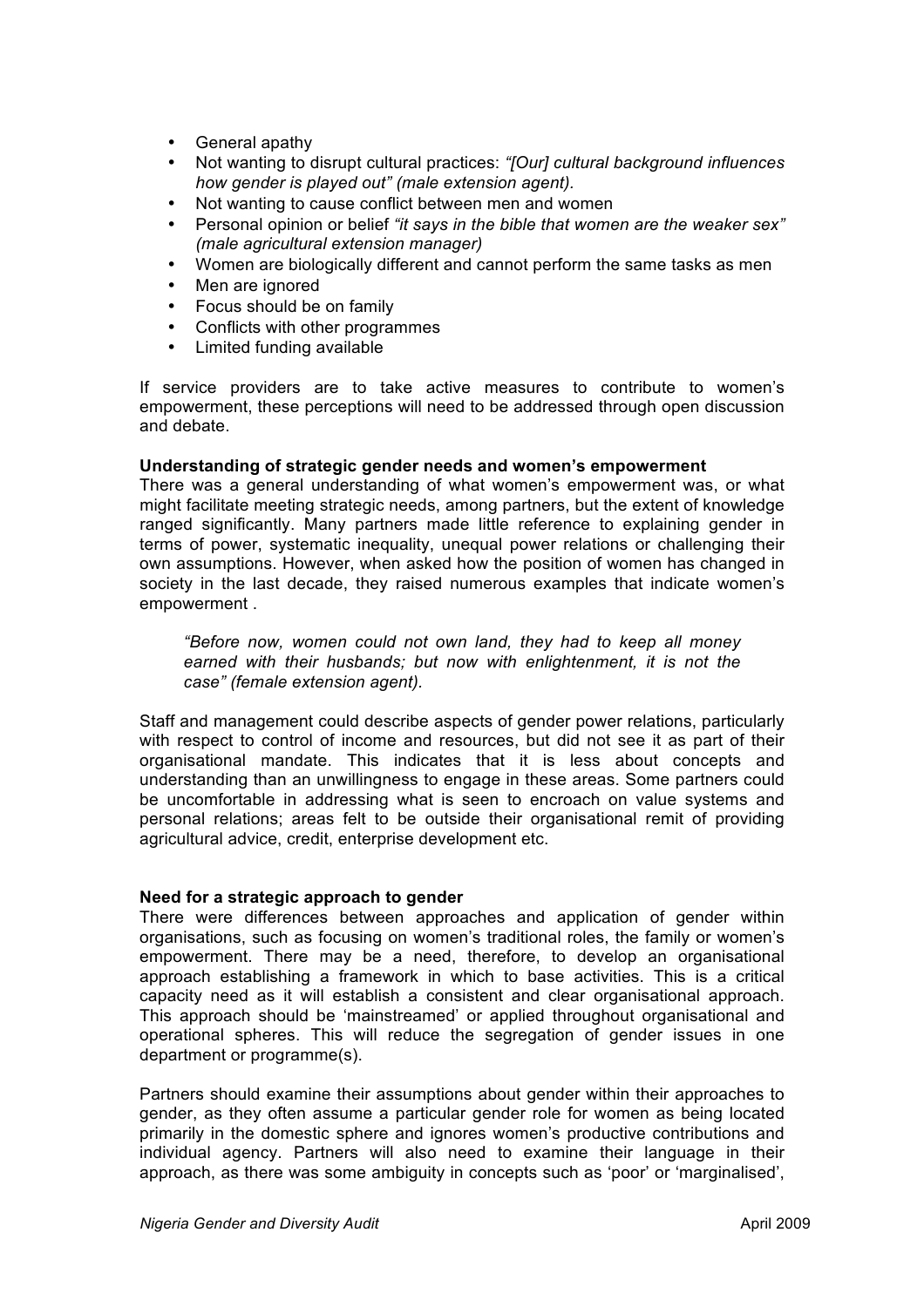- General apathy
- Not wanting to disrupt cultural practices: *"[Our] cultural background influences how gender is played out" (male extension agent).*
- Not wanting to cause conflict between men and women
- Personal opinion or belief *"it says in the bible that women are the weaker sex" (male agricultural extension manager)*
- Women are biologically different and cannot perform the same tasks as men
- Men are ignored
- Focus should be on family
- Conflicts with other programmes
- Limited funding available

If service providers are to take active measures to contribute to women's empowerment, these perceptions will need to be addressed through open discussion and debate.

**Understanding of strategic gender needs and women's empowerment**

There was a general understanding of what women's empowerment was, or what might facilitate meeting strategic needs, among partners, but the extent of knowledge ranged significantly. Many partners made little reference to explaining gender in terms of power, systematic inequality, unequal power relations or challenging their own assumptions. However, when asked how the position of women has changed in society in the last decade, they raised numerous examples that indicate women's empowerment .

> *"Before now, women could not own land, they had to keep all money earned with their husbands; but now with enlightenment, it is not the case" (female extension agent).*

Staff and management could describe aspects of gender power relations, particularly with respect to control of income and resources, but did not see it as part of their organisational mandate. This indicates that it is less about concepts and understanding than an unwillingness to engage in these areas. Some partners could be uncomfortable in addressing what is seen to encroach on value systems and personal relations; areas felt to be outside their organisational remit of providing agricultural advice, credit, enterprise development etc.

**Need for a strategic approach to gender**

There were differences between approaches and application of gender within organisations, such as focusing on women's traditional roles, the family or women's empowerment. There may be a need, therefore, to develop an organisational approach establishing a framework in which to base activities. This is a critical capacity need as it will establish a consistent and clear organisational approach. This approach should be 'mainstreamed' or applied throughout organisational and operational spheres. This will reduce the segregation of gender issues in one department or programme(s).

Partners should examine their assumptions about gender within their approaches to gender, as they often assume a particular gender role for women as being located primarily in the domestic sphere and ignores women's productive contributions and individual agency. Partners will also need to examine their language in their approach, as there was some ambiguity in concepts such as 'poor' or 'marginalised',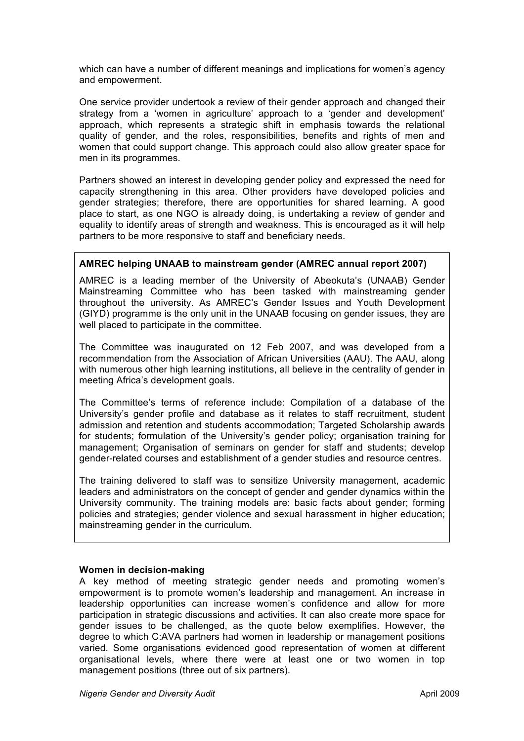which can have a number of different meanings and implications for women's agency and empowerment.

One service provider undertook a review of their gender approach and changed their strategy from a 'women in agriculture' approach to a 'gender and development' approach, which represents a strategic shift in emphasis towards the relational quality of gender, and the roles, responsibilities, benefits and rights of men and women that could support change. This approach could also allow greater space for men in its programmes.

Partners showed an interest in developing gender policy and expressed the need for capacity strengthening in this area. Other providers have developed policies and gender strategies; therefore, there are opportunities for shared learning. A good place to start, as one NGO is already doing, is undertaking a review of gender and equality to identify areas of strength and weakness. This is encouraged as it will help partners to be more responsive to staff and beneficiary needs.

**AMREC helping UNAAB to mainstream gender (AMREC annual report 2007)**

AMREC is a leading member of the University of Abeokuta's (UNAAB) Gender Mainstreaming Committee who has been tasked with mainstreaming gender throughout the university. As AMREC's Gender Issues and Youth Development (GIYD) programme is the only unit in the UNAAB focusing on gender issues, they are well placed to participate in the committee.

The Committee was inaugurated on 12 Feb 2007, and was developed from a recommendation from the Association of African Universities (AAU). The AAU, along with numerous other high learning institutions, all believe in the centrality of gender in meeting Africa's development goals.

The Committee's terms of reference include: Compilation of a database of the University's gender profile and database as it relates to staff recruitment, student admission and retention and students accommodation; Targeted Scholarship awards for students; formulation of the University's gender policy; organisation training for management; Organisation of seminars on gender for staff and students; develop gender-related courses and establishment of a gender studies and resource centres.

The training delivered to staff was to sensitize University management, academic leaders and administrators on the concept of gender and gender dynamics within the University community. The training models are: basic facts about gender; forming policies and strategies; gender violence and sexual harassment in higher education; mainstreaming gender in the curriculum.

**Women in decision-making**

A key method of meeting strategic gender needs and promoting women's empowerment is to promote women's leadership and management. An increase in leadership opportunities can increase women's confidence and allow for more participation in strategic discussions and activities. It can also create more space for gender issues to be challenged, as the quote below exemplifies. However, the degree to which C:AVA partners had women in leadership or management positions varied. Some organisations evidenced good representation of women at different organisational levels, where there were at least one or two women in top management positions (three out of six partners).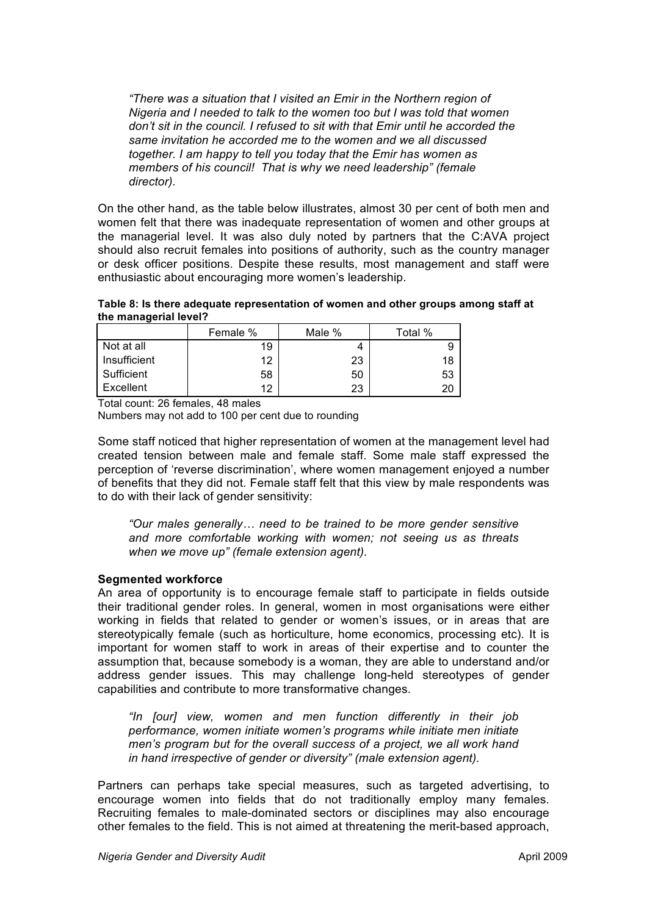*"There was a situation that I visited an Emir in the Northern region of Nigeria and I needed to talk to the women too but I was told that women don't sit in the council. I refused to sit with that Emir until he accorded the same invitation he accorded me to the women and we all discussed together. I am happy to tell you today that the Emir has women as members of his council! That is why we need leadership" (female director).*

On the other hand, as the table below illustrates, almost 30 per cent of both men and women felt that there was inadequate representation of women and other groups at the managerial level. It was also duly noted by partners that the C:AVA project should also recruit females into positions of authority, such as the country manager or desk officer positions. Despite these results, most management and staff were enthusiastic about encouraging more women's leadership.

**Table 8: Is there adequate representation of women and other groups among staff at the managerial level?**

| | Female % | Male % | Total % |
|---|---|---|---|
| Not at all | 19 | 4 | 9 |
| Insufficient | 12 | 23 | 18 |
| Sufficient | 58 | 50 | 53 |
| Excellent | 12 | 23 | 20 |

Total count: 26 females, 48 males

Numbers may not add to 100 per cent due to rounding

Some staff noticed that higher representation of women at the management level had created tension between male and female staff. Some male staff expressed the perception of 'reverse discrimination', where women management enjoyed a number of benefits that they did not. Female staff felt that this view by male respondents was to do with their lack of gender sensitivity:

*"Our males generally… need to be trained to be more gender sensitive and more comfortable working with women; not seeing us as threats when we move up" (female extension agent).*

**Segmented workforce**

An area of opportunity is to encourage female staff to participate in fields outside their traditional gender roles. In general, women in most organisations were either working in fields that related to gender or women's issues, or in areas that are stereotypically female (such as horticulture, home economics, processing etc). It is important for women staff to work in areas of their expertise and to counter the assumption that, because somebody is a woman, they are able to understand and/or address gender issues. This may challenge long-held stereotypes of gender capabilities and contribute to more transformative changes.

*"In [our] view, women and men function differently in their job performance, women initiate women's programs while initiate men initiate men's program but for the overall success of a project, we all work hand in hand irrespective of gender or diversity" (male extension agent).*

Partners can perhaps take special measures, such as targeted advertising, to encourage women into fields that do not traditionally employ many females. Recruiting females to male-dominated sectors or disciplines may also encourage other females to the field. This is not aimed at threatening the merit-based approach,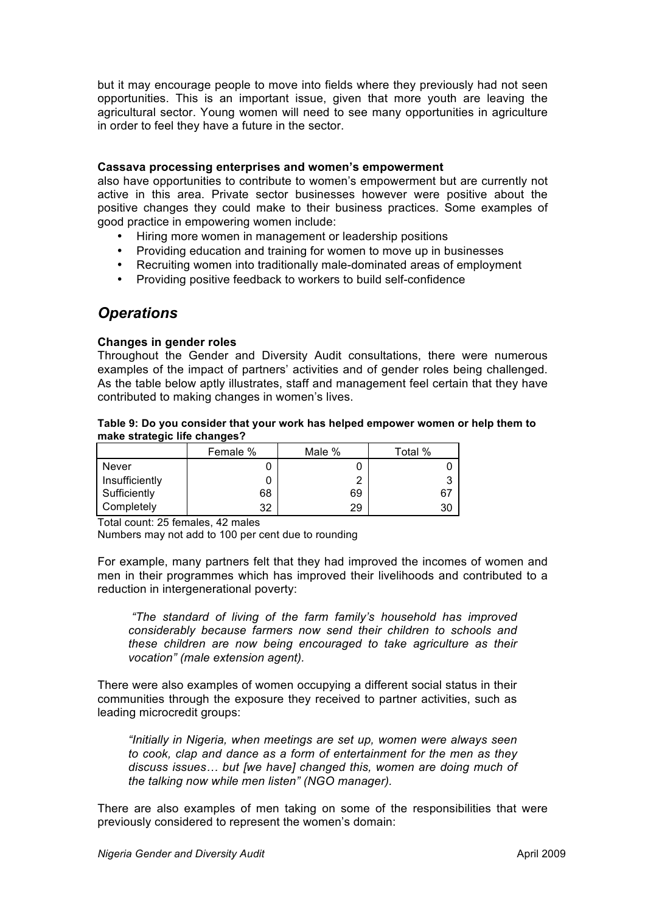but it may encourage people to move into fields where they previously had not seen opportunities. This is an important issue, given that more youth are leaving the agricultural sector. Young women will need to see many opportunities in agriculture in order to feel they have a future in the sector.

**Cassava processing enterprises and women's empowerment**

also have opportunities to contribute to women's empowerment but are currently not active in this area. Private sector businesses however were positive about the positive changes they could make to their business practices. Some examples of good practice in empowering women include:

- Hiring more women in management or leadership positions
- Providing education and training for women to move up in businesses
- Recruiting women into traditionally male-dominated areas of employment
- Providing positive feedback to workers to build self-confidence

## *Operations*

**Changes in gender roles**

Throughout the Gender and Diversity Audit consultations, there were numerous examples of the impact of partners' activities and of gender roles being challenged. As the table below aptly illustrates, staff and management feel certain that they have contributed to making changes in women's lives.

**Table 9: Do you consider that your work has helped empower women or help them to make strategic life changes?**

| | Female % | Male % | Total % |
|---|---|---|---|
| Never | 0 | 0 | 0 |
| Insufficiently | 0 | 2 | 3 |
| Sufficiently | 68 | 69 | 67 |
| Completely | 32 | 29 | 30 |

Total count: 25 females, 42 males

Numbers may not add to 100 per cent due to rounding

For example, many partners felt that they had improved the incomes of women and men in their programmes which has improved their livelihoods and contributed to a reduction in intergenerational poverty:

> *"The standard of living of the farm family's household has improved considerably because farmers now send their children to schools and these children are now being encouraged to take agriculture as their vocation" (male extension agent).*

There were also examples of women occupying a different social status in their communities through the exposure they received to partner activities, such as leading microcredit groups:

> *"Initially in Nigeria, when meetings are set up, women were always seen to cook, clap and dance as a form of entertainment for the men as they discuss issues… but [we have] changed this, women are doing much of the talking now while men listen" (NGO manager).*

There are also examples of men taking on some of the responsibilities that were previously considered to represent the women's domain: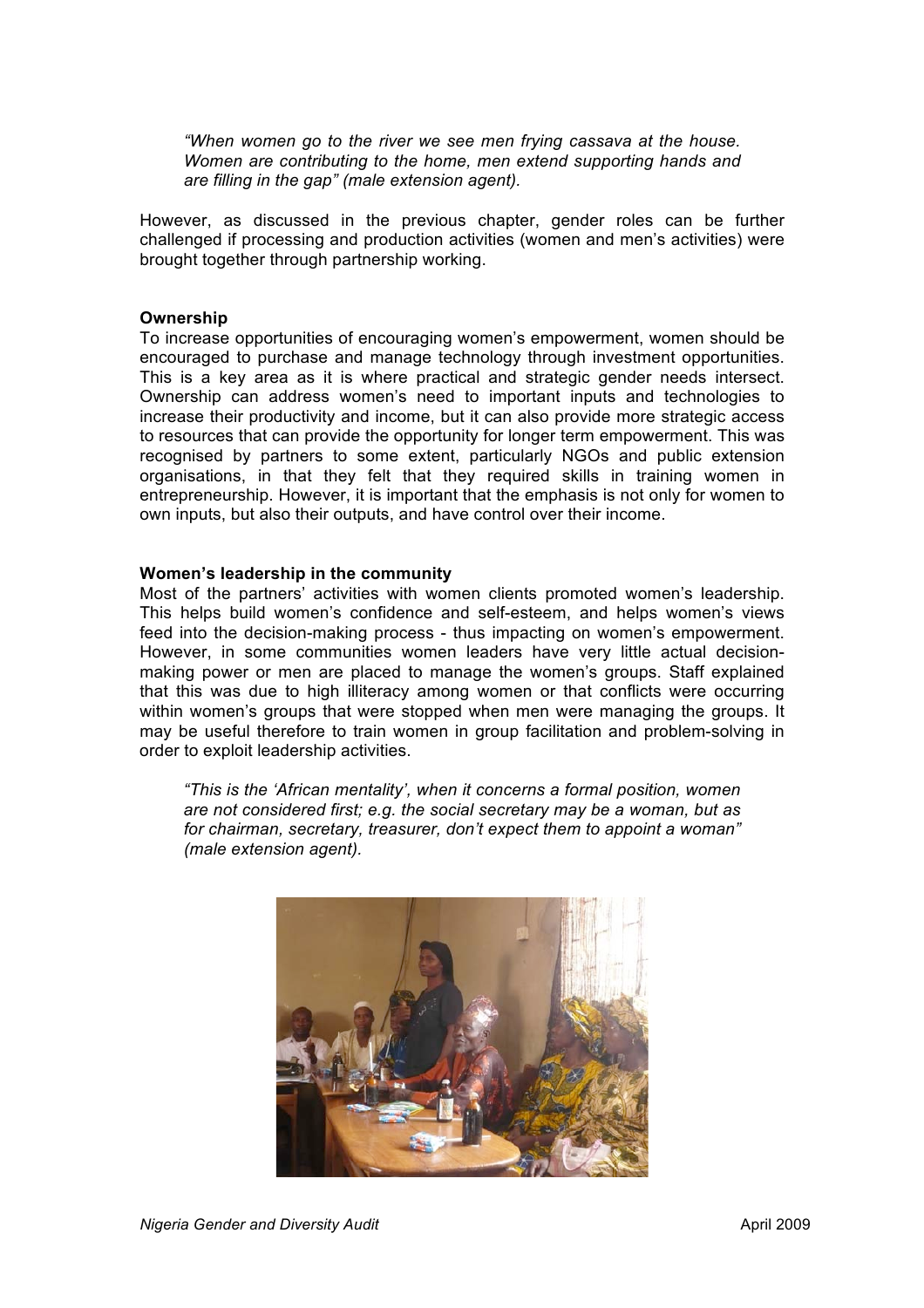*"When women go to the river we see men frying cassava at the house. Women are contributing to the home, men extend supporting hands and are filling in the gap" (male extension agent)*.

However, as discussed in the previous chapter, gender roles can be further challenged if processing and production activities (women and men's activities) were brought together through partnership working.

**Ownership**

To increase opportunities of encouraging women's empowerment, women should be encouraged to purchase and manage technology through investment opportunities. This is a key area as it is where practical and strategic gender needs intersect. Ownership can address women's need to important inputs and technologies to increase their productivity and income, but it can also provide more strategic access to resources that can provide the opportunity for longer term empowerment. This was recognised by partners to some extent, particularly NGOs and public extension organisations, in that they felt that they required skills in training women in entrepreneurship. However, it is important that the emphasis is not only for women to own inputs, but also their outputs, and have control over their income.

**Women's leadership in the community**

Most of the partners' activities with women clients promoted women's leadership. This helps build women's confidence and self-esteem, and helps women's views feed into the decision-making process - thus impacting on women's empowerment. However, in some communities women leaders have very little actual decision-making power or men are placed to manage the women's groups. Staff explained that this was due to high illiteracy among women or that conflicts were occurring within women's groups that were stopped when men were managing the groups. It may be useful therefore to train women in group facilitation and problem-solving in order to exploit leadership activities.

*"This is the 'African mentality', when it concerns a formal position, women are not considered first; e.g. the social secretary may be a woman, but as for chairman, secretary, treasurer, don't expect them to appoint a woman" (male extension agent).*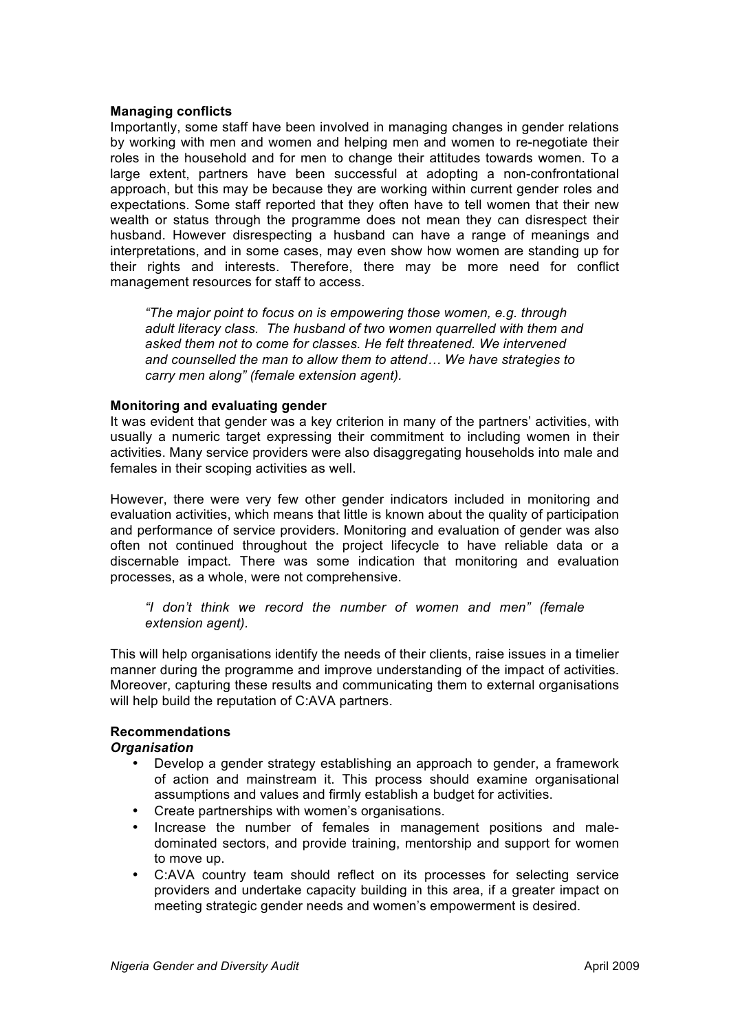**Managing conflicts**

Importantly, some staff have been involved in managing changes in gender relations by working with men and women and helping men and women to re-negotiate their roles in the household and for men to change their attitudes towards women. To a large extent, partners have been successful at adopting a non-confrontational approach, but this may be because they are working within current gender roles and expectations. Some staff reported that they often have to tell women that their new wealth or status through the programme does not mean they can disrespect their husband. However disrespecting a husband can have a range of meanings and interpretations, and in some cases, may even show how women are standing up for their rights and interests. Therefore, there may be more need for conflict management resources for staff to access.

> *"The major point to focus on is empowering those women, e.g. through adult literacy class. The husband of two women quarrelled with them and asked them not to come for classes. He felt threatened. We intervened and counselled the man to allow them to attend… We have strategies to carry men along" (female extension agent).*

**Monitoring and evaluating gender**

It was evident that gender was a key criterion in many of the partners' activities, with usually a numeric target expressing their commitment to including women in their activities. Many service providers were also disaggregating households into male and females in their scoping activities as well.

However, there were very few other gender indicators included in monitoring and evaluation activities, which means that little is known about the quality of participation and performance of service providers. Monitoring and evaluation of gender was also often not continued throughout the project lifecycle to have reliable data or a discernable impact. There was some indication that monitoring and evaluation processes, as a whole, were not comprehensive.

> *"I don't think we record the number of women and men" (female extension agent).*

This will help organisations identify the needs of their clients, raise issues in a timelier manner during the programme and improve understanding of the impact of activities. Moreover, capturing these results and communicating them to external organisations will help build the reputation of C:AVA partners.

**Recommendations**

***Organisation***

- Develop a gender strategy establishing an approach to gender, a framework of action and mainstream it. This process should examine organisational assumptions and values and firmly establish a budget for activities.
- Create partnerships with women's organisations.
- Increase the number of females in management positions and male-dominated sectors, and provide training, mentorship and support for women to move up.
- C:AVA country team should reflect on its processes for selecting service providers and undertake capacity building in this area, if a greater impact on meeting strategic gender needs and women's empowerment is desired.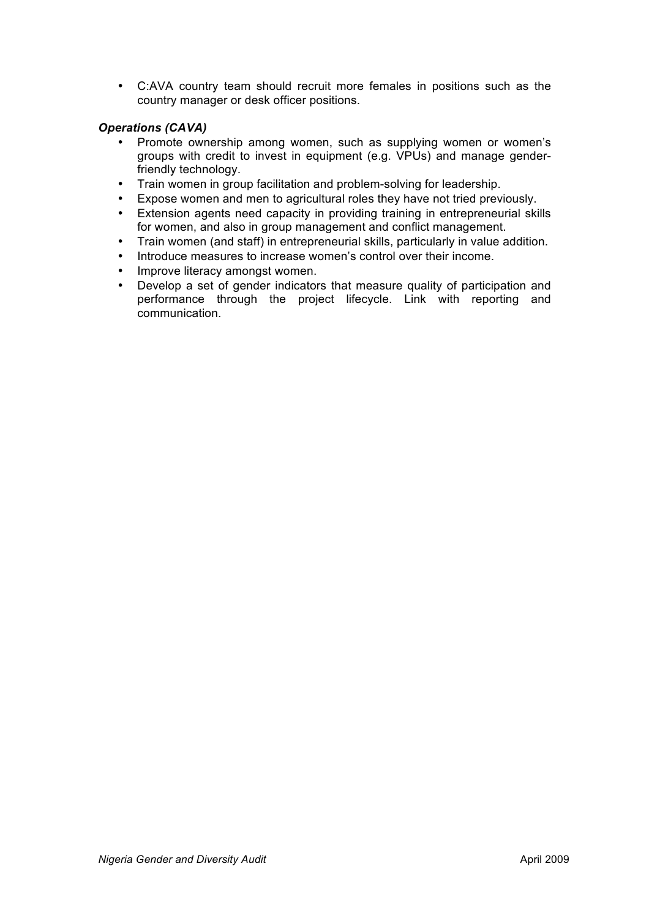- C:AVA country team should recruit more females in positions such as the country manager or desk officer positions.

***Operations (CAVA)***

- Promote ownership among women, such as supplying women or women's groups with credit to invest in equipment (e.g. VPUs) and manage gender-friendly technology.
- Train women in group facilitation and problem-solving for leadership.
- Expose women and men to agricultural roles they have not tried previously.
- Extension agents need capacity in providing training in entrepreneurial skills for women, and also in group management and conflict management.
- Train women (and staff) in entrepreneurial skills, particularly in value addition.
- Introduce measures to increase women's control over their income.
- Improve literacy amongst women.
- Develop a set of gender indicators that measure quality of participation and performance through the project lifecycle. Link with reporting and communication.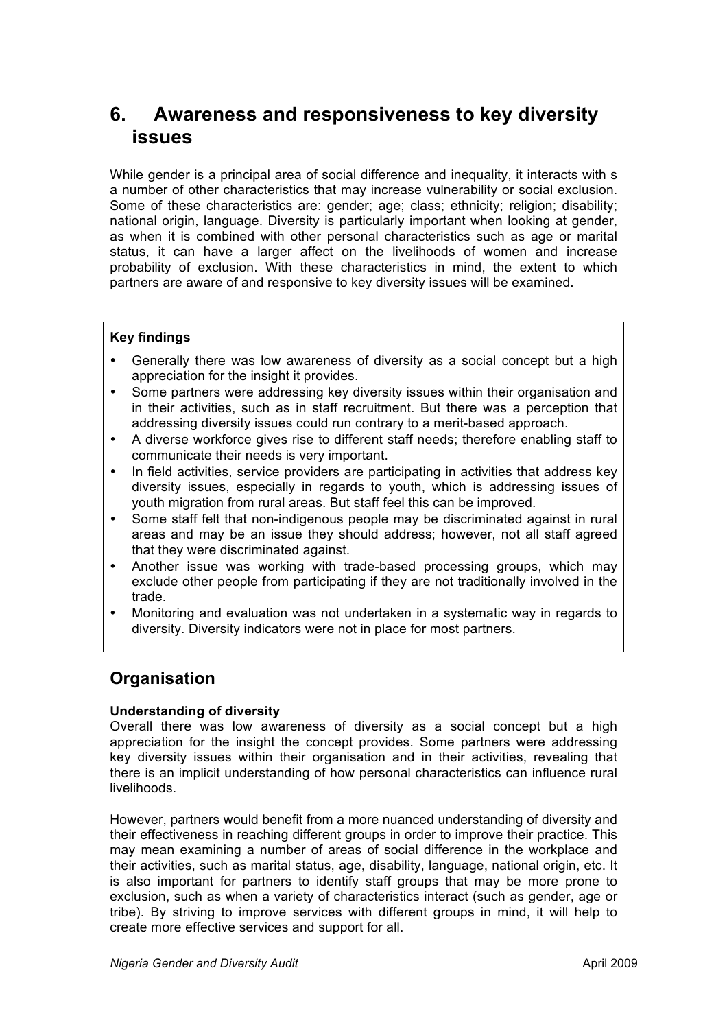# 6. Awareness and responsiveness to key diversity issues

While gender is a principal area of social difference and inequality, it interacts with s a number of other characteristics that may increase vulnerability or social exclusion. Some of these characteristics are: gender; age; class; ethnicity; religion; disability; national origin, language. Diversity is particularly important when looking at gender, as when it is combined with other personal characteristics such as age or marital status, it can have a larger affect on the livelihoods of women and increase probability of exclusion. With these characteristics in mind, the extent to which partners are aware of and responsive to key diversity issues will be examined.

**Key findings**

- Generally there was low awareness of diversity as a social concept but a high appreciation for the insight it provides.
- Some partners were addressing key diversity issues within their organisation and in their activities, such as in staff recruitment. But there was a perception that addressing diversity issues could run contrary to a merit-based approach.
- A diverse workforce gives rise to different staff needs; therefore enabling staff to communicate their needs is very important.
- In field activities, service providers are participating in activities that address key diversity issues, especially in regards to youth, which is addressing issues of youth migration from rural areas. But staff feel this can be improved.
- Some staff felt that non-indigenous people may be discriminated against in rural areas and may be an issue they should address; however, not all staff agreed that they were discriminated against.
- Another issue was working with trade-based processing groups, which may exclude other people from participating if they are not traditionally involved in the trade.
- Monitoring and evaluation was not undertaken in a systematic way in regards to diversity. Diversity indicators were not in place for most partners.

## Organisation

**Understanding of diversity**

Overall there was low awareness of diversity as a social concept but a high appreciation for the insight the concept provides. Some partners were addressing key diversity issues within their organisation and in their activities, revealing that there is an implicit understanding of how personal characteristics can influence rural livelihoods.

However, partners would benefit from a more nuanced understanding of diversity and their effectiveness in reaching different groups in order to improve their practice. This may mean examining a number of areas of social difference in the workplace and their activities, such as marital status, age, disability, language, national origin, etc. It is also important for partners to identify staff groups that may be more prone to exclusion, such as when a variety of characteristics interact (such as gender, age or tribe). By striving to improve services with different groups in mind, it will help to create more effective services and support for all.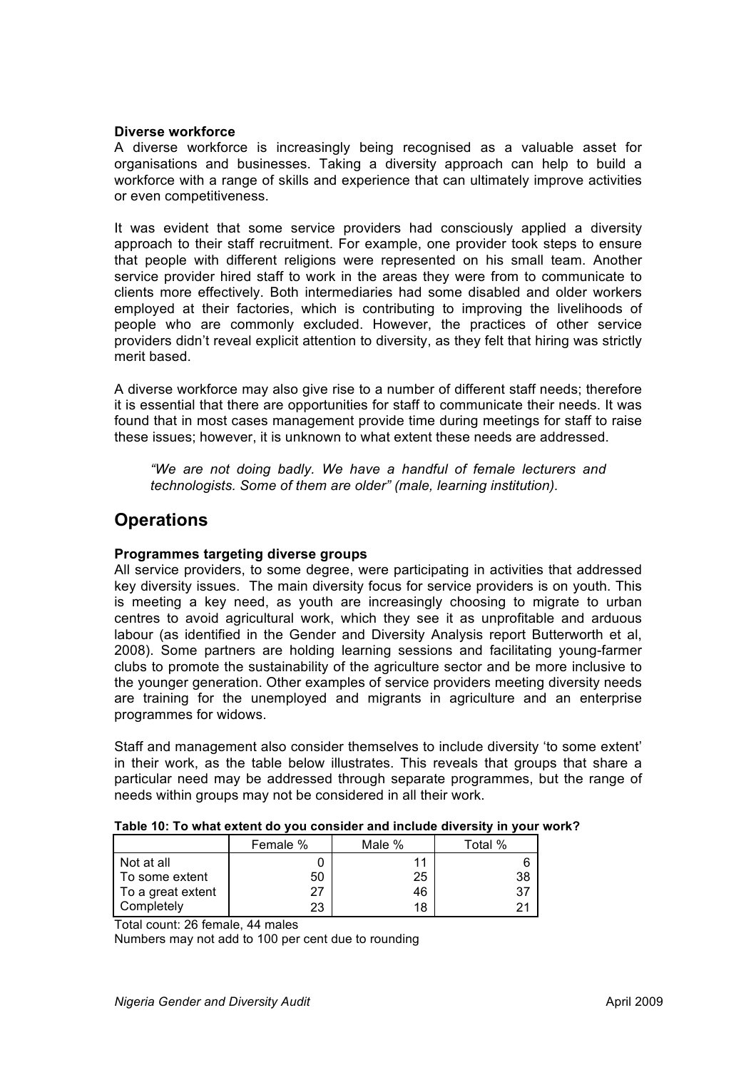**Diverse workforce**

A diverse workforce is increasingly being recognised as a valuable asset for organisations and businesses. Taking a diversity approach can help to build a workforce with a range of skills and experience that can ultimately improve activities or even competitiveness.

It was evident that some service providers had consciously applied a diversity approach to their staff recruitment. For example, one provider took steps to ensure that people with different religions were represented on his small team. Another service provider hired staff to work in the areas they were from to communicate to clients more effectively. Both intermediaries had some disabled and older workers employed at their factories, which is contributing to improving the livelihoods of people who are commonly excluded. However, the practices of other service providers didn't reveal explicit attention to diversity, as they felt that hiring was strictly merit based.

A diverse workforce may also give rise to a number of different staff needs; therefore it is essential that there are opportunities for staff to communicate their needs. It was found that in most cases management provide time during meetings for staff to raise these issues; however, it is unknown to what extent these needs are addressed.

> *"We are not doing badly. We have a handful of female lecturers and technologists. Some of them are older" (male, learning institution).*

## Operations

**Programmes targeting diverse groups**

All service providers, to some degree, were participating in activities that addressed key diversity issues. The main diversity focus for service providers is on youth. This is meeting a key need, as youth are increasingly choosing to migrate to urban centres to avoid agricultural work, which they see it as unprofitable and arduous labour (as identified in the Gender and Diversity Analysis report Butterworth et al, 2008). Some partners are holding learning sessions and facilitating young-farmer clubs to promote the sustainability of the agriculture sector and be more inclusive to the younger generation. Other examples of service providers meeting diversity needs are training for the unemployed and migrants in agriculture and an enterprise programmes for widows.

Staff and management also consider themselves to include diversity 'to some extent' in their work, as the table below illustrates. This reveals that groups that share a particular need may be addressed through separate programmes, but the range of needs within groups may not be considered in all their work.

**Table 10: To what extent do you consider and include diversity in your work?**

| | Female % | Male % | Total % |
|---|---|---|---|
| Not at all | 0 | 11 | 6 |
| To some extent | 50 | 25 | 38 |
| To a great extent | 27 | 46 | 37 |
| Completely | 23 | 18 | 21 |

Total count: 26 female, 44 males

Numbers may not add to 100 per cent due to rounding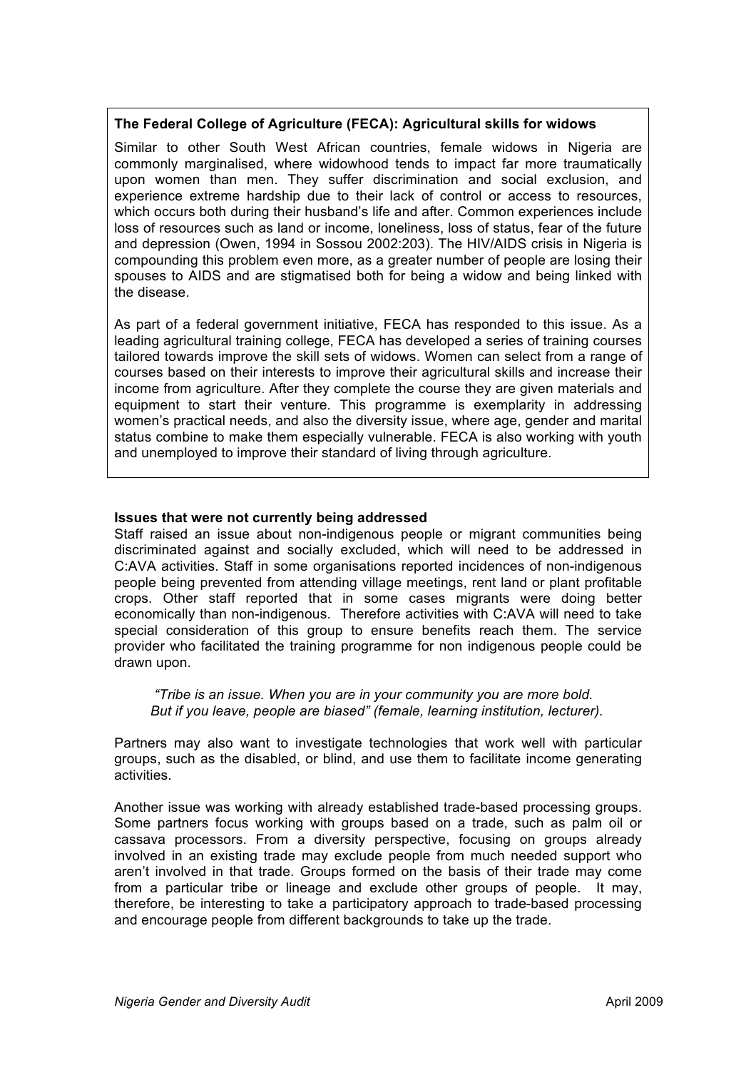**The Federal College of Agriculture (FECA): Agricultural skills for widows**

Similar to other South West African countries, female widows in Nigeria are commonly marginalised, where widowhood tends to impact far more traumatically upon women than men. They suffer discrimination and social exclusion, and experience extreme hardship due to their lack of control or access to resources, which occurs both during their husband's life and after. Common experiences include loss of resources such as land or income, loneliness, loss of status, fear of the future and depression (Owen, 1994 in Sossou 2002:203). The HIV/AIDS crisis in Nigeria is compounding this problem even more, as a greater number of people are losing their spouses to AIDS and are stigmatised both for being a widow and being linked with the disease.

As part of a federal government initiative, FECA has responded to this issue. As a leading agricultural training college, FECA has developed a series of training courses tailored towards improve the skill sets of widows. Women can select from a range of courses based on their interests to improve their agricultural skills and increase their income from agriculture. After they complete the course they are given materials and equipment to start their venture. This programme is exemplarity in addressing women's practical needs, and also the diversity issue, where age, gender and marital status combine to make them especially vulnerable. FECA is also working with youth and unemployed to improve their standard of living through agriculture.

**Issues that were not currently being addressed**

Staff raised an issue about non-indigenous people or migrant communities being discriminated against and socially excluded, which will need to be addressed in C:AVA activities. Staff in some organisations reported incidences of non-indigenous people being prevented from attending village meetings, rent land or plant profitable crops. Other staff reported that in some cases migrants were doing better economically than non-indigenous. Therefore activities with C:AVA will need to take special consideration of this group to ensure benefits reach them. The service provider who facilitated the training programme for non indigenous people could be drawn upon.

> *"Tribe is an issue. When you are in your community you are more bold. But if you leave, people are biased" (female, learning institution, lecturer).*

Partners may also want to investigate technologies that work well with particular groups, such as the disabled, or blind, and use them to facilitate income generating activities.

Another issue was working with already established trade-based processing groups. Some partners focus working with groups based on a trade, such as palm oil or cassava processors. From a diversity perspective, focusing on groups already involved in an existing trade may exclude people from much needed support who aren't involved in that trade. Groups formed on the basis of their trade may come from a particular tribe or lineage and exclude other groups of people. It may, therefore, be interesting to take a participatory approach to trade-based processing and encourage people from different backgrounds to take up the trade.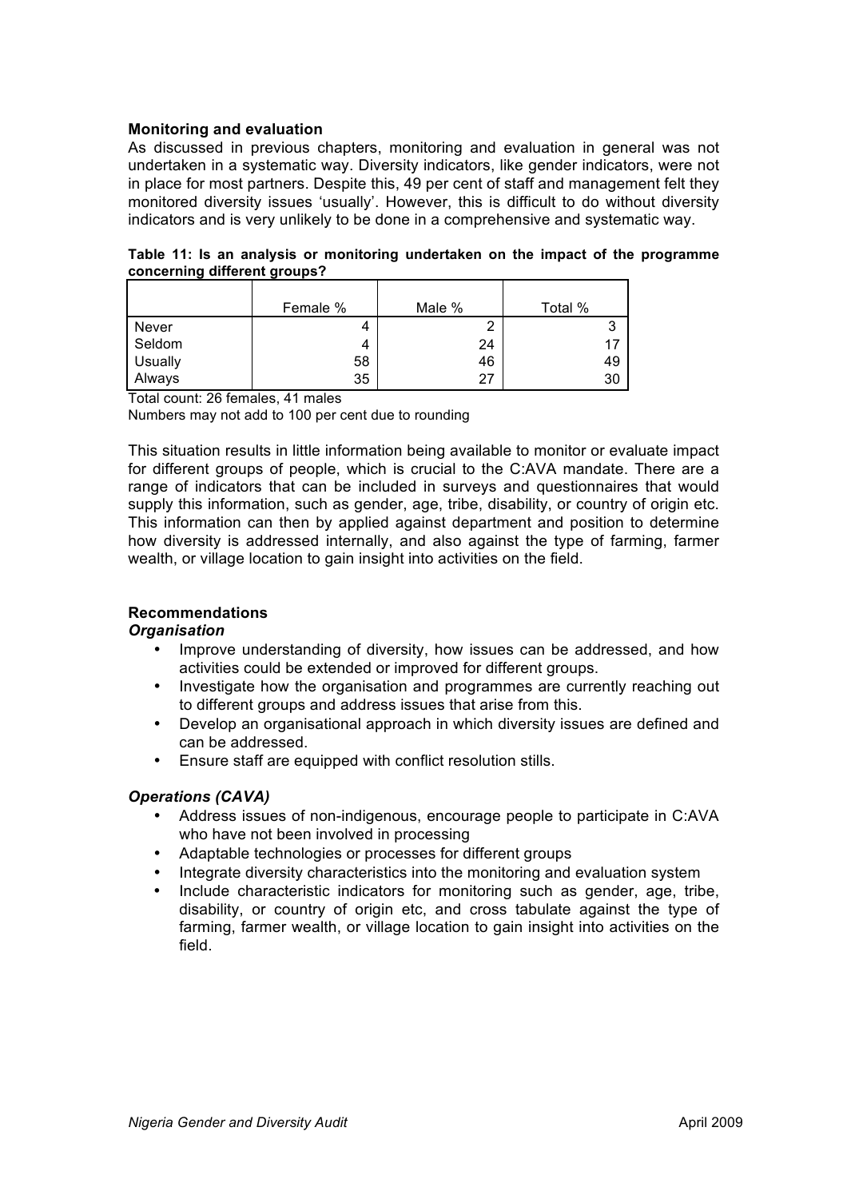### Monitoring and evaluation

As discussed in previous chapters, monitoring and evaluation in general was not undertaken in a systematic way. Diversity indicators, like gender indicators, were not in place for most partners. Despite this, 49 per cent of staff and management felt they monitored diversity issues 'usually'. However, this is difficult to do without diversity indicators and is very unlikely to be done in a comprehensive and systematic way.

**Table 11: Is an analysis or monitoring undertaken on the impact of the programme concerning different groups?**

| | Female % | Male % | Total % |
|---|---|---|---|
| Never | 4 | 2 | 3 |
| Seldom | 4 | 24 | 17 |
| Usually | 58 | 46 | 49 |
| Always | 35 | 27 | 30 |

Total count: 26 females, 41 males

Numbers may not add to 100 per cent due to rounding

This situation results in little information being available to monitor or evaluate impact for different groups of people, which is crucial to the C:AVA mandate. There are a range of indicators that can be included in surveys and questionnaires that would supply this information, such as gender, age, tribe, disability, or country of origin etc. This information can then by applied against department and position to determine how diversity is addressed internally, and also against the type of farming, farmer wealth, or village location to gain insight into activities on the field.

### Recommendations

***Organisation***

- Improve understanding of diversity, how issues can be addressed, and how activities could be extended or improved for different groups.
- Investigate how the organisation and programmes are currently reaching out to different groups and address issues that arise from this.
- Develop an organisational approach in which diversity issues are defined and can be addressed.
- Ensure staff are equipped with conflict resolution stills.

***Operations (CAVA)***

- Address issues of non-indigenous, encourage people to participate in C:AVA who have not been involved in processing
- Adaptable technologies or processes for different groups
- Integrate diversity characteristics into the monitoring and evaluation system
- Include characteristic indicators for monitoring such as gender, age, tribe, disability, or country of origin etc, and cross tabulate against the type of farming, farmer wealth, or village location to gain insight into activities on the field.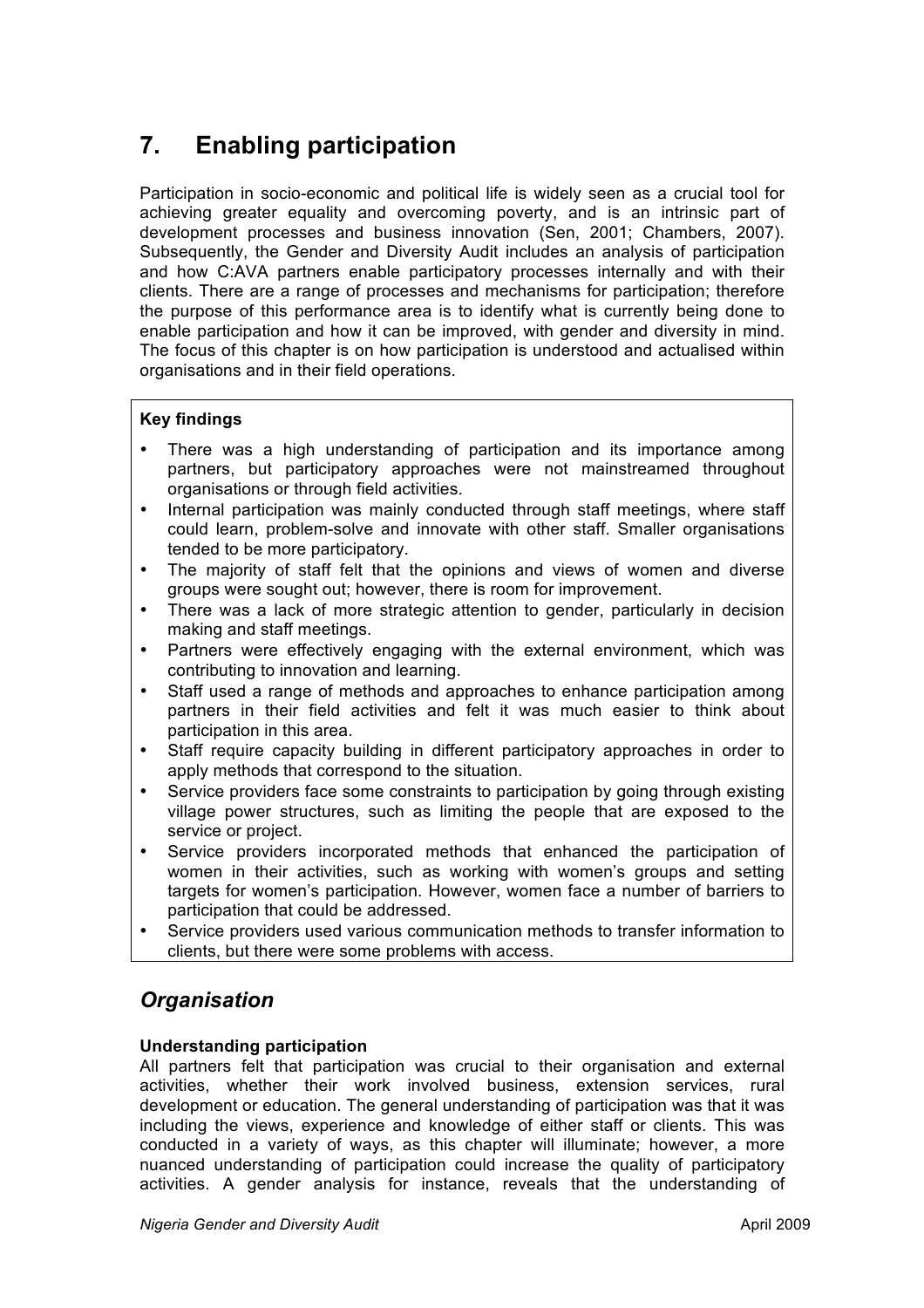# 7. Enabling participation

Participation in socio-economic and political life is widely seen as a crucial tool for achieving greater equality and overcoming poverty, and is an intrinsic part of development processes and business innovation (Sen, 2001; Chambers, 2007). Subsequently, the Gender and Diversity Audit includes an analysis of participation and how C:AVA partners enable participatory processes internally and with their clients. There are a range of processes and mechanisms for participation; therefore the purpose of this performance area is to identify what is currently being done to enable participation and how it can be improved, with gender and diversity in mind. The focus of this chapter is on how participation is understood and actualised within organisations and in their field operations.

**Key findings**

- There was a high understanding of participation and its importance among partners, but participatory approaches were not mainstreamed throughout organisations or through field activities.
- Internal participation was mainly conducted through staff meetings, where staff could learn, problem-solve and innovate with other staff. Smaller organisations tended to be more participatory.
- The majority of staff felt that the opinions and views of women and diverse groups were sought out; however, there is room for improvement.
- There was a lack of more strategic attention to gender, particularly in decision making and staff meetings.
- Partners were effectively engaging with the external environment, which was contributing to innovation and learning.
- Staff used a range of methods and approaches to enhance participation among partners in their field activities and felt it was much easier to think about participation in this area.
- Staff require capacity building in different participatory approaches in order to apply methods that correspond to the situation.
- Service providers face some constraints to participation by going through existing village power structures, such as limiting the people that are exposed to the service or project.
- Service providers incorporated methods that enhanced the participation of women in their activities, such as working with women's groups and setting targets for women's participation. However, women face a number of barriers to participation that could be addressed.
- Service providers used various communication methods to transfer information to clients, but there were some problems with access.

## *Organisation*

**Understanding participation**

All partners felt that participation was crucial to their organisation and external activities, whether their work involved business, extension services, rural development or education. The general understanding of participation was that it was including the views, experience and knowledge of either staff or clients. This was conducted in a variety of ways, as this chapter will illuminate; however, a more nuanced understanding of participation could increase the quality of participatory activities. A gender analysis for instance, reveals that the understanding of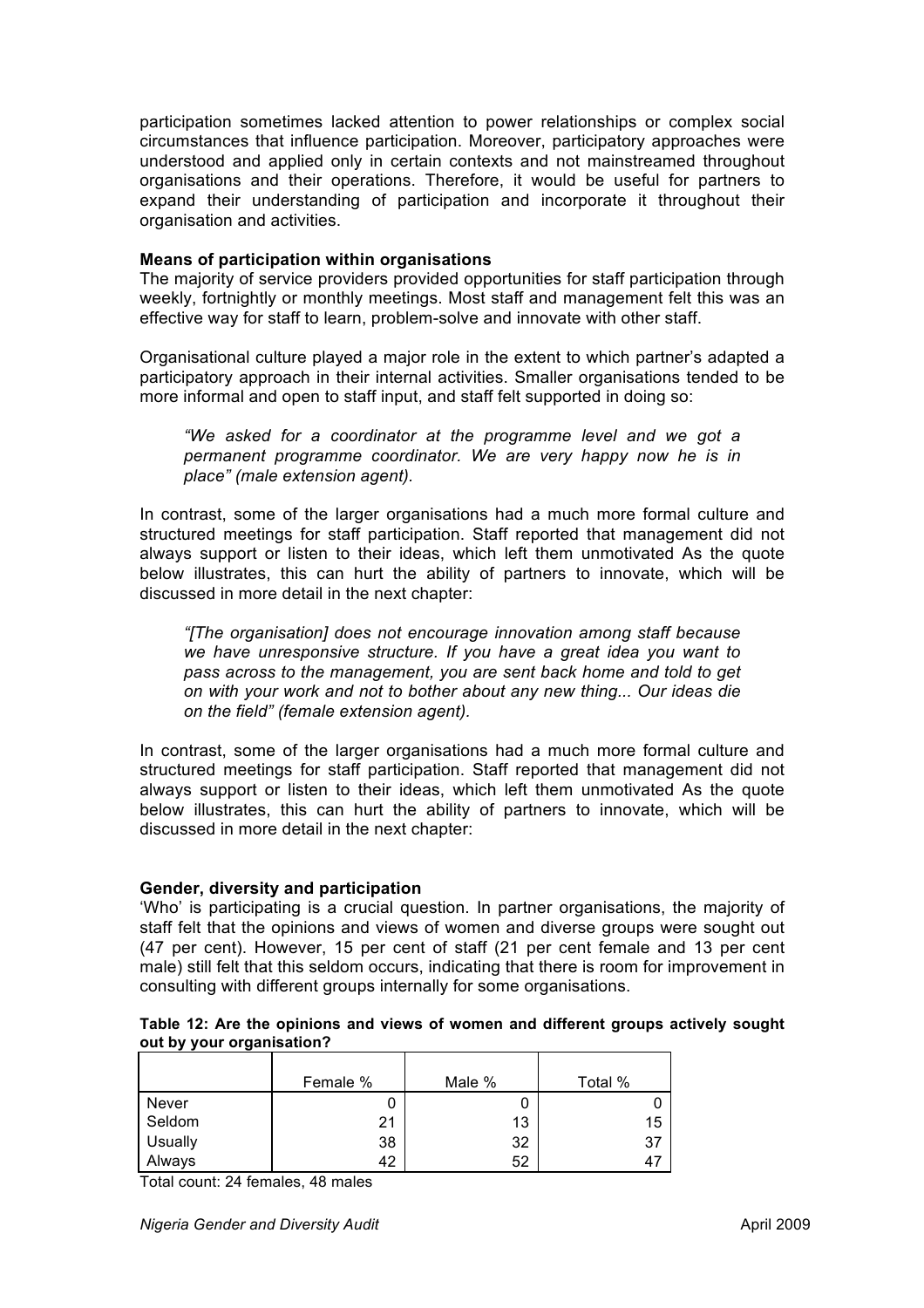participation sometimes lacked attention to power relationships or complex social circumstances that influence participation. Moreover, participatory approaches were understood and applied only in certain contexts and not mainstreamed throughout organisations and their operations. Therefore, it would be useful for partners to expand their understanding of participation and incorporate it throughout their organisation and activities.

**Means of participation within organisations**

The majority of service providers provided opportunities for staff participation through weekly, fortnightly or monthly meetings. Most staff and management felt this was an effective way for staff to learn, problem-solve and innovate with other staff.

Organisational culture played a major role in the extent to which partner's adapted a participatory approach in their internal activities. Smaller organisations tended to be more informal and open to staff input, and staff felt supported in doing so:

> *"We asked for a coordinator at the programme level and we got a permanent programme coordinator. We are very happy now he is in place" (male extension agent).*

In contrast, some of the larger organisations had a much more formal culture and structured meetings for staff participation. Staff reported that management did not always support or listen to their ideas, which left them unmotivated As the quote below illustrates, this can hurt the ability of partners to innovate, which will be discussed in more detail in the next chapter:

> *"[The organisation] does not encourage innovation among staff because we have unresponsive structure. If you have a great idea you want to pass across to the management, you are sent back home and told to get on with your work and not to bother about any new thing... Our ideas die on the field" (female extension agent).*

In contrast, some of the larger organisations had a much more formal culture and structured meetings for staff participation. Staff reported that management did not always support or listen to their ideas, which left them unmotivated As the quote below illustrates, this can hurt the ability of partners to innovate, which will be discussed in more detail in the next chapter:

**Gender, diversity and participation**

'Who' is participating is a crucial question. In partner organisations, the majority of staff felt that the opinions and views of women and diverse groups were sought out (47 per cent). However, 15 per cent of staff (21 per cent female and 13 per cent male) still felt that this seldom occurs, indicating that there is room for improvement in consulting with different groups internally for some organisations.

**Table 12: Are the opinions and views of women and different groups actively sought out by your organisation?**

| | Female % | Male % | Total % |
|---|---|---|---|
| Never | 0 | 0 | 0 |
| Seldom | 21 | 13 | 15 |
| Usually | 38 | 32 | 37 |
| Always | 42 | 52 | 47 |

Total count: 24 females, 48 males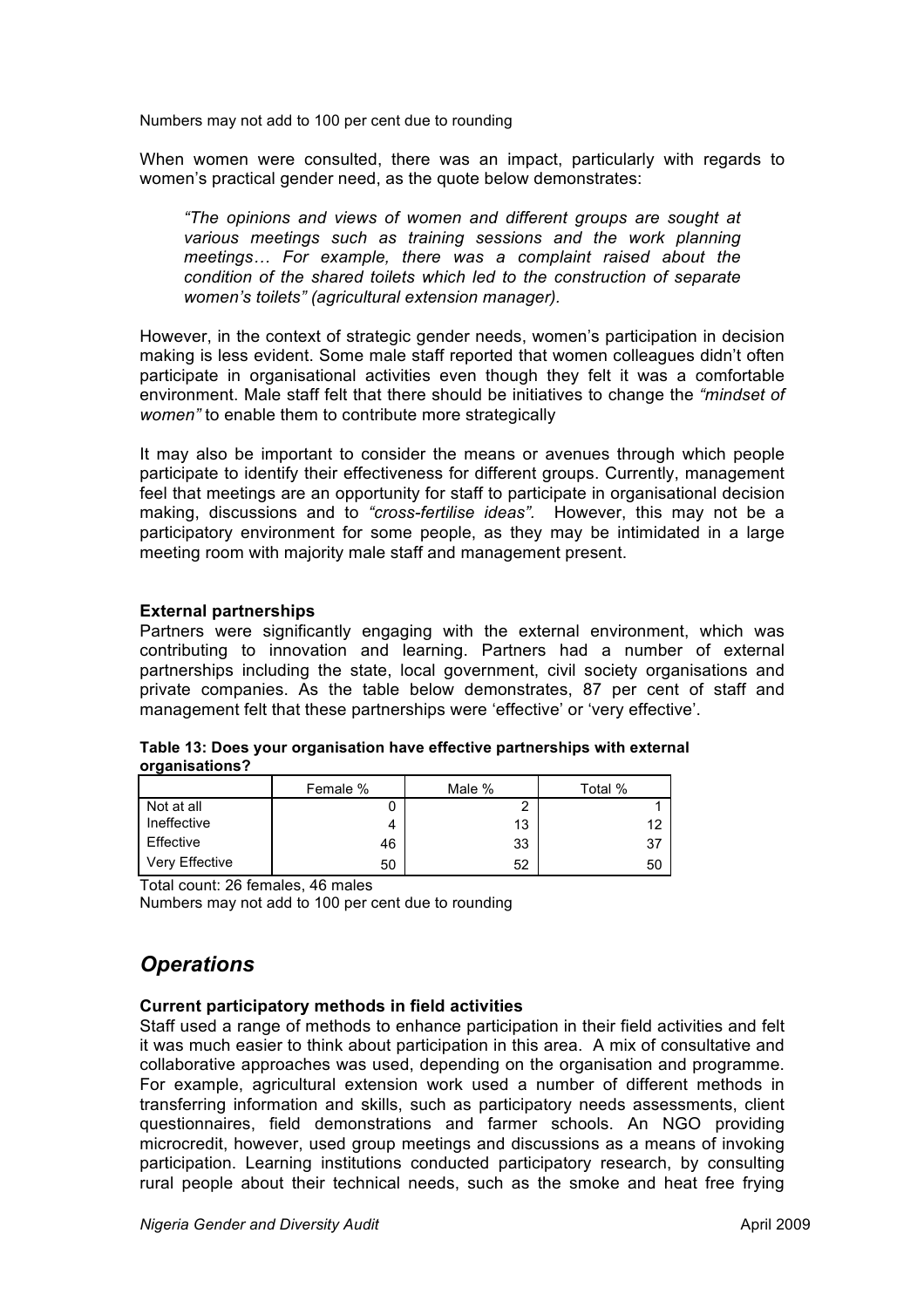Numbers may not add to 100 per cent due to rounding

When women were consulted, there was an impact, particularly with regards to women's practical gender need, as the quote below demonstrates:

> *"The opinions and views of women and different groups are sought at various meetings such as training sessions and the work planning meetings… For example, there was a complaint raised about the condition of the shared toilets which led to the construction of separate women's toilets" (agricultural extension manager).*

However, in the context of strategic gender needs, women's participation in decision making is less evident. Some male staff reported that women colleagues didn't often participate in organisational activities even though they felt it was a comfortable environment. Male staff felt that there should be initiatives to change the *"mindset of women"* to enable them to contribute more strategically

It may also be important to consider the means or avenues through which people participate to identify their effectiveness for different groups. Currently, management feel that meetings are an opportunity for staff to participate in organisational decision making, discussions and to *"cross-fertilise ideas".* However, this may not be a participatory environment for some people, as they may be intimidated in a large meeting room with majority male staff and management present.

**External partnerships**

Partners were significantly engaging with the external environment, which was contributing to innovation and learning. Partners had a number of external partnerships including the state, local government, civil society organisations and private companies. As the table below demonstrates, 87 per cent of staff and management felt that these partnerships were 'effective' or 'very effective'.

**Table 13: Does your organisation have effective partnerships with external organisations?**

| | Female % | Male % | Total % |
|---|---|---|---|
| Not at all | 0 | 2 | 1 |
| Ineffective | 4 | 13 | 12 |
| Effective | 46 | 33 | 37 |
| Very Effective | 50 | 52 | 50 |

Total count: 26 females, 46 males

Numbers may not add to 100 per cent due to rounding

## *Operations*

**Current participatory methods in field activities**

Staff used a range of methods to enhance participation in their field activities and felt it was much easier to think about participation in this area. A mix of consultative and collaborative approaches was used, depending on the organisation and programme. For example, agricultural extension work used a number of different methods in transferring information and skills, such as participatory needs assessments, client questionnaires, field demonstrations and farmer schools. An NGO providing microcredit, however, used group meetings and discussions as a means of invoking participation. Learning institutions conducted participatory research, by consulting rural people about their technical needs, such as the smoke and heat free frying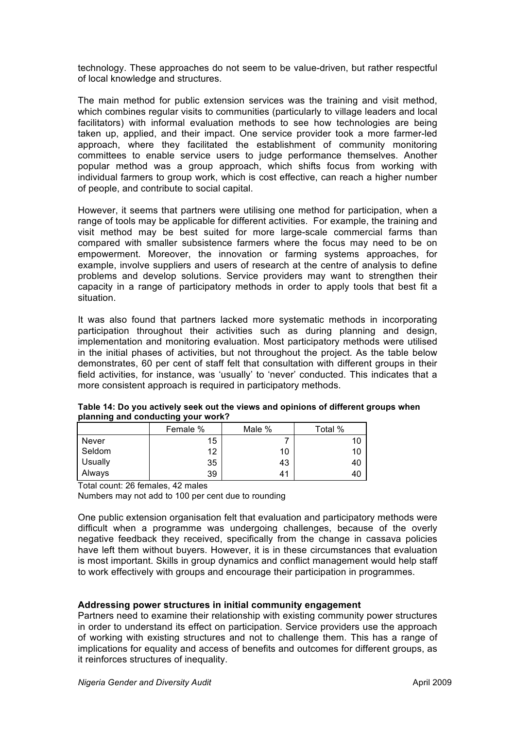technology. These approaches do not seem to be value-driven, but rather respectful of local knowledge and structures.

The main method for public extension services was the training and visit method, which combines regular visits to communities (particularly to village leaders and local facilitators) with informal evaluation methods to see how technologies are being taken up, applied, and their impact. One service provider took a more farmer-led approach, where they facilitated the establishment of community monitoring committees to enable service users to judge performance themselves. Another popular method was a group approach, which shifts focus from working with individual farmers to group work, which is cost effective, can reach a higher number of people, and contribute to social capital.

However, it seems that partners were utilising one method for participation, when a range of tools may be applicable for different activities. For example, the training and visit method may be best suited for more large-scale commercial farms than compared with smaller subsistence farmers where the focus may need to be on empowerment. Moreover, the innovation or farming systems approaches, for example, involve suppliers and users of research at the centre of analysis to define problems and develop solutions. Service providers may want to strengthen their capacity in a range of participatory methods in order to apply tools that best fit a situation.

It was also found that partners lacked more systematic methods in incorporating participation throughout their activities such as during planning and design, implementation and monitoring evaluation. Most participatory methods were utilised in the initial phases of activities, but not throughout the project. As the table below demonstrates, 60 per cent of staff felt that consultation with different groups in their field activities, for instance, was 'usually' to 'never' conducted. This indicates that a more consistent approach is required in participatory methods.

**Table 14: Do you actively seek out the views and opinions of different groups when planning and conducting your work?**

| | Female % | Male % | Total % |
|---|---|---|---|
| Never | 15 | 7 | 10 |
| Seldom | 12 | 10 | 10 |
| Usually | 35 | 43 | 40 |
| Always | 39 | 41 | 40 |

Total count: 26 females, 42 males

Numbers may not add to 100 per cent due to rounding

One public extension organisation felt that evaluation and participatory methods were difficult when a programme was undergoing challenges, because of the overly negative feedback they received, specifically from the change in cassava policies have left them without buyers. However, it is in these circumstances that evaluation is most important. Skills in group dynamics and conflict management would help staff to work effectively with groups and encourage their participation in programmes.

**Addressing power structures in initial community engagement**

Partners need to examine their relationship with existing community power structures in order to understand its effect on participation. Service providers use the approach of working with existing structures and not to challenge them. This has a range of implications for equality and access of benefits and outcomes for different groups, as it reinforces structures of inequality.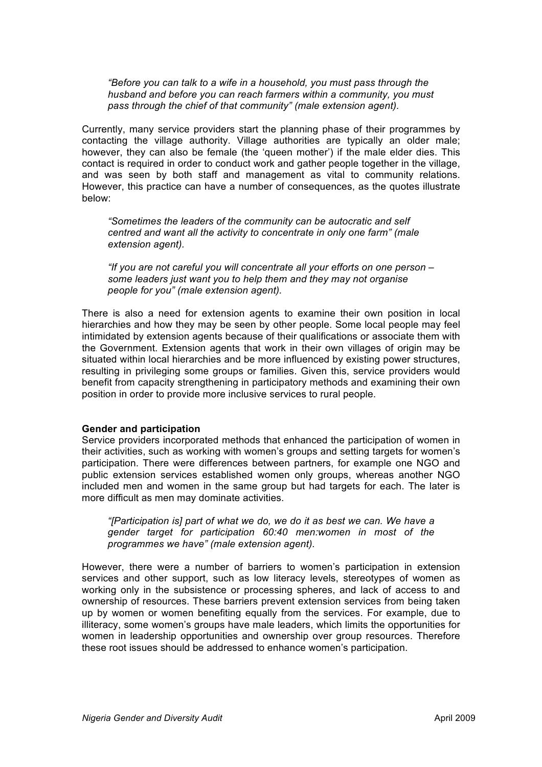*"Before you can talk to a wife in a household, you must pass through the husband and before you can reach farmers within a community, you must pass through the chief of that community" (male extension agent).*

Currently, many service providers start the planning phase of their programmes by contacting the village authority. Village authorities are typically an older male; however, they can also be female (the 'queen mother') if the male elder dies. This contact is required in order to conduct work and gather people together in the village, and was seen by both staff and management as vital to community relations. However, this practice can have a number of consequences, as the quotes illustrate below:

*"Sometimes the leaders of the community can be autocratic and self centred and want all the activity to concentrate in only one farm" (male extension agent).*

*"If you are not careful you will concentrate all your efforts on one person – some leaders just want you to help them and they may not organise people for you" (male extension agent).*

There is also a need for extension agents to examine their own position in local hierarchies and how they may be seen by other people. Some local people may feel intimidated by extension agents because of their qualifications or associate them with the Government. Extension agents that work in their own villages of origin may be situated within local hierarchies and be more influenced by existing power structures, resulting in privileging some groups or families. Given this, service providers would benefit from capacity strengthening in participatory methods and examining their own position in order to provide more inclusive services to rural people.

**Gender and participation**

Service providers incorporated methods that enhanced the participation of women in their activities, such as working with women's groups and setting targets for women's participation. There were differences between partners, for example one NGO and public extension services established women only groups, whereas another NGO included men and women in the same group but had targets for each. The later is more difficult as men may dominate activities.

*"[Participation is] part of what we do, we do it as best we can. We have a gender target for participation 60:40 men:women in most of the programmes we have" (male extension agent).*

However, there were a number of barriers to women's participation in extension services and other support, such as low literacy levels, stereotypes of women as working only in the subsistence or processing spheres, and lack of access to and ownership of resources. These barriers prevent extension services from being taken up by women or women benefiting equally from the services. For example, due to illiteracy, some women's groups have male leaders, which limits the opportunities for women in leadership opportunities and ownership over group resources. Therefore these root issues should be addressed to enhance women's participation.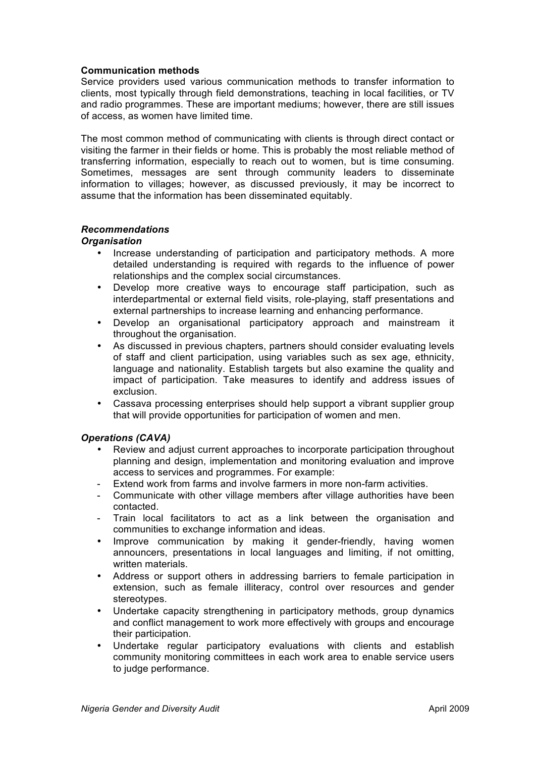**Communication methods**

Service providers used various communication methods to transfer information to clients, most typically through field demonstrations, teaching in local facilities, or TV and radio programmes. These are important mediums; however, there are still issues of access, as women have limited time.

The most common method of communicating with clients is through direct contact or visiting the farmer in their fields or home. This is probably the most reliable method of transferring information, especially to reach out to women, but is time consuming. Sometimes, messages are sent through community leaders to disseminate information to villages; however, as discussed previously, it may be incorrect to assume that the information has been disseminated equitably.

***Recommendations***

***Organisation***

- Increase understanding of participation and participatory methods. A more detailed understanding is required with regards to the influence of power relationships and the complex social circumstances.
- Develop more creative ways to encourage staff participation, such as interdepartmental or external field visits, role-playing, staff presentations and external partnerships to increase learning and enhancing performance.
- Develop an organisational participatory approach and mainstream it throughout the organisation.
- As discussed in previous chapters, partners should consider evaluating levels of staff and client participation, using variables such as sex age, ethnicity, language and nationality. Establish targets but also examine the quality and impact of participation. Take measures to identify and address issues of exclusion.
- Cassava processing enterprises should help support a vibrant supplier group that will provide opportunities for participation of women and men.

***Operations (CAVA)***

- Review and adjust current approaches to incorporate participation throughout planning and design, implementation and monitoring evaluation and improve access to services and programmes. For example:
  - Extend work from farms and involve farmers in more non-farm activities.
  - Communicate with other village members after village authorities have been contacted.
  - Train local facilitators to act as a link between the organisation and communities to exchange information and ideas.
- Improve communication by making it gender-friendly, having women announcers, presentations in local languages and limiting, if not omitting, written materials.
- Address or support others in addressing barriers to female participation in extension, such as female illiteracy, control over resources and gender stereotypes.
- Undertake capacity strengthening in participatory methods, group dynamics and conflict management to work more effectively with groups and encourage their participation.
- Undertake regular participatory evaluations with clients and establish community monitoring committees in each work area to enable service users to judge performance.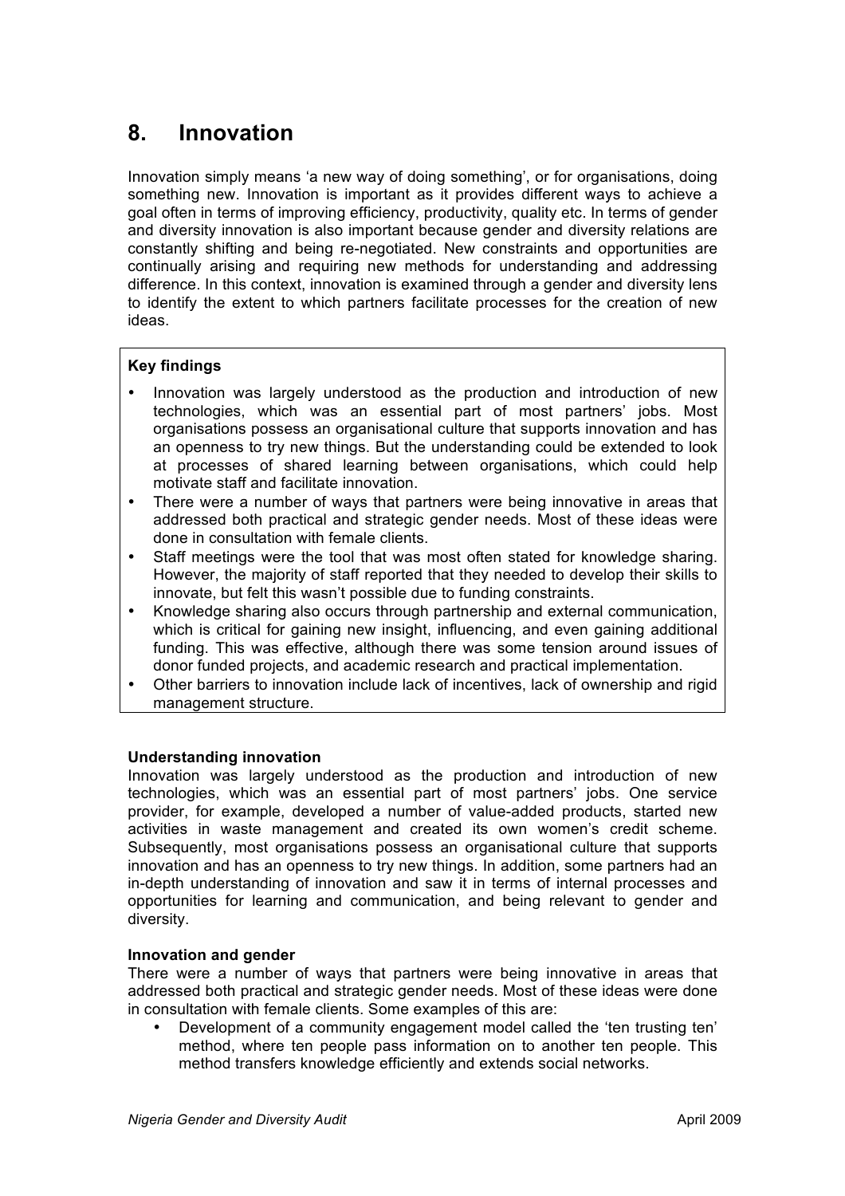# 8. Innovation

Innovation simply means 'a new way of doing something', or for organisations, doing something new. Innovation is important as it provides different ways to achieve a goal often in terms of improving efficiency, productivity, quality etc. In terms of gender and diversity innovation is also important because gender and diversity relations are constantly shifting and being re-negotiated. New constraints and opportunities are continually arising and requiring new methods for understanding and addressing difference. In this context, innovation is examined through a gender and diversity lens to identify the extent to which partners facilitate processes for the creation of new ideas.

**Key findings**

- Innovation was largely understood as the production and introduction of new technologies, which was an essential part of most partners' jobs. Most organisations possess an organisational culture that supports innovation and has an openness to try new things. But the understanding could be extended to look at processes of shared learning between organisations, which could help motivate staff and facilitate innovation.
- There were a number of ways that partners were being innovative in areas that addressed both practical and strategic gender needs. Most of these ideas were done in consultation with female clients.
- Staff meetings were the tool that was most often stated for knowledge sharing. However, the majority of staff reported that they needed to develop their skills to innovate, but felt this wasn't possible due to funding constraints.
- Knowledge sharing also occurs through partnership and external communication, which is critical for gaining new insight, influencing, and even gaining additional funding. This was effective, although there was some tension around issues of donor funded projects, and academic research and practical implementation.
- Other barriers to innovation include lack of incentives, lack of ownership and rigid management structure.

**Understanding innovation**

Innovation was largely understood as the production and introduction of new technologies, which was an essential part of most partners' jobs. One service provider, for example, developed a number of value-added products, started new activities in waste management and created its own women's credit scheme. Subsequently, most organisations possess an organisational culture that supports innovation and has an openness to try new things. In addition, some partners had an in-depth understanding of innovation and saw it in terms of internal processes and opportunities for learning and communication, and being relevant to gender and diversity.

**Innovation and gender**

There were a number of ways that partners were being innovative in areas that addressed both practical and strategic gender needs. Most of these ideas were done in consultation with female clients. Some examples of this are:

- Development of a community engagement model called the 'ten trusting ten' method, where ten people pass information on to another ten people. This method transfers knowledge efficiently and extends social networks.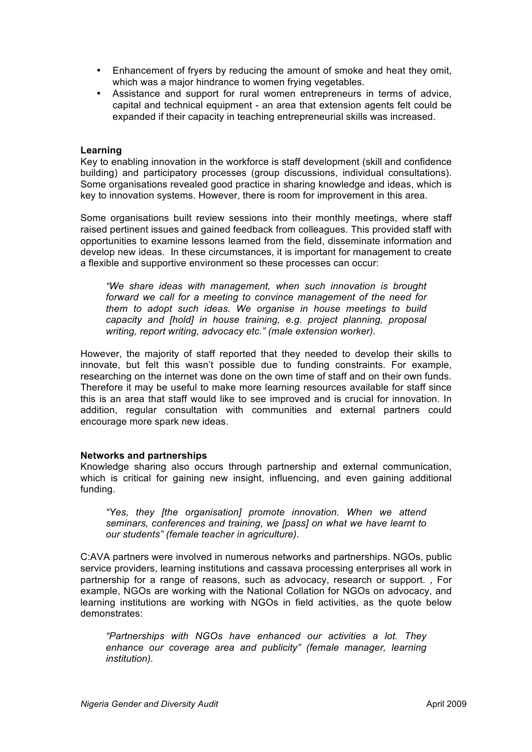- Enhancement of fryers by reducing the amount of smoke and heat they omit, which was a major hindrance to women frying vegetables.
- Assistance and support for rural women entrepreneurs in terms of advice, capital and technical equipment - an area that extension agents felt could be expanded if their capacity in teaching entrepreneurial skills was increased.

**Learning**

Key to enabling innovation in the workforce is staff development (skill and confidence building) and participatory processes (group discussions, individual consultations). Some organisations revealed good practice in sharing knowledge and ideas, which is key to innovation systems. However, there is room for improvement in this area.

Some organisations built review sessions into their monthly meetings, where staff raised pertinent issues and gained feedback from colleagues. This provided staff with opportunities to examine lessons learned from the field, disseminate information and develop new ideas. In these circumstances, it is important for management to create a flexible and supportive environment so these processes can occur:

> *"We share ideas with management, when such innovation is brought forward we call for a meeting to convince management of the need for them to adopt such ideas. We organise in house meetings to build capacity and [hold] in house training, e.g. project planning, proposal writing, report writing, advocacy etc." (male extension worker).*

However, the majority of staff reported that they needed to develop their skills to innovate, but felt this wasn't possible due to funding constraints. For example, researching on the internet was done on the own time of staff and on their own funds. Therefore it may be useful to make more learning resources available for staff since this is an area that staff would like to see improved and is crucial for innovation. In addition, regular consultation with communities and external partners could encourage more spark new ideas.

**Networks and partnerships**

Knowledge sharing also occurs through partnership and external communication, which is critical for gaining new insight, influencing, and even gaining additional funding.

> *"Yes, they [the organisation] promote innovation. When we attend seminars, conferences and training, we [pass] on what we have learnt to our students" (female teacher in agriculture).*

C:AVA partners were involved in numerous networks and partnerships. NGOs, public service providers, learning institutions and cassava processing enterprises all work in partnership for a range of reasons, such as advocacy, research or support. , For example, NGOs are working with the National Collation for NGOs on advocacy, and learning institutions are working with NGOs in field activities, as the quote below demonstrates:

> *"Partnerships with NGOs have enhanced our activities a lot. They enhance our coverage area and publicity" (female manager, learning institution).*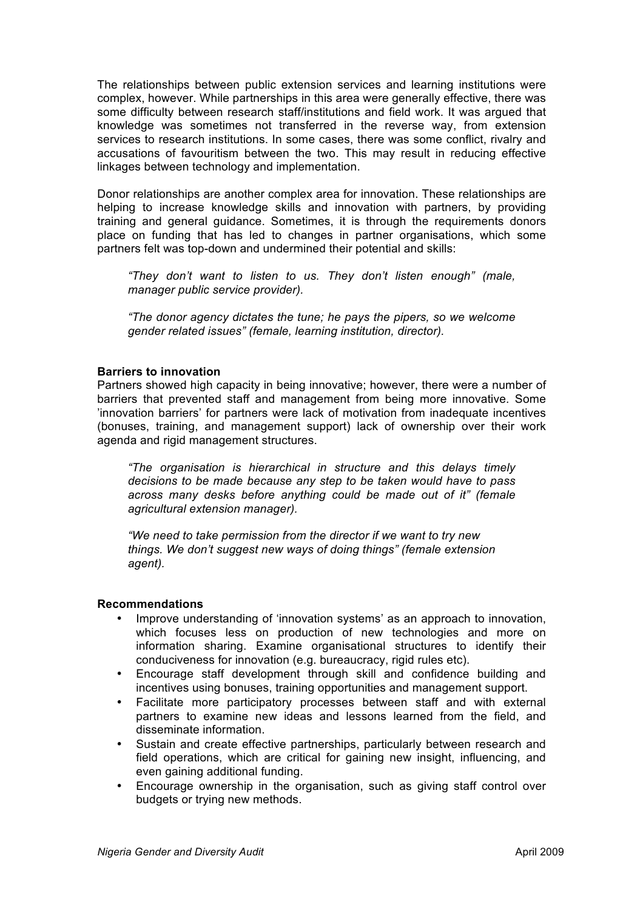The relationships between public extension services and learning institutions were complex, however. While partnerships in this area were generally effective, there was some difficulty between research staff/institutions and field work. It was argued that knowledge was sometimes not transferred in the reverse way, from extension services to research institutions. In some cases, there was some conflict, rivalry and accusations of favouritism between the two. This may result in reducing effective linkages between technology and implementation.

Donor relationships are another complex area for innovation. These relationships are helping to increase knowledge skills and innovation with partners, by providing training and general guidance. Sometimes, it is through the requirements donors place on funding that has led to changes in partner organisations, which some partners felt was top-down and undermined their potential and skills:

> *"They don't want to listen to us. They don't listen enough" (male, manager public service provider).*
>
> *"The donor agency dictates the tune; he pays the pipers, so we welcome gender related issues" (female, learning institution, director).*

**Barriers to innovation**

Partners showed high capacity in being innovative; however, there were a number of barriers that prevented staff and management from being more innovative. Some 'innovation barriers' for partners were lack of motivation from inadequate incentives (bonuses, training, and management support) lack of ownership over their work agenda and rigid management structures.

> *"The organisation is hierarchical in structure and this delays timely decisions to be made because any step to be taken would have to pass across many desks before anything could be made out of it" (female agricultural extension manager).*
>
> *"We need to take permission from the director if we want to try new things. We don't suggest new ways of doing things" (female extension agent).*

**Recommendations**

- Improve understanding of 'innovation systems' as an approach to innovation, which focuses less on production of new technologies and more on information sharing. Examine organisational structures to identify their conduciveness for innovation (e.g. bureaucracy, rigid rules etc).
- Encourage staff development through skill and confidence building and incentives using bonuses, training opportunities and management support.
- Facilitate more participatory processes between staff and with external partners to examine new ideas and lessons learned from the field, and disseminate information.
- Sustain and create effective partnerships, particularly between research and field operations, which are critical for gaining new insight, influencing, and even gaining additional funding.
- Encourage ownership in the organisation, such as giving staff control over budgets or trying new methods.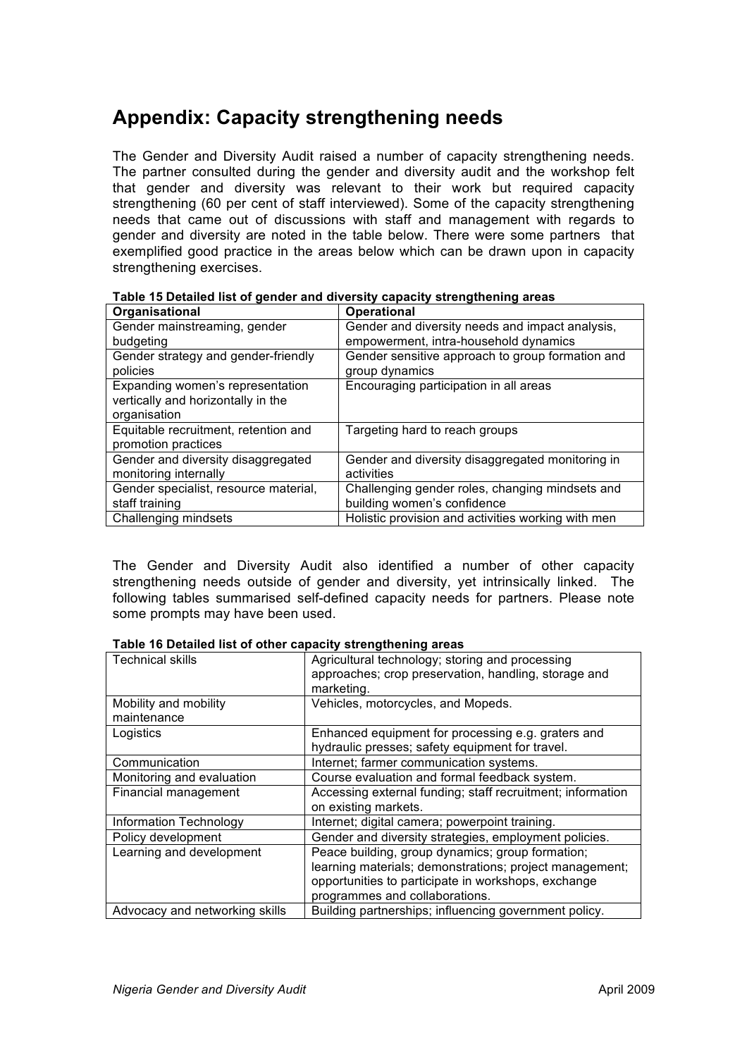# Appendix: Capacity strengthening needs

The Gender and Diversity Audit raised a number of capacity strengthening needs. The partner consulted during the gender and diversity audit and the workshop felt that gender and diversity was relevant to their work but required capacity strengthening (60 per cent of staff interviewed). Some of the capacity strengthening needs that came out of discussions with staff and management with regards to gender and diversity are noted in the table below. There were some partners that exemplified good practice in the areas below which can be drawn upon in capacity strengthening exercises.

**Table 15 Detailed list of gender and diversity capacity strengthening areas**

| Organisational | Operational |
|---|---|
| Gender mainstreaming, gender budgeting | Gender and diversity needs and impact analysis, empowerment, intra-household dynamics |
| Gender strategy and gender-friendly policies | Gender sensitive approach to group formation and group dynamics |
| Expanding women's representation vertically and horizontally in the organisation | Encouraging participation in all areas |
| Equitable recruitment, retention and promotion practices | Targeting hard to reach groups |
| Gender and diversity disaggregated monitoring internally | Gender and diversity disaggregated monitoring in activities |
| Gender specialist, resource material, staff training | Challenging gender roles, changing mindsets and building women's confidence |
| Challenging mindsets | Holistic provision and activities working with men |

The Gender and Diversity Audit also identified a number of other capacity strengthening needs outside of gender and diversity, yet intrinsically linked. The following tables summarised self-defined capacity needs for partners. Please note some prompts may have been used.

**Table 16 Detailed list of other capacity strengthening areas**

| | |
|---|---|
| Technical skills | Agricultural technology; storing and processing approaches; crop preservation, handling, storage and marketing. |
| Mobility and mobility maintenance | Vehicles, motorcycles, and Mopeds. |
| Logistics | Enhanced equipment for processing e.g. graters and hydraulic presses; safety equipment for travel. |
| Communication | Internet; farmer communication systems. |
| Monitoring and evaluation | Course evaluation and formal feedback system. |
| Financial management | Accessing external funding; staff recruitment; information on existing markets. |
| Information Technology | Internet; digital camera; powerpoint training. |
| Policy development | Gender and diversity strategies, employment policies. |
| Learning and development | Peace building, group dynamics; group formation; learning materials; demonstrations; project management; opportunities to participate in workshops, exchange programmes and collaborations. |
| Advocacy and networking skills | Building partnerships; influencing government policy. |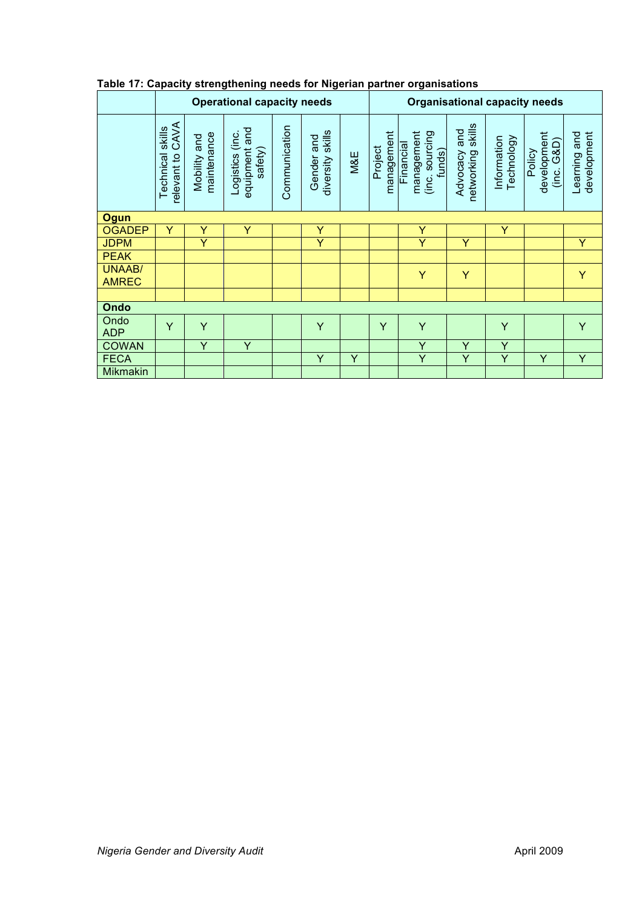**Table 17: Capacity strengthening needs for Nigerian partner organisations**

| | Operational capacity needs | | | | | | Organisational capacity needs | | | | | |
|---|---|---|---|---|---|---|---|---|---|---|---|---|
| | Technical skills relevant to CAVA | Mobility and maintenance | Logistics (inc. equipment and safety) | Communication | Gender and diversity skills | M&E | Project management | Financial management (inc. sourcing funds) | Advocacy and networking skills | Information Technology | Policy development (inc. G&D) | Learning and development |
| **Ogun** | | | | | | | | | | | | |
| OGADEP | Y | Y | Y | | Y | | | Y | | Y | | |
| JDPM | | Y | | | Y | | | Y | Y | | | Y |
| PEAK | | | | | | | | | | | | |
| UNAAB/ AMREC | | | | | | | | Y | Y | | | Y |
| | | | | | | | | | | | | |
| **Ondo** | | | | | | | | | | | | |
| Ondo ADP | Y | Y | | | Y | | Y | Y | | Y | | Y |
| COWAN | | Y | Y | | | | | Y | Y | Y | | |
| FECA | | | | | Y | Y | | Y | Y | Y | Y | Y |
| Mikmakin | | | | | | | | | | | | |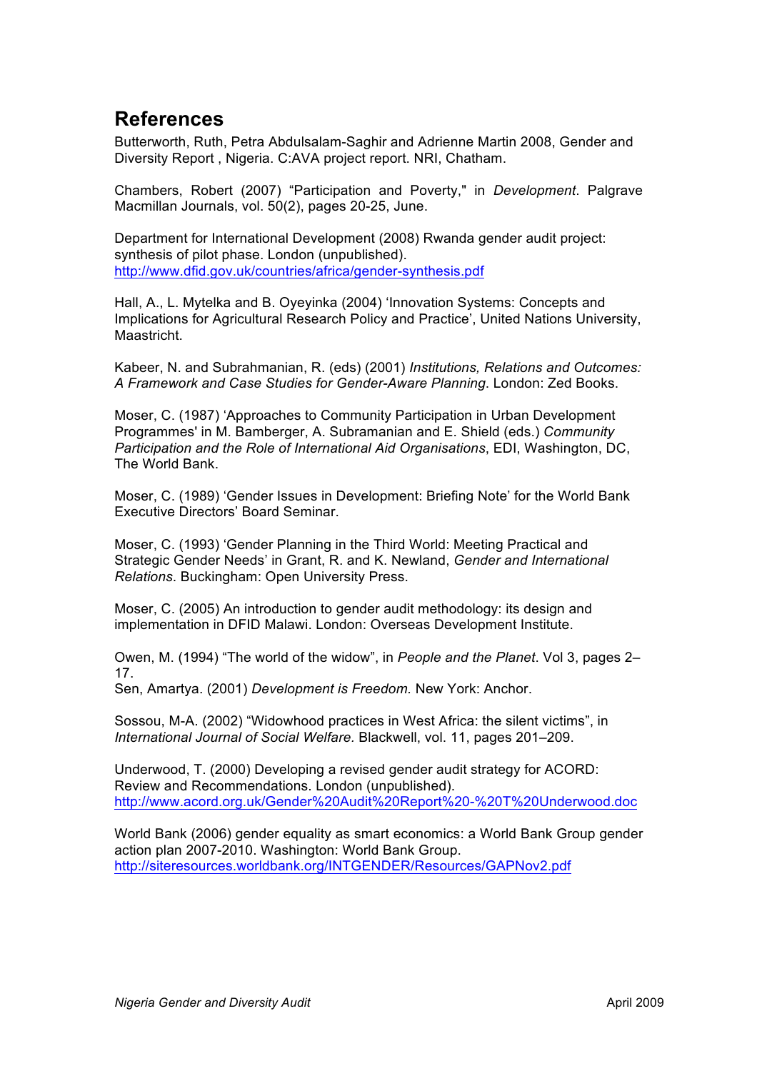## References

Butterworth, Ruth, Petra Abdulsalam-Saghir and Adrienne Martin 2008, Gender and Diversity Report , Nigeria. C:AVA project report. NRI, Chatham.

Chambers, Robert (2007) “Participation and Poverty," in *Development*. Palgrave Macmillan Journals, vol. 50(2), pages 20-25, June.

Department for International Development (2008) Rwanda gender audit project: synthesis of pilot phase. London (unpublished). http://www.dfid.gov.uk/countries/africa/gender-synthesis.pdf

Hall, A., L. Mytelka and B. Oyeyinka (2004) ‘Innovation Systems: Concepts and Implications for Agricultural Research Policy and Practice’, United Nations University, Maastricht.

Kabeer, N. and Subrahmanian, R. (eds) (2001) *Institutions, Relations and Outcomes: A Framework and Case Studies for Gender-Aware Planning*. London: Zed Books.

Moser, C. (1987) ‘Approaches to Community Participation in Urban Development Programmes' in M. Bamberger, A. Subramanian and E. Shield (eds.) *Community Participation and the Role of International Aid Organisations*, EDI, Washington, DC, The World Bank.

Moser, C. (1989) ‘Gender Issues in Development: Briefing Note’ for the World Bank Executive Directors’ Board Seminar.

Moser, C. (1993) ‘Gender Planning in the Third World: Meeting Practical and Strategic Gender Needs’ in Grant, R. and K. Newland, *Gender and International Relations*. Buckingham: Open University Press.

Moser, C. (2005) An introduction to gender audit methodology: its design and implementation in DFID Malawi. London: Overseas Development Institute.

Owen, M. (1994) “The world of the widow”, in *People and the Planet*. Vol 3, pages 2–17.

Sen, Amartya. (2001) *Development is Freedom.* New York: Anchor.

Sossou, M-A. (2002) “Widowhood practices in West Africa: the silent victims”, in *International Journal of Social Welfare.* Blackwell, vol. 11, pages 201–209.

Underwood, T. (2000) Developing a revised gender audit strategy for ACORD: Review and Recommendations. London (unpublished). http://www.acord.org.uk/Gender%20Audit%20Report%20-%20T%20Underwood.doc

World Bank (2006) gender equality as smart economics: a World Bank Group gender action plan 2007-2010. Washington: World Bank Group. http://siteresources.worldbank.org/INTGENDER/Resources/GAPNov2.pdf